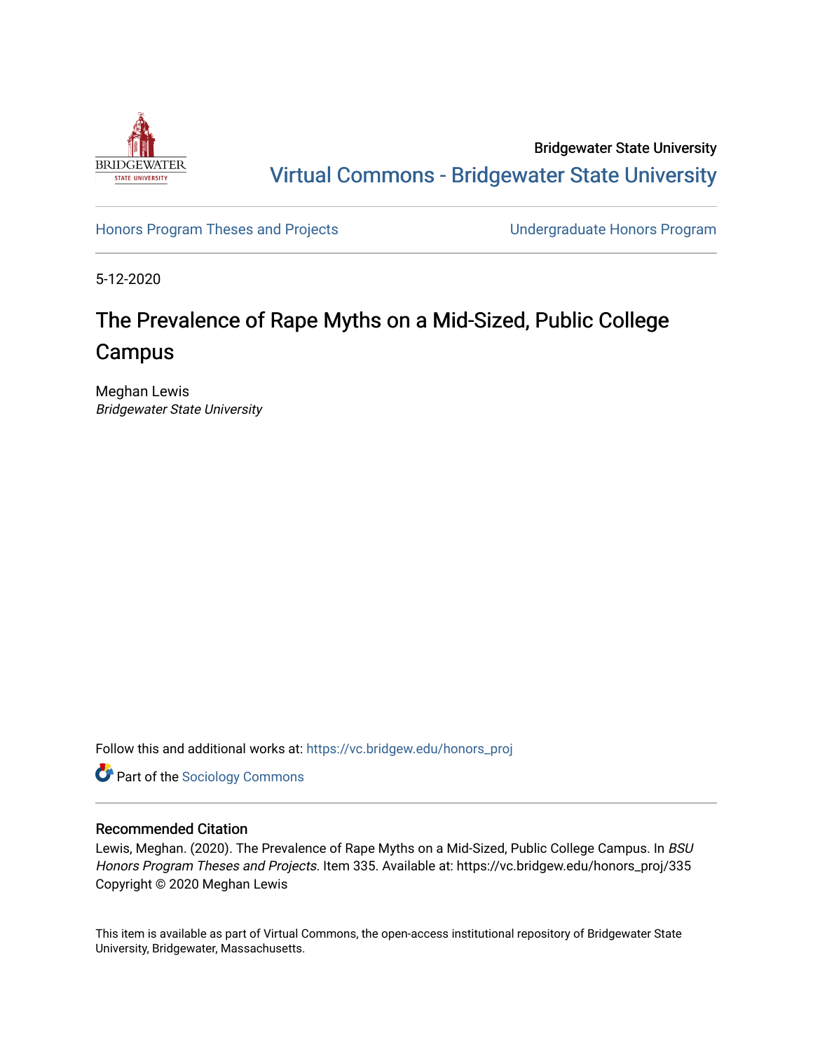Bridgewater State University

Virtual Commons - Bridgewater State University

Honors Program Theses and Projects

Undergraduate Honors Program

5-12-2020

# The Prevalence of Rape Myths on a Mid-Sized, Public College Campus

Meghan Lewis

*Bridgewater State University*

Follow this and additional works at: https://vc.bridgew.edu/honors_proj

Part of the Sociology Commons

## Recommended Citation

Lewis, Meghan. (2020). The Prevalence of Rape Myths on a Mid-Sized, Public College Campus. In *BSU Honors Program Theses and Projects.* Item 335. Available at: https://vc.bridgew.edu/honors_proj/335

Copyright © 2020 Meghan Lewis

This item is available as part of Virtual Commons, the open-access institutional repository of Bridgewater State University, Bridgewater, Massachusetts.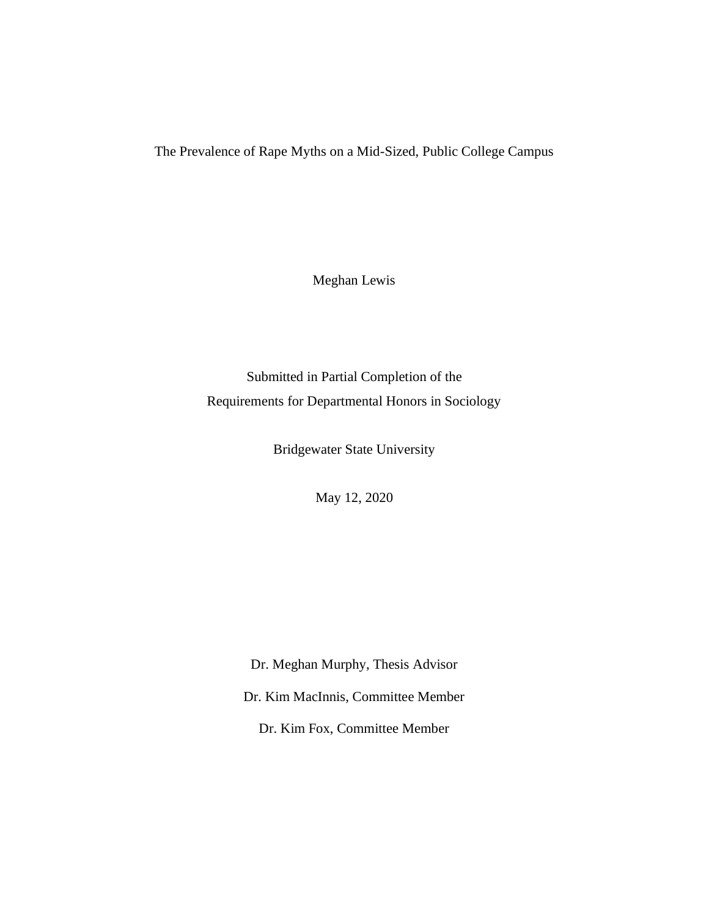# The Prevalence of Rape Myths on a Mid-Sized, Public College Campus

Meghan Lewis

Submitted in Partial Completion of the
Requirements for Departmental Honors in Sociology

Bridgewater State University

May 12, 2020

Dr. Meghan Murphy, Thesis Advisor

Dr. Kim MacInnis, Committee Member

Dr. Kim Fox, Committee Member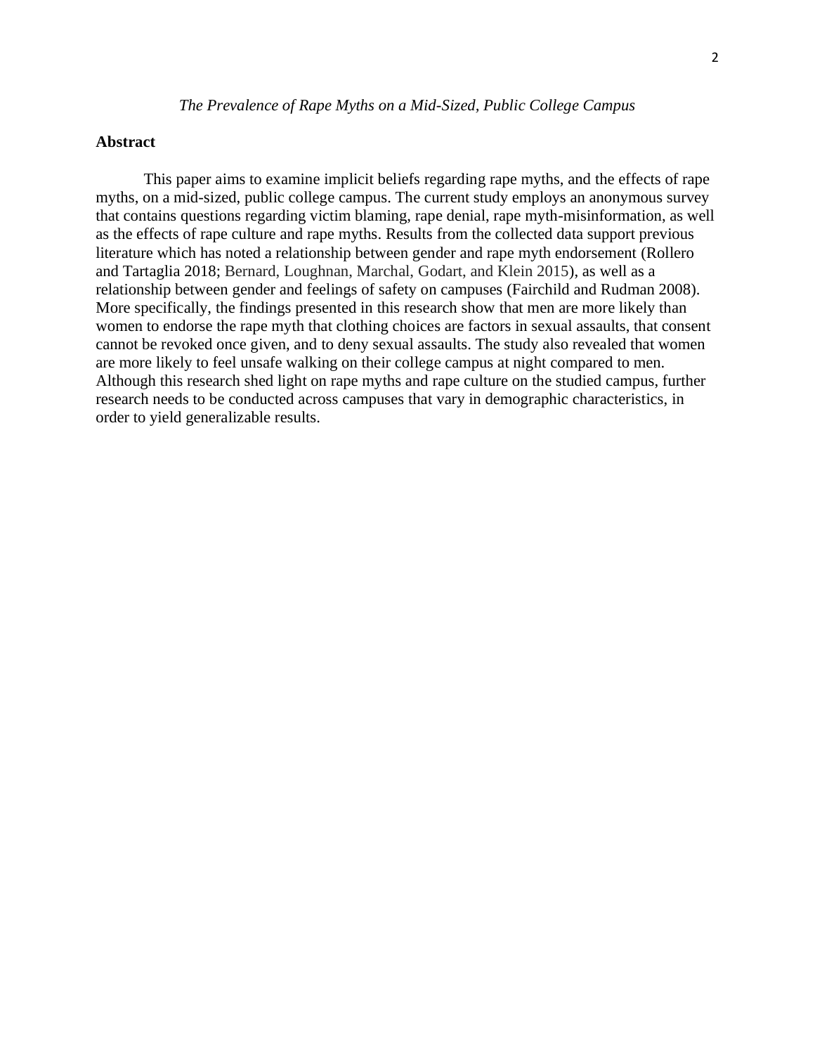*The Prevalence of Rape Myths on a Mid-Sized, Public College Campus*

**Abstract**

This paper aims to examine implicit beliefs regarding rape myths, and the effects of rape myths, on a mid-sized, public college campus. The current study employs an anonymous survey that contains questions regarding victim blaming, rape denial, rape myth-misinformation, as well as the effects of rape culture and rape myths. Results from the collected data support previous literature which has noted a relationship between gender and rape myth endorsement (Rollero and Tartaglia 2018; Bernard, Loughnan, Marchal, Godart, and Klein 2015), as well as a relationship between gender and feelings of safety on campuses (Fairchild and Rudman 2008). More specifically, the findings presented in this research show that men are more likely than women to endorse the rape myth that clothing choices are factors in sexual assaults, that consent cannot be revoked once given, and to deny sexual assaults. The study also revealed that women are more likely to feel unsafe walking on their college campus at night compared to men. Although this research shed light on rape myths and rape culture on the studied campus, further research needs to be conducted across campuses that vary in demographic characteristics, in order to yield generalizable results.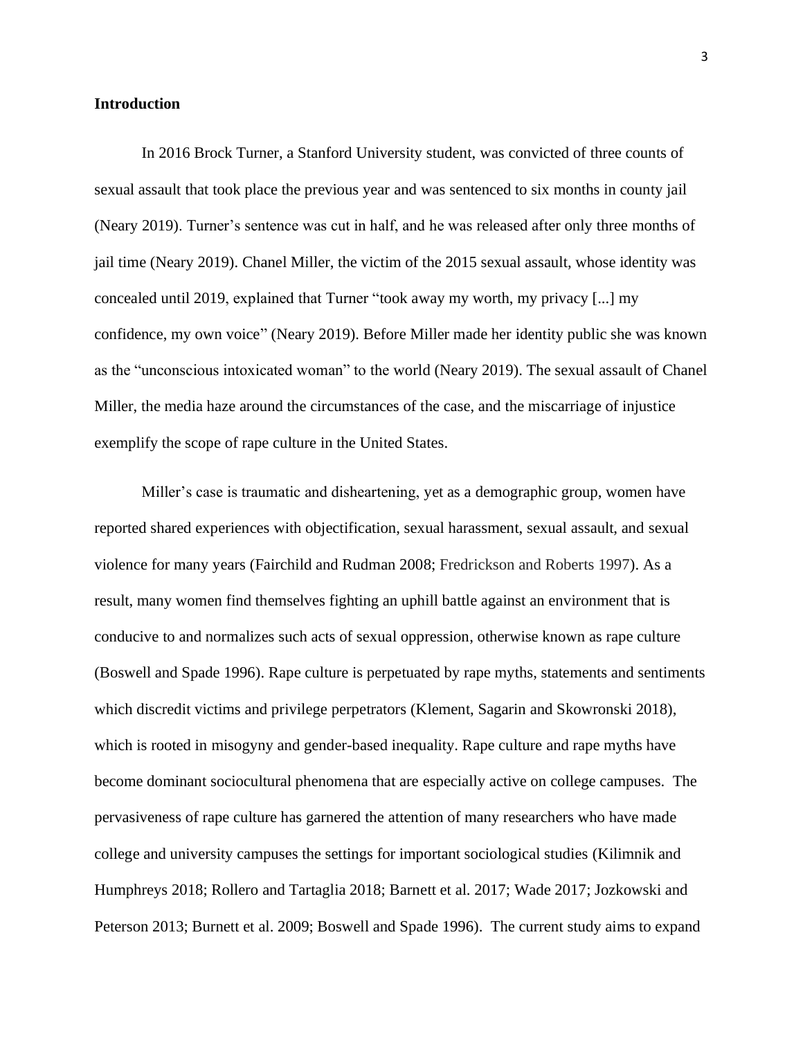**Introduction**

In 2016 Brock Turner, a Stanford University student, was convicted of three counts of sexual assault that took place the previous year and was sentenced to six months in county jail (Neary 2019). Turner's sentence was cut in half, and he was released after only three months of jail time (Neary 2019). Chanel Miller, the victim of the 2015 sexual assault, whose identity was concealed until 2019, explained that Turner "took away my worth, my privacy [...] my confidence, my own voice" (Neary 2019). Before Miller made her identity public she was known as the "unconscious intoxicated woman" to the world (Neary 2019). The sexual assault of Chanel Miller, the media haze around the circumstances of the case, and the miscarriage of injustice exemplify the scope of rape culture in the United States.

Miller's case is traumatic and disheartening, yet as a demographic group, women have reported shared experiences with objectification, sexual harassment, sexual assault, and sexual violence for many years (Fairchild and Rudman 2008; Fredrickson and Roberts 1997). As a result, many women find themselves fighting an uphill battle against an environment that is conducive to and normalizes such acts of sexual oppression, otherwise known as rape culture (Boswell and Spade 1996). Rape culture is perpetuated by rape myths, statements and sentiments which discredit victims and privilege perpetrators (Klement, Sagarin and Skowronski 2018), which is rooted in misogyny and gender-based inequality. Rape culture and rape myths have become dominant sociocultural phenomena that are especially active on college campuses. The pervasiveness of rape culture has garnered the attention of many researchers who have made college and university campuses the settings for important sociological studies (Kilimnik and Humphreys 2018; Rollero and Tartaglia 2018; Barnett et al. 2017; Wade 2017; Jozkowski and Peterson 2013; Burnett et al. 2009; Boswell and Spade 1996). The current study aims to expand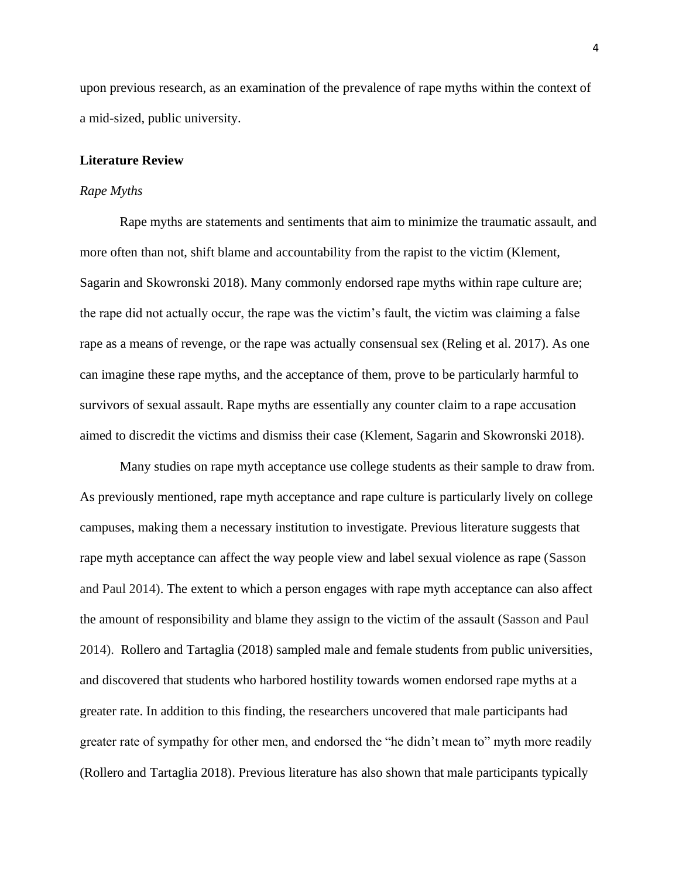upon previous research, as an examination of the prevalence of rape myths within the context of a mid-sized, public university.

## Literature Review

### *Rape Myths*

Rape myths are statements and sentiments that aim to minimize the traumatic assault, and more often than not, shift blame and accountability from the rapist to the victim (Klement, Sagarin and Skowronski 2018). Many commonly endorsed rape myths within rape culture are; the rape did not actually occur, the rape was the victim's fault, the victim was claiming a false rape as a means of revenge, or the rape was actually consensual sex (Reling et al. 2017). As one can imagine these rape myths, and the acceptance of them, prove to be particularly harmful to survivors of sexual assault. Rape myths are essentially any counter claim to a rape accusation aimed to discredit the victims and dismiss their case (Klement, Sagarin and Skowronski 2018).

Many studies on rape myth acceptance use college students as their sample to draw from. As previously mentioned, rape myth acceptance and rape culture is particularly lively on college campuses, making them a necessary institution to investigate. Previous literature suggests that rape myth acceptance can affect the way people view and label sexual violence as rape (Sasson and Paul 2014). The extent to which a person engages with rape myth acceptance can also affect the amount of responsibility and blame they assign to the victim of the assault (Sasson and Paul 2014). Rollero and Tartaglia (2018) sampled male and female students from public universities, and discovered that students who harbored hostility towards women endorsed rape myths at a greater rate. In addition to this finding, the researchers uncovered that male participants had greater rate of sympathy for other men, and endorsed the "he didn't mean to" myth more readily (Rollero and Tartaglia 2018). Previous literature has also shown that male participants typically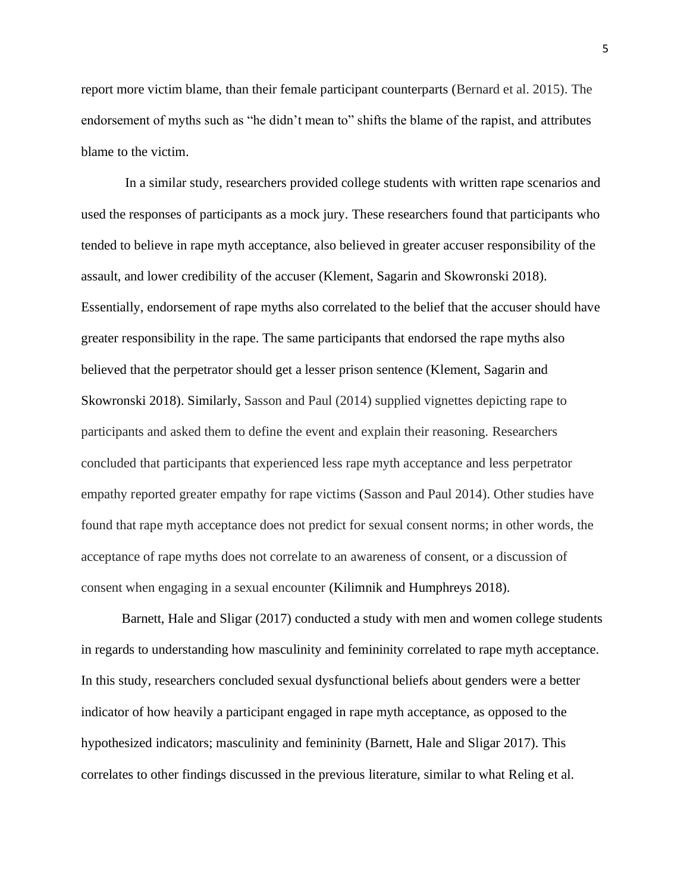report more victim blame, than their female participant counterparts (Bernard et al. 2015). The endorsement of myths such as "he didn't mean to" shifts the blame of the rapist, and attributes blame to the victim.

In a similar study, researchers provided college students with written rape scenarios and used the responses of participants as a mock jury. These researchers found that participants who tended to believe in rape myth acceptance, also believed in greater accuser responsibility of the assault, and lower credibility of the accuser (Klement, Sagarin and Skowronski 2018). Essentially, endorsement of rape myths also correlated to the belief that the accuser should have greater responsibility in the rape. The same participants that endorsed the rape myths also believed that the perpetrator should get a lesser prison sentence (Klement, Sagarin and Skowronski 2018). Similarly, Sasson and Paul (2014) supplied vignettes depicting rape to participants and asked them to define the event and explain their reasoning. Researchers concluded that participants that experienced less rape myth acceptance and less perpetrator empathy reported greater empathy for rape victims (Sasson and Paul 2014). Other studies have found that rape myth acceptance does not predict for sexual consent norms; in other words, the acceptance of rape myths does not correlate to an awareness of consent, or a discussion of consent when engaging in a sexual encounter (Kilimnik and Humphreys 2018).

Barnett, Hale and Sligar (2017) conducted a study with men and women college students in regards to understanding how masculinity and femininity correlated to rape myth acceptance. In this study, researchers concluded sexual dysfunctional beliefs about genders were a better indicator of how heavily a participant engaged in rape myth acceptance, as opposed to the hypothesized indicators; masculinity and femininity (Barnett, Hale and Sligar 2017). This correlates to other findings discussed in the previous literature, similar to what Reling et al.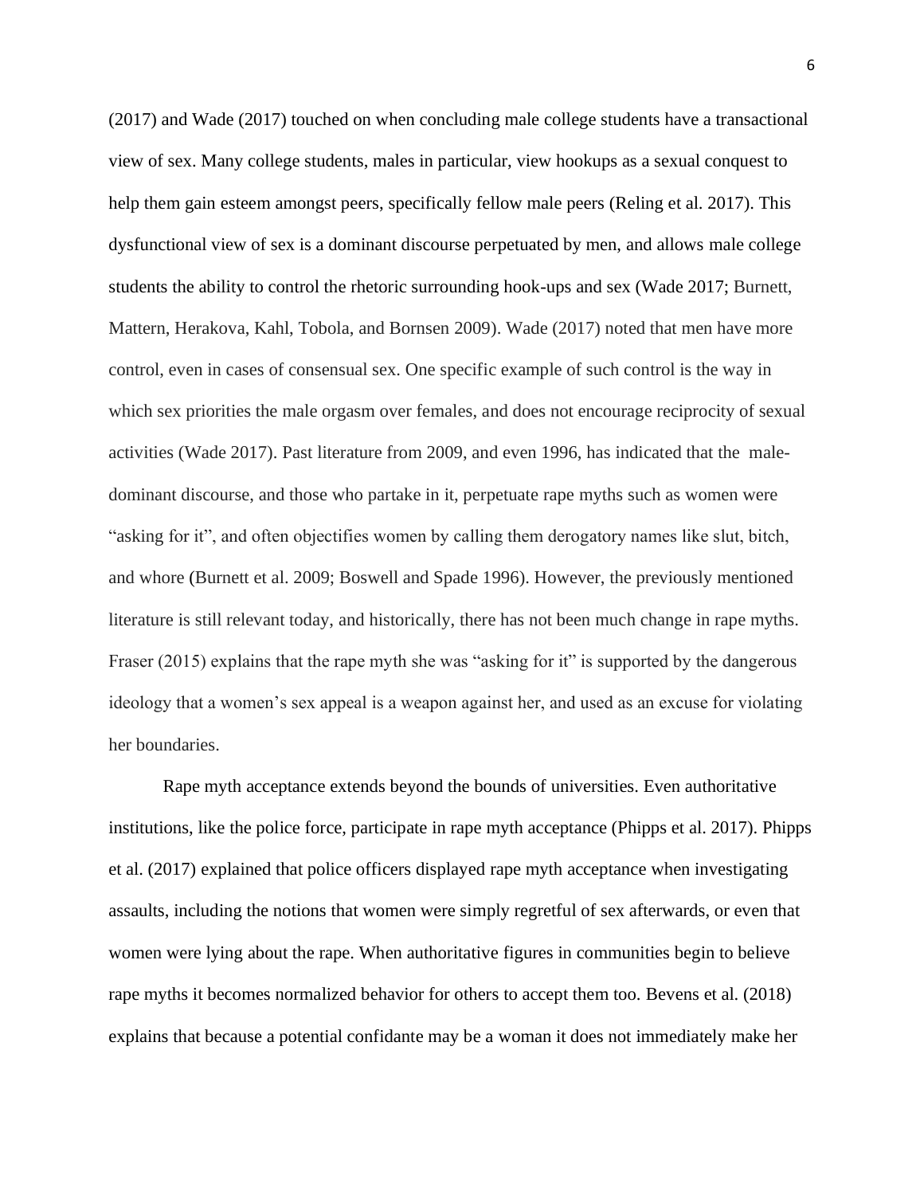(2017) and Wade (2017) touched on when concluding male college students have a transactional view of sex. Many college students, males in particular, view hookups as a sexual conquest to help them gain esteem amongst peers, specifically fellow male peers (Reling et al. 2017). This dysfunctional view of sex is a dominant discourse perpetuated by men, and allows male college students the ability to control the rhetoric surrounding hook-ups and sex (Wade 2017; Burnett, Mattern, Herakova, Kahl, Tobola, and Bornsen 2009). Wade (2017) noted that men have more control, even in cases of consensual sex. One specific example of such control is the way in which sex priorities the male orgasm over females, and does not encourage reciprocity of sexual activities (Wade 2017). Past literature from 2009, and even 1996, has indicated that the male-dominant discourse, and those who partake in it, perpetuate rape myths such as women were "asking for it", and often objectifies women by calling them derogatory names like slut, bitch, and whore (Burnett et al. 2009; Boswell and Spade 1996). However, the previously mentioned literature is still relevant today, and historically, there has not been much change in rape myths. Fraser (2015) explains that the rape myth she was "asking for it" is supported by the dangerous ideology that a women's sex appeal is a weapon against her, and used as an excuse for violating her boundaries.

Rape myth acceptance extends beyond the bounds of universities. Even authoritative institutions, like the police force, participate in rape myth acceptance (Phipps et al. 2017). Phipps et al. (2017) explained that police officers displayed rape myth acceptance when investigating assaults, including the notions that women were simply regretful of sex afterwards, or even that women were lying about the rape. When authoritative figures in communities begin to believe rape myths it becomes normalized behavior for others to accept them too. Bevens et al. (2018) explains that because a potential confidante may be a woman it does not immediately make her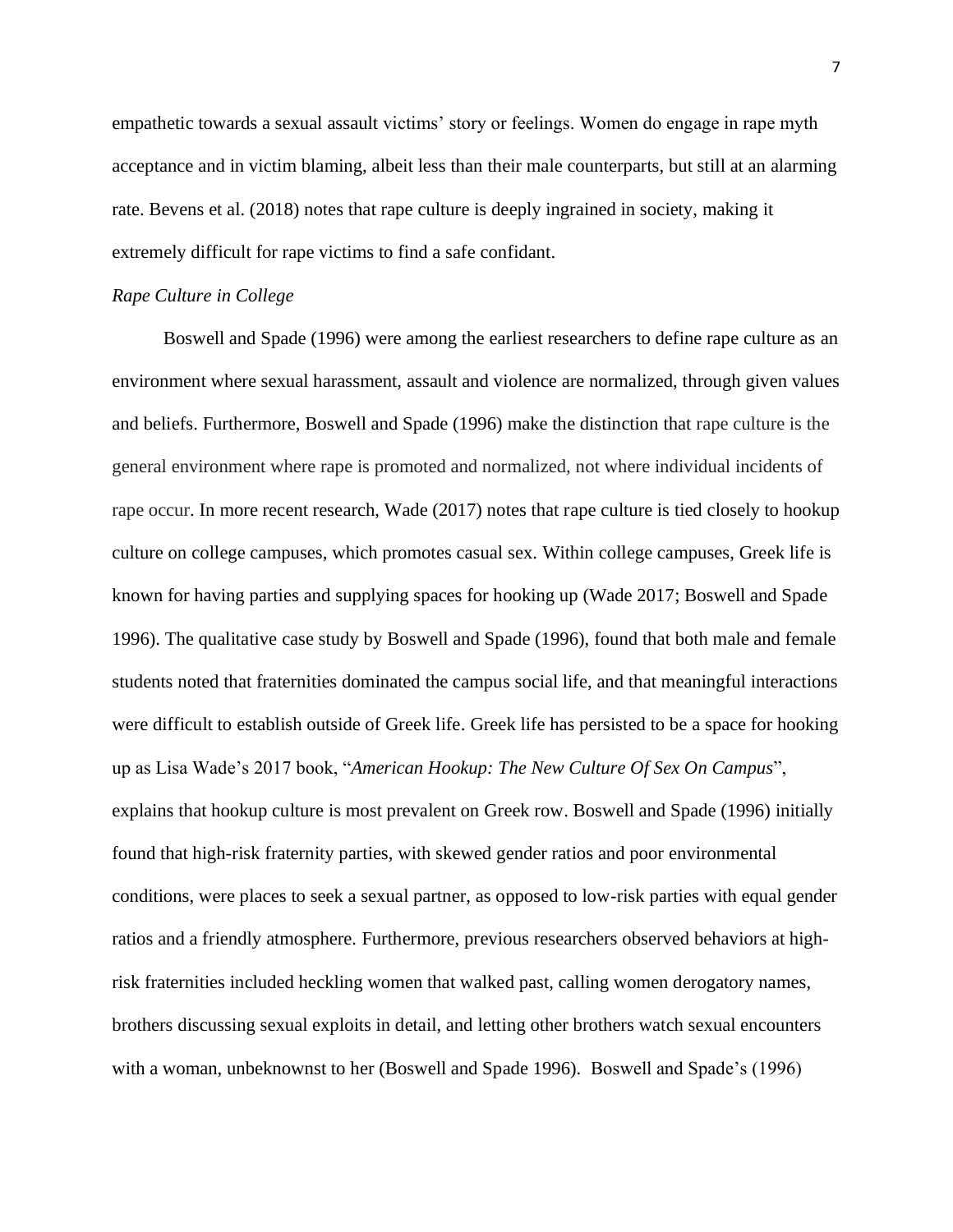empathetic towards a sexual assault victims' story or feelings. Women do engage in rape myth acceptance and in victim blaming, albeit less than their male counterparts, but still at an alarming rate. Bevens et al. (2018) notes that rape culture is deeply ingrained in society, making it extremely difficult for rape victims to find a safe confidant.

*Rape Culture in College*

Boswell and Spade (1996) were among the earliest researchers to define rape culture as an environment where sexual harassment, assault and violence are normalized, through given values and beliefs. Furthermore, Boswell and Spade (1996) make the distinction that rape culture is the general environment where rape is promoted and normalized, not where individual incidents of rape occur. In more recent research, Wade (2017) notes that rape culture is tied closely to hookup culture on college campuses, which promotes casual sex. Within college campuses, Greek life is known for having parties and supplying spaces for hooking up (Wade 2017; Boswell and Spade 1996). The qualitative case study by Boswell and Spade (1996), found that both male and female students noted that fraternities dominated the campus social life, and that meaningful interactions were difficult to establish outside of Greek life. Greek life has persisted to be a space for hooking up as Lisa Wade's 2017 book, "*American Hookup: The New Culture Of Sex On Campus*", explains that hookup culture is most prevalent on Greek row. Boswell and Spade (1996) initially found that high-risk fraternity parties, with skewed gender ratios and poor environmental conditions, were places to seek a sexual partner, as opposed to low-risk parties with equal gender ratios and a friendly atmosphere. Furthermore, previous researchers observed behaviors at high-risk fraternities included heckling women that walked past, calling women derogatory names, brothers discussing sexual exploits in detail, and letting other brothers watch sexual encounters with a woman, unbeknownst to her (Boswell and Spade 1996). Boswell and Spade's (1996)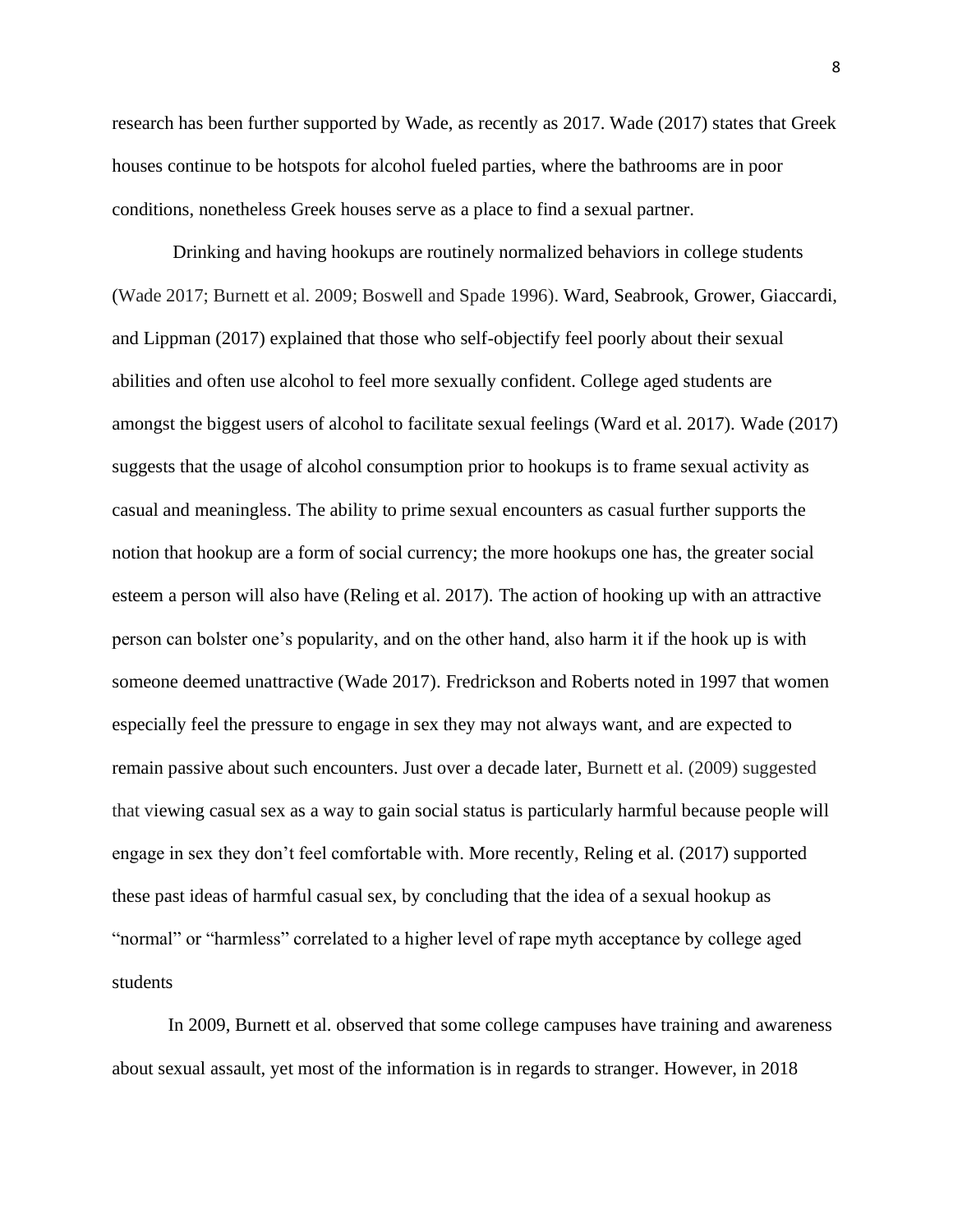research has been further supported by Wade, as recently as 2017. Wade (2017) states that Greek houses continue to be hotspots for alcohol fueled parties, where the bathrooms are in poor conditions, nonetheless Greek houses serve as a place to find a sexual partner.

Drinking and having hookups are routinely normalized behaviors in college students (Wade 2017; Burnett et al. 2009; Boswell and Spade 1996). Ward, Seabrook, Grower, Giaccardi, and Lippman (2017) explained that those who self-objectify feel poorly about their sexual abilities and often use alcohol to feel more sexually confident. College aged students are amongst the biggest users of alcohol to facilitate sexual feelings (Ward et al. 2017). Wade (2017) suggests that the usage of alcohol consumption prior to hookups is to frame sexual activity as casual and meaningless. The ability to prime sexual encounters as casual further supports the notion that hookup are a form of social currency; the more hookups one has, the greater social esteem a person will also have (Reling et al. 2017). The action of hooking up with an attractive person can bolster one's popularity, and on the other hand, also harm it if the hook up is with someone deemed unattractive (Wade 2017). Fredrickson and Roberts noted in 1997 that women especially feel the pressure to engage in sex they may not always want, and are expected to remain passive about such encounters. Just over a decade later, Burnett et al. (2009) suggested that viewing casual sex as a way to gain social status is particularly harmful because people will engage in sex they don't feel comfortable with. More recently, Reling et al. (2017) supported these past ideas of harmful casual sex, by concluding that the idea of a sexual hookup as "normal" or "harmless" correlated to a higher level of rape myth acceptance by college aged students

In 2009, Burnett et al. observed that some college campuses have training and awareness about sexual assault, yet most of the information is in regards to stranger. However, in 2018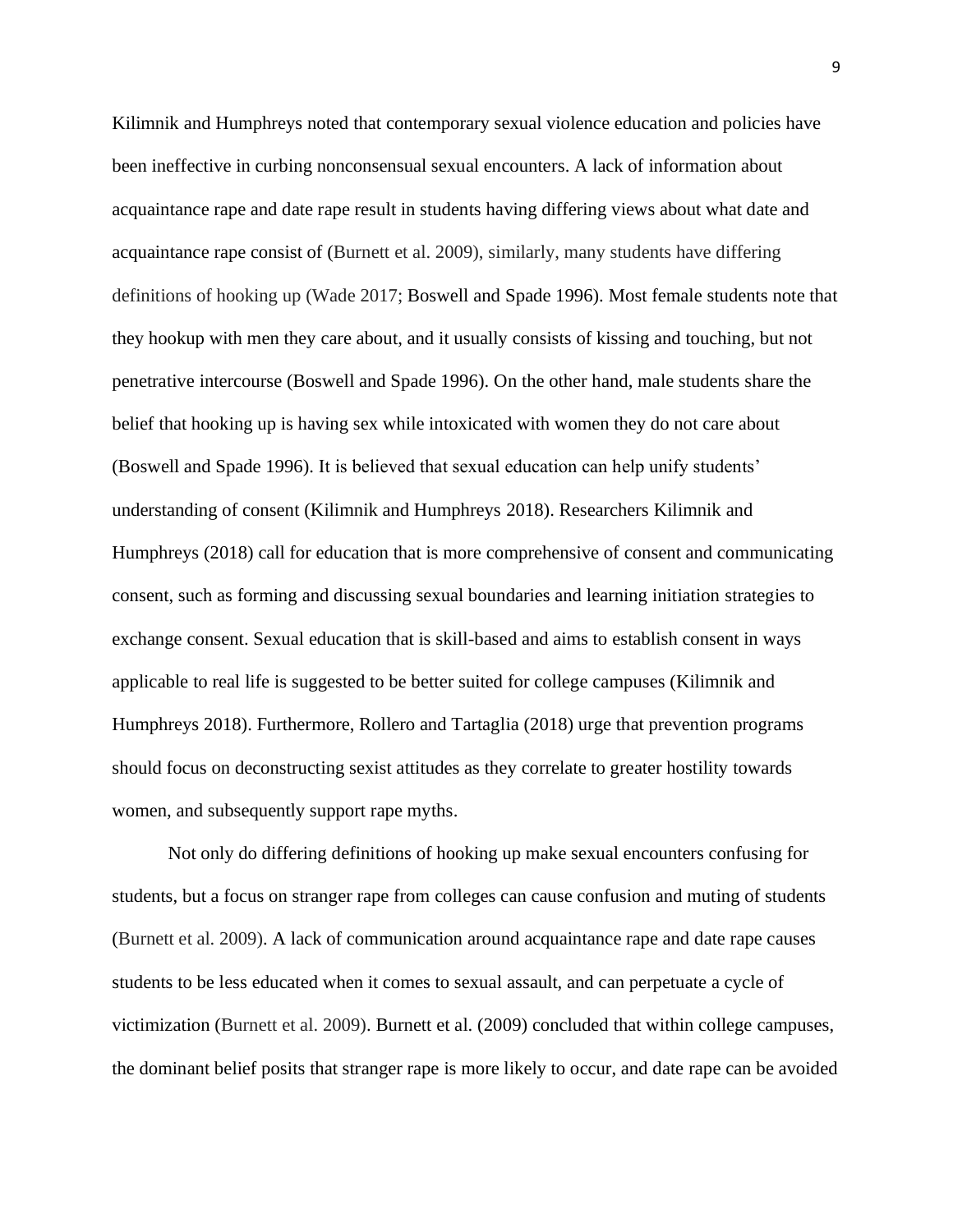Kilimnik and Humphreys noted that contemporary sexual violence education and policies have been ineffective in curbing nonconsensual sexual encounters. A lack of information about acquaintance rape and date rape result in students having differing views about what date and acquaintance rape consist of (Burnett et al. 2009), similarly, many students have differing definitions of hooking up (Wade 2017; Boswell and Spade 1996). Most female students note that they hookup with men they care about, and it usually consists of kissing and touching, but not penetrative intercourse (Boswell and Spade 1996). On the other hand, male students share the belief that hooking up is having sex while intoxicated with women they do not care about (Boswell and Spade 1996). It is believed that sexual education can help unify students' understanding of consent (Kilimnik and Humphreys 2018). Researchers Kilimnik and Humphreys (2018) call for education that is more comprehensive of consent and communicating consent, such as forming and discussing sexual boundaries and learning initiation strategies to exchange consent. Sexual education that is skill-based and aims to establish consent in ways applicable to real life is suggested to be better suited for college campuses (Kilimnik and Humphreys 2018). Furthermore, Rollero and Tartaglia (2018) urge that prevention programs should focus on deconstructing sexist attitudes as they correlate to greater hostility towards women, and subsequently support rape myths.

Not only do differing definitions of hooking up make sexual encounters confusing for students, but a focus on stranger rape from colleges can cause confusion and muting of students (Burnett et al. 2009). A lack of communication around acquaintance rape and date rape causes students to be less educated when it comes to sexual assault, and can perpetuate a cycle of victimization (Burnett et al. 2009). Burnett et al. (2009) concluded that within college campuses, the dominant belief posits that stranger rape is more likely to occur, and date rape can be avoided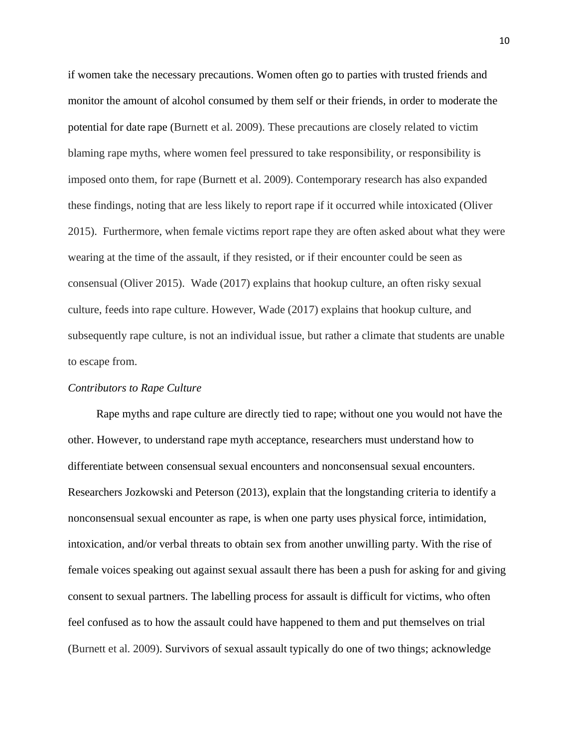if women take the necessary precautions. Women often go to parties with trusted friends and monitor the amount of alcohol consumed by them self or their friends, in order to moderate the potential for date rape (Burnett et al. 2009). These precautions are closely related to victim blaming rape myths, where women feel pressured to take responsibility, or responsibility is imposed onto them, for rape (Burnett et al. 2009). Contemporary research has also expanded these findings, noting that are less likely to report rape if it occurred while intoxicated (Oliver 2015). Furthermore, when female victims report rape they are often asked about what they were wearing at the time of the assault, if they resisted, or if their encounter could be seen as consensual (Oliver 2015). Wade (2017) explains that hookup culture, an often risky sexual culture, feeds into rape culture. However, Wade (2017) explains that hookup culture, and subsequently rape culture, is not an individual issue, but rather a climate that students are unable to escape from.

*Contributors to Rape Culture*

Rape myths and rape culture are directly tied to rape; without one you would not have the other. However, to understand rape myth acceptance, researchers must understand how to differentiate between consensual sexual encounters and nonconsensual sexual encounters. Researchers Jozkowski and Peterson (2013), explain that the longstanding criteria to identify a nonconsensual sexual encounter as rape, is when one party uses physical force, intimidation, intoxication, and/or verbal threats to obtain sex from another unwilling party. With the rise of female voices speaking out against sexual assault there has been a push for asking for and giving consent to sexual partners. The labelling process for assault is difficult for victims, who often feel confused as to how the assault could have happened to them and put themselves on trial (Burnett et al. 2009). Survivors of sexual assault typically do one of two things; acknowledge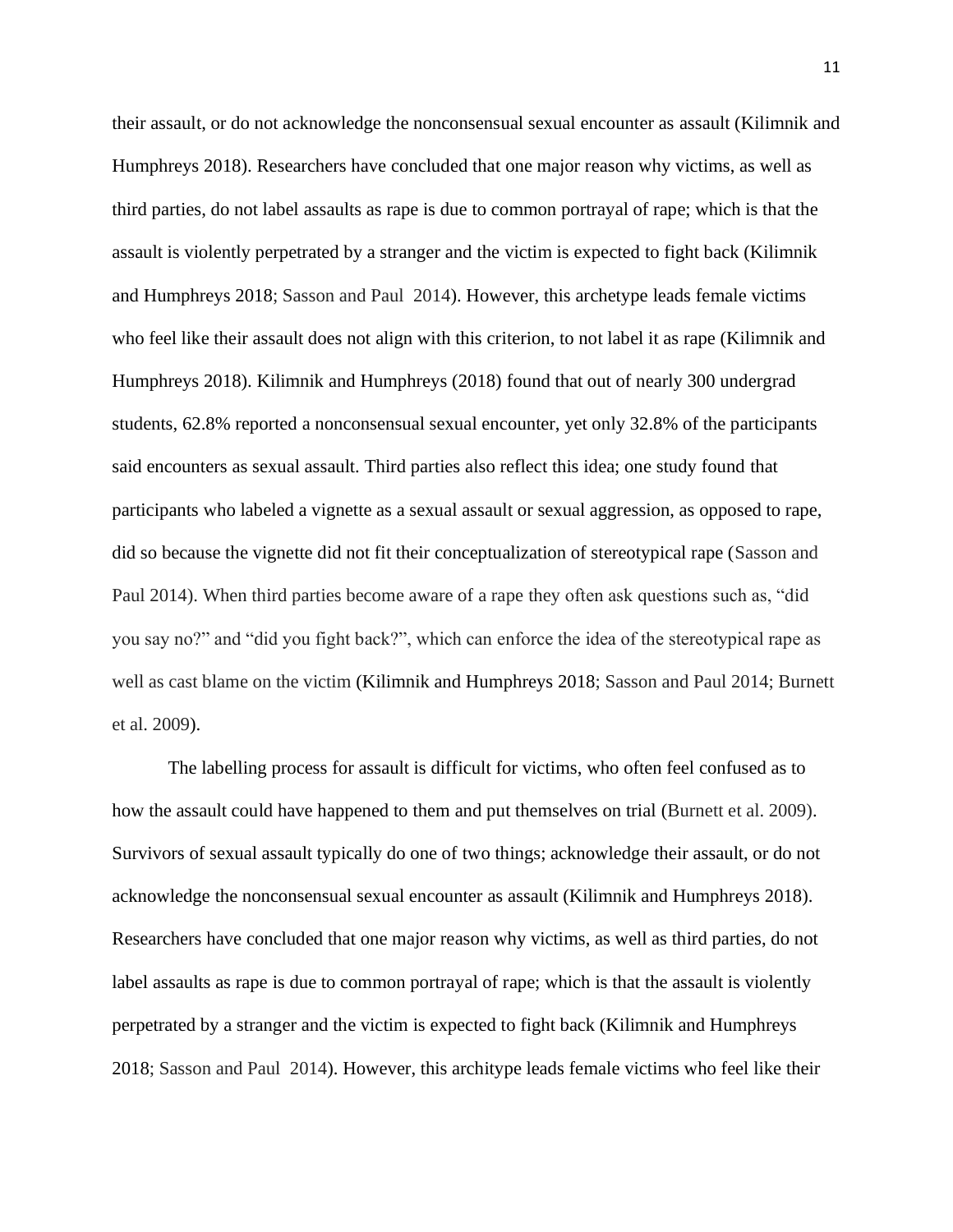their assault, or do not acknowledge the nonconsensual sexual encounter as assault (Kilimnik and Humphreys 2018). Researchers have concluded that one major reason why victims, as well as third parties, do not label assaults as rape is due to common portrayal of rape; which is that the assault is violently perpetrated by a stranger and the victim is expected to fight back (Kilimnik and Humphreys 2018; Sasson and Paul  2014). However, this archetype leads female victims who feel like their assault does not align with this criterion, to not label it as rape (Kilimnik and Humphreys 2018). Kilimnik and Humphreys (2018) found that out of nearly 300 undergrad students, 62.8% reported a nonconsensual sexual encounter, yet only 32.8% of the participants said encounters as sexual assault. Third parties also reflect this idea; one study found that participants who labeled a vignette as a sexual assault or sexual aggression, as opposed to rape, did so because the vignette did not fit their conceptualization of stereotypical rape (Sasson and Paul 2014). When third parties become aware of a rape they often ask questions such as, "did you say no?" and "did you fight back?", which can enforce the idea of the stereotypical rape as well as cast blame on the victim (Kilimnik and Humphreys 2018; Sasson and Paul 2014; Burnett et al. 2009).

The labelling process for assault is difficult for victims, who often feel confused as to how the assault could have happened to them and put themselves on trial (Burnett et al. 2009). Survivors of sexual assault typically do one of two things; acknowledge their assault, or do not acknowledge the nonconsensual sexual encounter as assault (Kilimnik and Humphreys 2018). Researchers have concluded that one major reason why victims, as well as third parties, do not label assaults as rape is due to common portrayal of rape; which is that the assault is violently perpetrated by a stranger and the victim is expected to fight back (Kilimnik and Humphreys 2018; Sasson and Paul  2014). However, this architype leads female victims who feel like their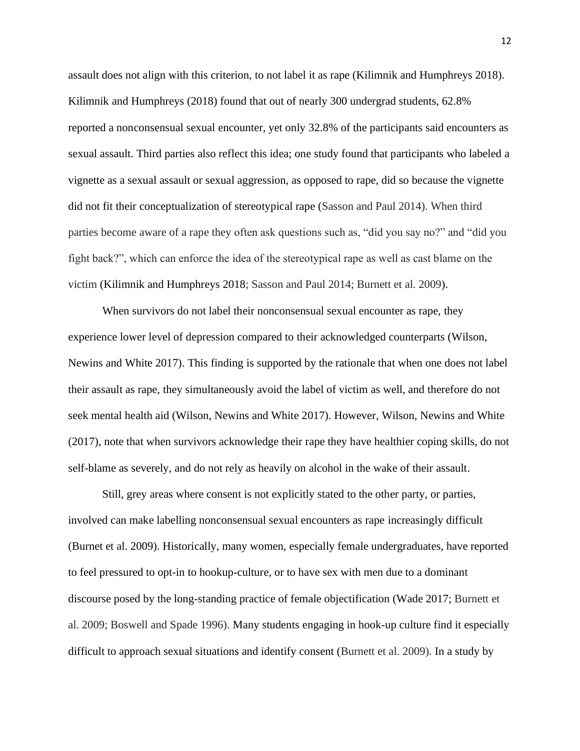assault does not align with this criterion, to not label it as rape (Kilimnik and Humphreys 2018). Kilimnik and Humphreys (2018) found that out of nearly 300 undergrad students, 62.8% reported a nonconsensual sexual encounter, yet only 32.8% of the participants said encounters as sexual assault. Third parties also reflect this idea; one study found that participants who labeled a vignette as a sexual assault or sexual aggression, as opposed to rape, did so because the vignette did not fit their conceptualization of stereotypical rape (Sasson and Paul 2014). When third parties become aware of a rape they often ask questions such as, "did you say no?" and "did you fight back?", which can enforce the idea of the stereotypical rape as well as cast blame on the victim (Kilimnik and Humphreys 2018; Sasson and Paul 2014; Burnett et al. 2009).

When survivors do not label their nonconsensual sexual encounter as rape, they experience lower level of depression compared to their acknowledged counterparts (Wilson, Newins and White 2017). This finding is supported by the rationale that when one does not label their assault as rape, they simultaneously avoid the label of victim as well, and therefore do not seek mental health aid (Wilson, Newins and White 2017). However, Wilson, Newins and White (2017), note that when survivors acknowledge their rape they have healthier coping skills, do not self-blame as severely, and do not rely as heavily on alcohol in the wake of their assault.

Still, grey areas where consent is not explicitly stated to the other party, or parties, involved can make labelling nonconsensual sexual encounters as rape increasingly difficult (Burnet et al. 2009). Historically, many women, especially female undergraduates, have reported to feel pressured to opt-in to hookup-culture, or to have sex with men due to a dominant discourse posed by the long-standing practice of female objectification (Wade 2017; Burnett et al. 2009; Boswell and Spade 1996). Many students engaging in hook-up culture find it especially difficult to approach sexual situations and identify consent (Burnett et al. 2009). In a study by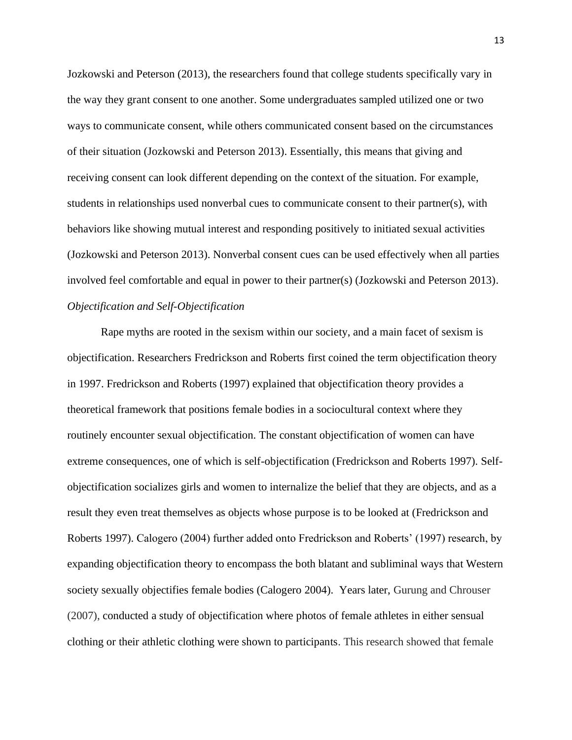Jozkowski and Peterson (2013), the researchers found that college students specifically vary in the way they grant consent to one another. Some undergraduates sampled utilized one or two ways to communicate consent, while others communicated consent based on the circumstances of their situation (Jozkowski and Peterson 2013). Essentially, this means that giving and receiving consent can look different depending on the context of the situation. For example, students in relationships used nonverbal cues to communicate consent to their partner(s), with behaviors like showing mutual interest and responding positively to initiated sexual activities (Jozkowski and Peterson 2013). Nonverbal consent cues can be used effectively when all parties involved feel comfortable and equal in power to their partner(s) (Jozkowski and Peterson 2013).

*Objectification and Self-Objectification*

Rape myths are rooted in the sexism within our society, and a main facet of sexism is objectification. Researchers Fredrickson and Roberts first coined the term objectification theory in 1997. Fredrickson and Roberts (1997) explained that objectification theory provides a theoretical framework that positions female bodies in a sociocultural context where they routinely encounter sexual objectification. The constant objectification of women can have extreme consequences, one of which is self-objectification (Fredrickson and Roberts 1997). Self-objectification socializes girls and women to internalize the belief that they are objects, and as a result they even treat themselves as objects whose purpose is to be looked at (Fredrickson and Roberts 1997). Calogero (2004) further added onto Fredrickson and Roberts' (1997) research, by expanding objectification theory to encompass the both blatant and subliminal ways that Western society sexually objectifies female bodies (Calogero 2004). Years later, Gurung and Chrouser (2007), conducted a study of objectification where photos of female athletes in either sensual clothing or their athletic clothing were shown to participants. This research showed that female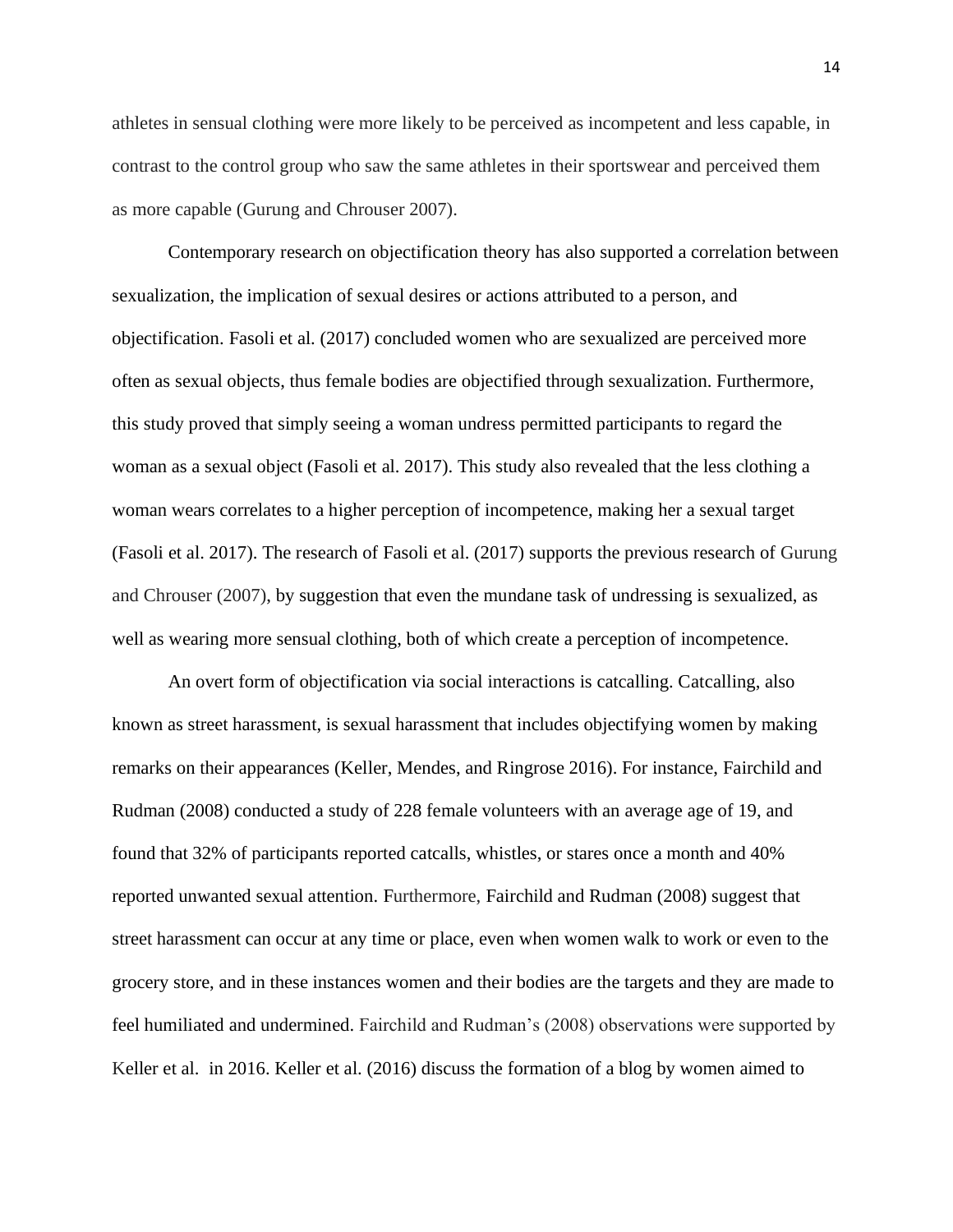athletes in sensual clothing were more likely to be perceived as incompetent and less capable, in contrast to the control group who saw the same athletes in their sportswear and perceived them as more capable (Gurung and Chrouser 2007).

Contemporary research on objectification theory has also supported a correlation between sexualization, the implication of sexual desires or actions attributed to a person, and objectification. Fasoli et al. (2017) concluded women who are sexualized are perceived more often as sexual objects, thus female bodies are objectified through sexualization. Furthermore, this study proved that simply seeing a woman undress permitted participants to regard the woman as a sexual object (Fasoli et al. 2017). This study also revealed that the less clothing a woman wears correlates to a higher perception of incompetence, making her a sexual target (Fasoli et al. 2017). The research of Fasoli et al. (2017) supports the previous research of Gurung and Chrouser (2007), by suggestion that even the mundane task of undressing is sexualized, as well as wearing more sensual clothing, both of which create a perception of incompetence.

An overt form of objectification via social interactions is catcalling. Catcalling, also known as street harassment, is sexual harassment that includes objectifying women by making remarks on their appearances (Keller, Mendes, and Ringrose 2016). For instance, Fairchild and Rudman (2008) conducted a study of 228 female volunteers with an average age of 19, and found that 32% of participants reported catcalls, whistles, or stares once a month and 40% reported unwanted sexual attention. Furthermore, Fairchild and Rudman (2008) suggest that street harassment can occur at any time or place, even when women walk to work or even to the grocery store, and in these instances women and their bodies are the targets and they are made to feel humiliated and undermined. Fairchild and Rudman's (2008) observations were supported by Keller et al. in 2016. Keller et al. (2016) discuss the formation of a blog by women aimed to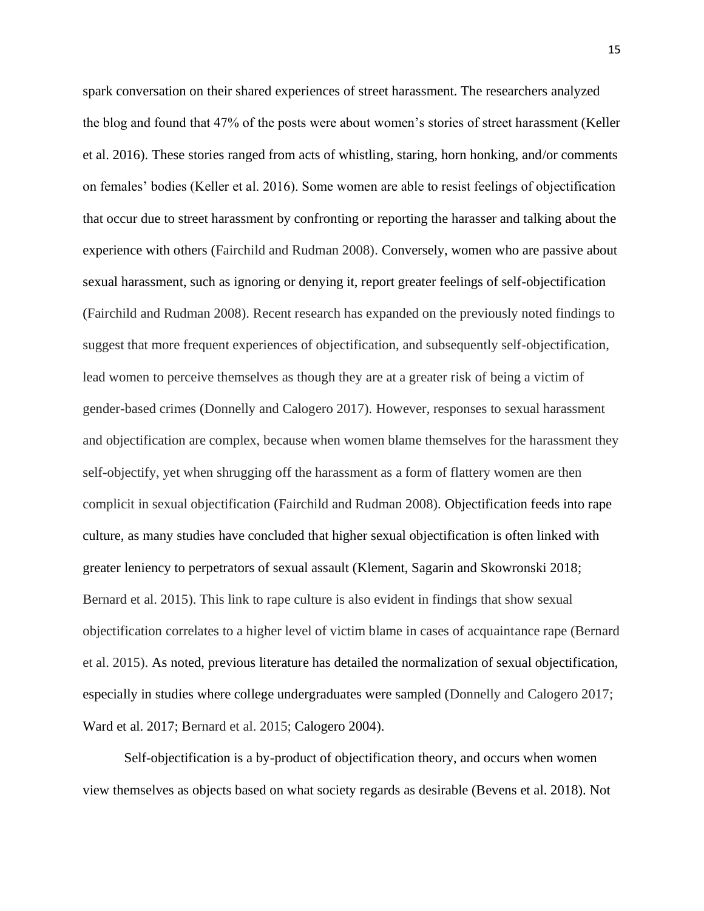spark conversation on their shared experiences of street harassment. The researchers analyzed the blog and found that 47% of the posts were about women's stories of street harassment (Keller et al. 2016). These stories ranged from acts of whistling, staring, horn honking, and/or comments on females' bodies (Keller et al. 2016). Some women are able to resist feelings of objectification that occur due to street harassment by confronting or reporting the harasser and talking about the experience with others (Fairchild and Rudman 2008). Conversely, women who are passive about sexual harassment, such as ignoring or denying it, report greater feelings of self-objectification (Fairchild and Rudman 2008). Recent research has expanded on the previously noted findings to suggest that more frequent experiences of objectification, and subsequently self-objectification, lead women to perceive themselves as though they are at a greater risk of being a victim of gender-based crimes (Donnelly and Calogero 2017). However, responses to sexual harassment and objectification are complex, because when women blame themselves for the harassment they self-objectify, yet when shrugging off the harassment as a form of flattery women are then complicit in sexual objectification (Fairchild and Rudman 2008). Objectification feeds into rape culture, as many studies have concluded that higher sexual objectification is often linked with greater leniency to perpetrators of sexual assault (Klement, Sagarin and Skowronski 2018; Bernard et al. 2015). This link to rape culture is also evident in findings that show sexual objectification correlates to a higher level of victim blame in cases of acquaintance rape (Bernard et al. 2015). As noted, previous literature has detailed the normalization of sexual objectification, especially in studies where college undergraduates were sampled (Donnelly and Calogero 2017; Ward et al. 2017; Bernard et al. 2015; Calogero 2004).

Self-objectification is a by-product of objectification theory, and occurs when women view themselves as objects based on what society regards as desirable (Bevens et al. 2018). Not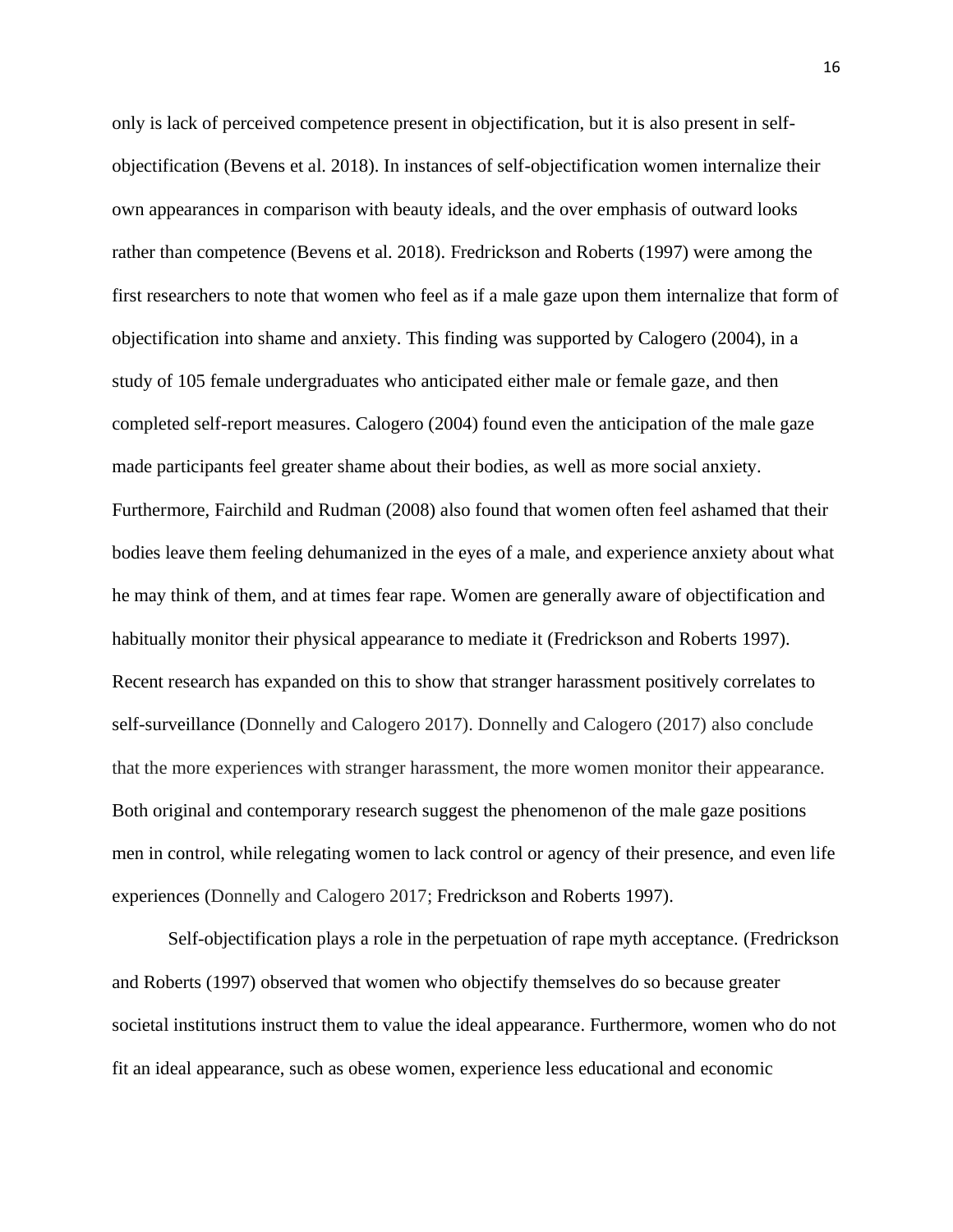only is lack of perceived competence present in objectification, but it is also present in self-objectification (Bevens et al. 2018). In instances of self-objectification women internalize their own appearances in comparison with beauty ideals, and the over emphasis of outward looks rather than competence (Bevens et al. 2018). Fredrickson and Roberts (1997) were among the first researchers to note that women who feel as if a male gaze upon them internalize that form of objectification into shame and anxiety. This finding was supported by Calogero (2004), in a study of 105 female undergraduates who anticipated either male or female gaze, and then completed self-report measures. Calogero (2004) found even the anticipation of the male gaze made participants feel greater shame about their bodies, as well as more social anxiety. Furthermore, Fairchild and Rudman (2008) also found that women often feel ashamed that their bodies leave them feeling dehumanized in the eyes of a male, and experience anxiety about what he may think of them, and at times fear rape. Women are generally aware of objectification and habitually monitor their physical appearance to mediate it (Fredrickson and Roberts 1997). Recent research has expanded on this to show that stranger harassment positively correlates to self-surveillance (Donnelly and Calogero 2017). Donnelly and Calogero (2017) also conclude that the more experiences with stranger harassment, the more women monitor their appearance. Both original and contemporary research suggest the phenomenon of the male gaze positions men in control, while relegating women to lack control or agency of their presence, and even life experiences (Donnelly and Calogero 2017; Fredrickson and Roberts 1997).

Self-objectification plays a role in the perpetuation of rape myth acceptance. (Fredrickson and Roberts (1997) observed that women who objectify themselves do so because greater societal institutions instruct them to value the ideal appearance. Furthermore, women who do not fit an ideal appearance, such as obese women, experience less educational and economic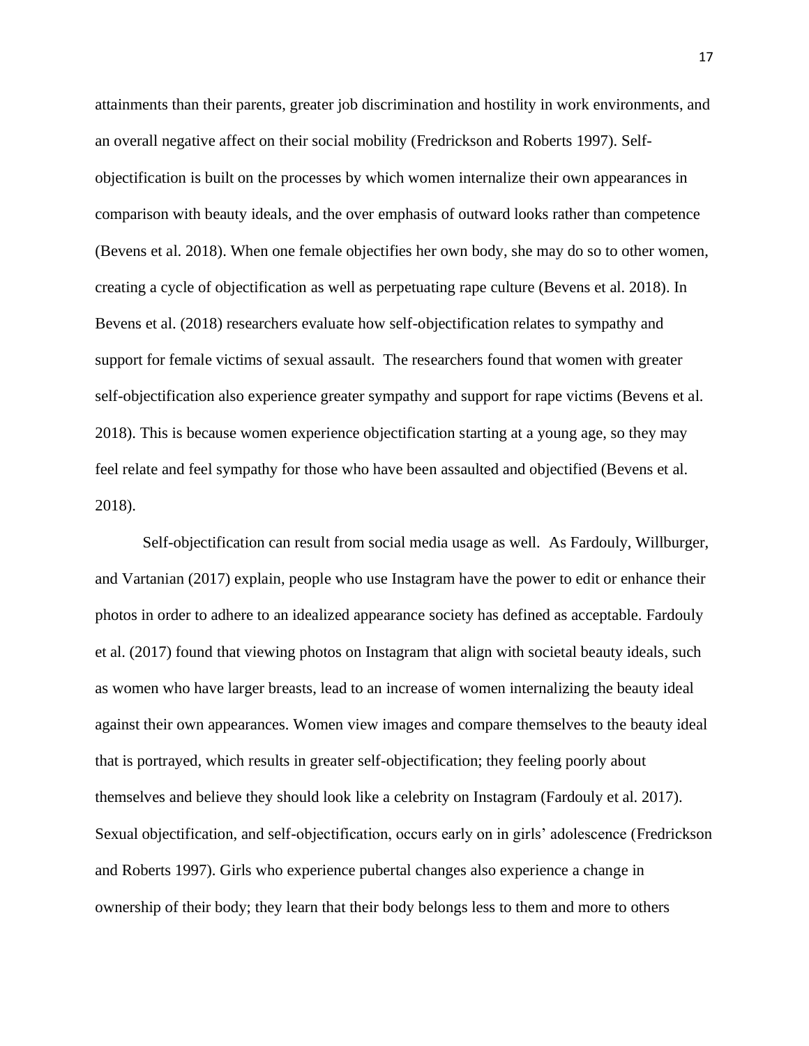attainments than their parents, greater job discrimination and hostility in work environments, and an overall negative affect on their social mobility (Fredrickson and Roberts 1997). Self-objectification is built on the processes by which women internalize their own appearances in comparison with beauty ideals, and the over emphasis of outward looks rather than competence (Bevens et al. 2018). When one female objectifies her own body, she may do so to other women, creating a cycle of objectification as well as perpetuating rape culture (Bevens et al. 2018). In Bevens et al. (2018) researchers evaluate how self-objectification relates to sympathy and support for female victims of sexual assault. The researchers found that women with greater self-objectification also experience greater sympathy and support for rape victims (Bevens et al. 2018). This is because women experience objectification starting at a young age, so they may feel relate and feel sympathy for those who have been assaulted and objectified (Bevens et al. 2018).

Self-objectification can result from social media usage as well. As Fardouly, Willburger, and Vartanian (2017) explain, people who use Instagram have the power to edit or enhance their photos in order to adhere to an idealized appearance society has defined as acceptable. Fardouly et al. (2017) found that viewing photos on Instagram that align with societal beauty ideals, such as women who have larger breasts, lead to an increase of women internalizing the beauty ideal against their own appearances. Women view images and compare themselves to the beauty ideal that is portrayed, which results in greater self-objectification; they feeling poorly about themselves and believe they should look like a celebrity on Instagram (Fardouly et al. 2017). Sexual objectification, and self-objectification, occurs early on in girls' adolescence (Fredrickson and Roberts 1997). Girls who experience pubertal changes also experience a change in ownership of their body; they learn that their body belongs less to them and more to others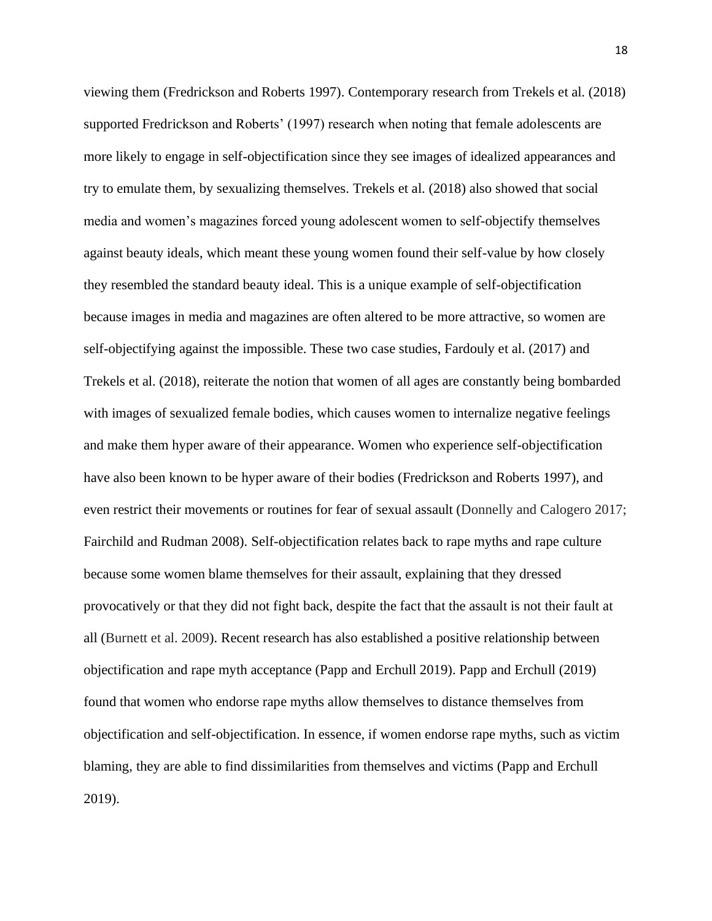viewing them (Fredrickson and Roberts 1997). Contemporary research from Trekels et al. (2018) supported Fredrickson and Roberts' (1997) research when noting that female adolescents are more likely to engage in self-objectification since they see images of idealized appearances and try to emulate them, by sexualizing themselves. Trekels et al. (2018) also showed that social media and women's magazines forced young adolescent women to self-objectify themselves against beauty ideals, which meant these young women found their self-value by how closely they resembled the standard beauty ideal. This is a unique example of self-objectification because images in media and magazines are often altered to be more attractive, so women are self-objectifying against the impossible. These two case studies, Fardouly et al. (2017) and Trekels et al. (2018), reiterate the notion that women of all ages are constantly being bombarded with images of sexualized female bodies, which causes women to internalize negative feelings and make them hyper aware of their appearance. Women who experience self-objectification have also been known to be hyper aware of their bodies (Fredrickson and Roberts 1997), and even restrict their movements or routines for fear of sexual assault (Donnelly and Calogero 2017; Fairchild and Rudman 2008). Self-objectification relates back to rape myths and rape culture because some women blame themselves for their assault, explaining that they dressed provocatively or that they did not fight back, despite the fact that the assault is not their fault at all (Burnett et al. 2009). Recent research has also established a positive relationship between objectification and rape myth acceptance (Papp and Erchull 2019). Papp and Erchull (2019) found that women who endorse rape myths allow themselves to distance themselves from objectification and self-objectification. In essence, if women endorse rape myths, such as victim blaming, they are able to find dissimilarities from themselves and victims (Papp and Erchull 2019).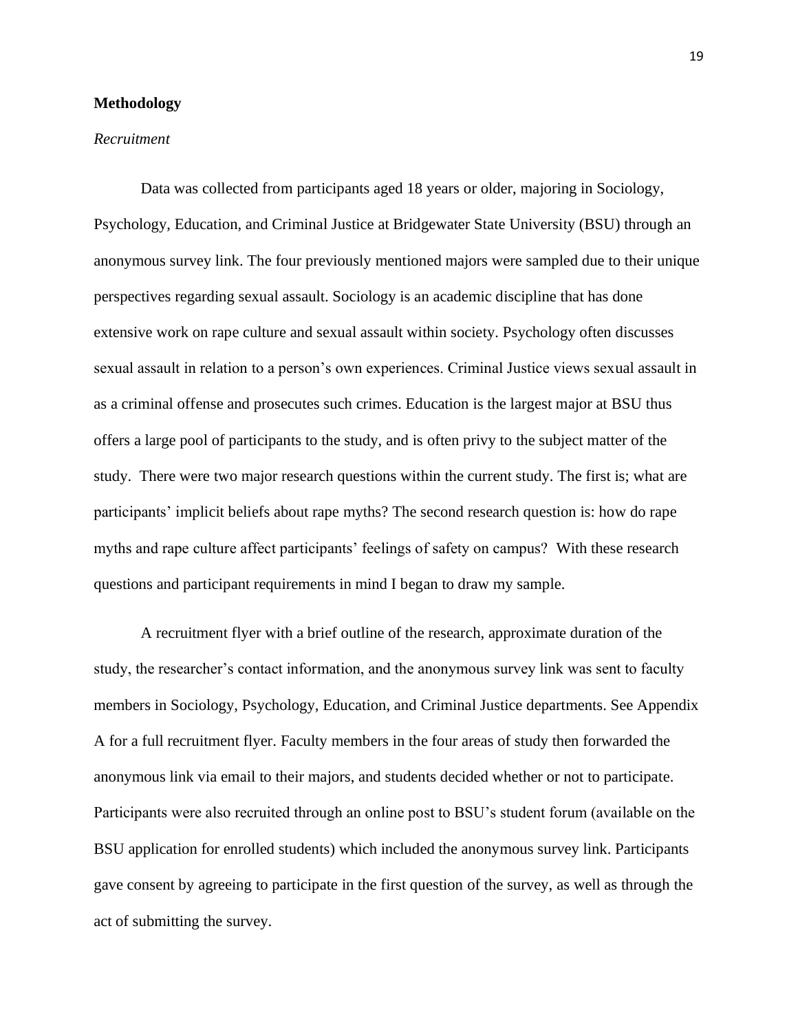**Methodology**

*Recruitment*

Data was collected from participants aged 18 years or older, majoring in Sociology, Psychology, Education, and Criminal Justice at Bridgewater State University (BSU) through an anonymous survey link. The four previously mentioned majors were sampled due to their unique perspectives regarding sexual assault. Sociology is an academic discipline that has done extensive work on rape culture and sexual assault within society. Psychology often discusses sexual assault in relation to a person's own experiences. Criminal Justice views sexual assault in as a criminal offense and prosecutes such crimes. Education is the largest major at BSU thus offers a large pool of participants to the study, and is often privy to the subject matter of the study.  There were two major research questions within the current study. The first is; what are participants' implicit beliefs about rape myths? The second research question is: how do rape myths and rape culture affect participants' feelings of safety on campus?  With these research questions and participant requirements in mind I began to draw my sample.

A recruitment flyer with a brief outline of the research, approximate duration of the study, the researcher's contact information, and the anonymous survey link was sent to faculty members in Sociology, Psychology, Education, and Criminal Justice departments. See Appendix A for a full recruitment flyer. Faculty members in the four areas of study then forwarded the anonymous link via email to their majors, and students decided whether or not to participate. Participants were also recruited through an online post to BSU's student forum (available on the BSU application for enrolled students) which included the anonymous survey link. Participants gave consent by agreeing to participate in the first question of the survey, as well as through the act of submitting the survey.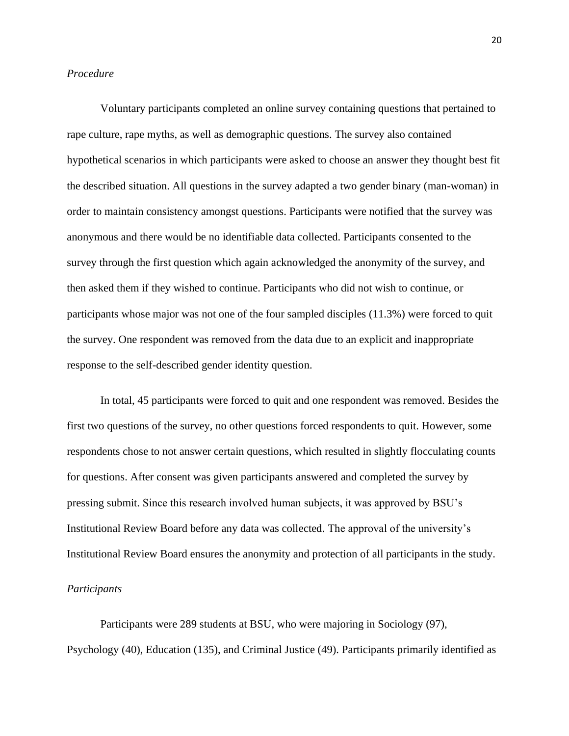*Procedure*

Voluntary participants completed an online survey containing questions that pertained to rape culture, rape myths, as well as demographic questions. The survey also contained hypothetical scenarios in which participants were asked to choose an answer they thought best fit the described situation. All questions in the survey adapted a two gender binary (man-woman) in order to maintain consistency amongst questions. Participants were notified that the survey was anonymous and there would be no identifiable data collected. Participants consented to the survey through the first question which again acknowledged the anonymity of the survey, and then asked them if they wished to continue. Participants who did not wish to continue, or participants whose major was not one of the four sampled disciples (11.3%) were forced to quit the survey. One respondent was removed from the data due to an explicit and inappropriate response to the self-described gender identity question.

In total, 45 participants were forced to quit and one respondent was removed. Besides the first two questions of the survey, no other questions forced respondents to quit. However, some respondents chose to not answer certain questions, which resulted in slightly flocculating counts for questions. After consent was given participants answered and completed the survey by pressing submit. Since this research involved human subjects, it was approved by BSU's Institutional Review Board before any data was collected. The approval of the university's Institutional Review Board ensures the anonymity and protection of all participants in the study.

*Participants*

Participants were 289 students at BSU, who were majoring in Sociology (97), Psychology (40), Education (135), and Criminal Justice (49). Participants primarily identified as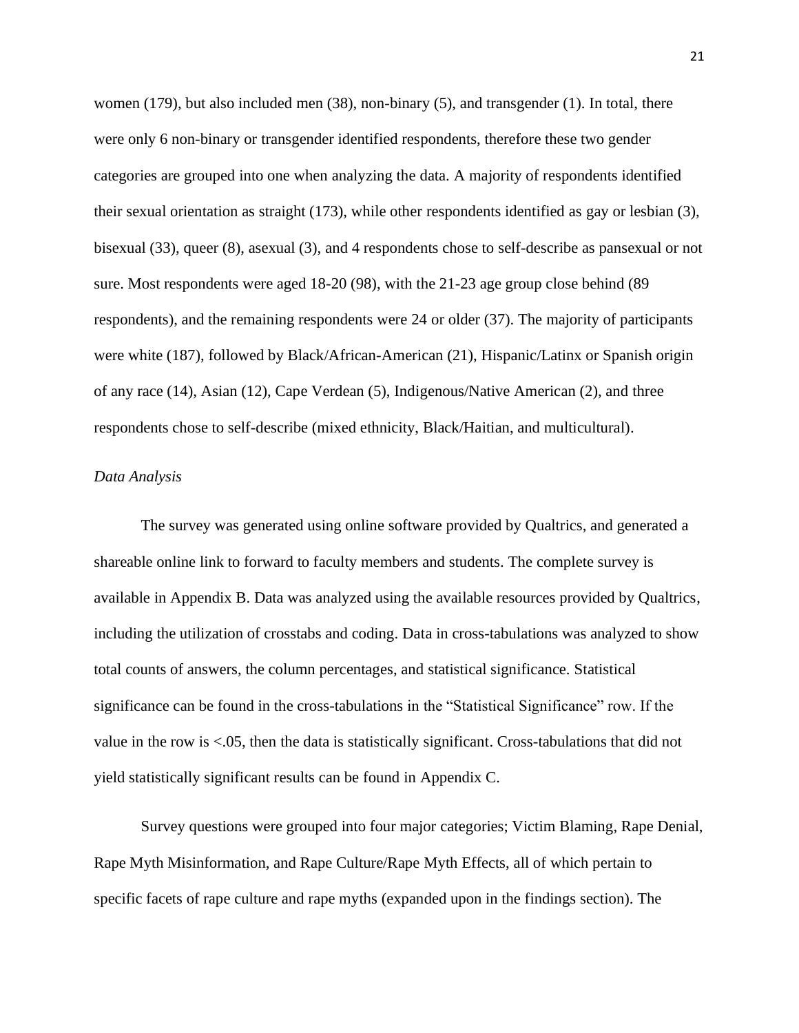women (179), but also included men (38), non-binary (5), and transgender (1). In total, there were only 6 non-binary or transgender identified respondents, therefore these two gender categories are grouped into one when analyzing the data. A majority of respondents identified their sexual orientation as straight (173), while other respondents identified as gay or lesbian (3), bisexual (33), queer (8), asexual (3), and 4 respondents chose to self-describe as pansexual or not sure. Most respondents were aged 18-20 (98), with the 21-23 age group close behind (89 respondents), and the remaining respondents were 24 or older (37). The majority of participants were white (187), followed by Black/African-American (21), Hispanic/Latinx or Spanish origin of any race (14), Asian (12), Cape Verdean (5), Indigenous/Native American (2), and three respondents chose to self-describe (mixed ethnicity, Black/Haitian, and multicultural).

*Data Analysis*

The survey was generated using online software provided by Qualtrics, and generated a shareable online link to forward to faculty members and students. The complete survey is available in Appendix B. Data was analyzed using the available resources provided by Qualtrics, including the utilization of crosstabs and coding. Data in cross-tabulations was analyzed to show total counts of answers, the column percentages, and statistical significance. Statistical significance can be found in the cross-tabulations in the "Statistical Significance" row. If the value in the row is <.05, then the data is statistically significant. Cross-tabulations that did not yield statistically significant results can be found in Appendix C.

Survey questions were grouped into four major categories; Victim Blaming, Rape Denial, Rape Myth Misinformation, and Rape Culture/Rape Myth Effects, all of which pertain to specific facets of rape culture and rape myths (expanded upon in the findings section). The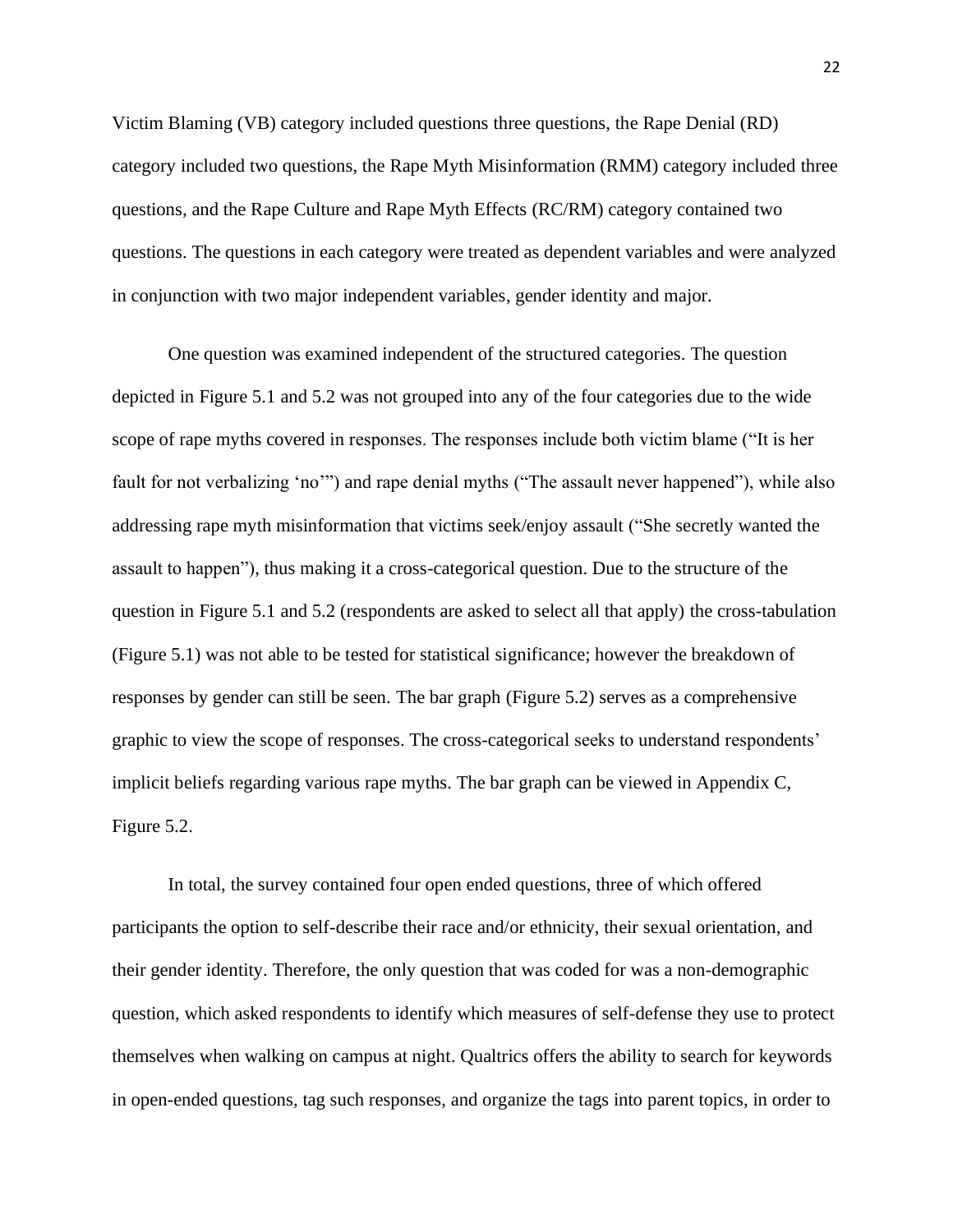Victim Blaming (VB) category included questions three questions, the Rape Denial (RD) category included two questions, the Rape Myth Misinformation (RMM) category included three questions, and the Rape Culture and Rape Myth Effects (RC/RM) category contained two questions. The questions in each category were treated as dependent variables and were analyzed in conjunction with two major independent variables, gender identity and major.

One question was examined independent of the structured categories. The question depicted in Figure 5.1 and 5.2 was not grouped into any of the four categories due to the wide scope of rape myths covered in responses. The responses include both victim blame ("It is her fault for not verbalizing 'no'") and rape denial myths ("The assault never happened"), while also addressing rape myth misinformation that victims seek/enjoy assault ("She secretly wanted the assault to happen"), thus making it a cross-categorical question. Due to the structure of the question in Figure 5.1 and 5.2 (respondents are asked to select all that apply) the cross-tabulation (Figure 5.1) was not able to be tested for statistical significance; however the breakdown of responses by gender can still be seen. The bar graph (Figure 5.2) serves as a comprehensive graphic to view the scope of responses. The cross-categorical seeks to understand respondents' implicit beliefs regarding various rape myths. The bar graph can be viewed in Appendix C, Figure 5.2.

In total, the survey contained four open ended questions, three of which offered participants the option to self-describe their race and/or ethnicity, their sexual orientation, and their gender identity. Therefore, the only question that was coded for was a non-demographic question, which asked respondents to identify which measures of self-defense they use to protect themselves when walking on campus at night. Qualtrics offers the ability to search for keywords in open-ended questions, tag such responses, and organize the tags into parent topics, in order to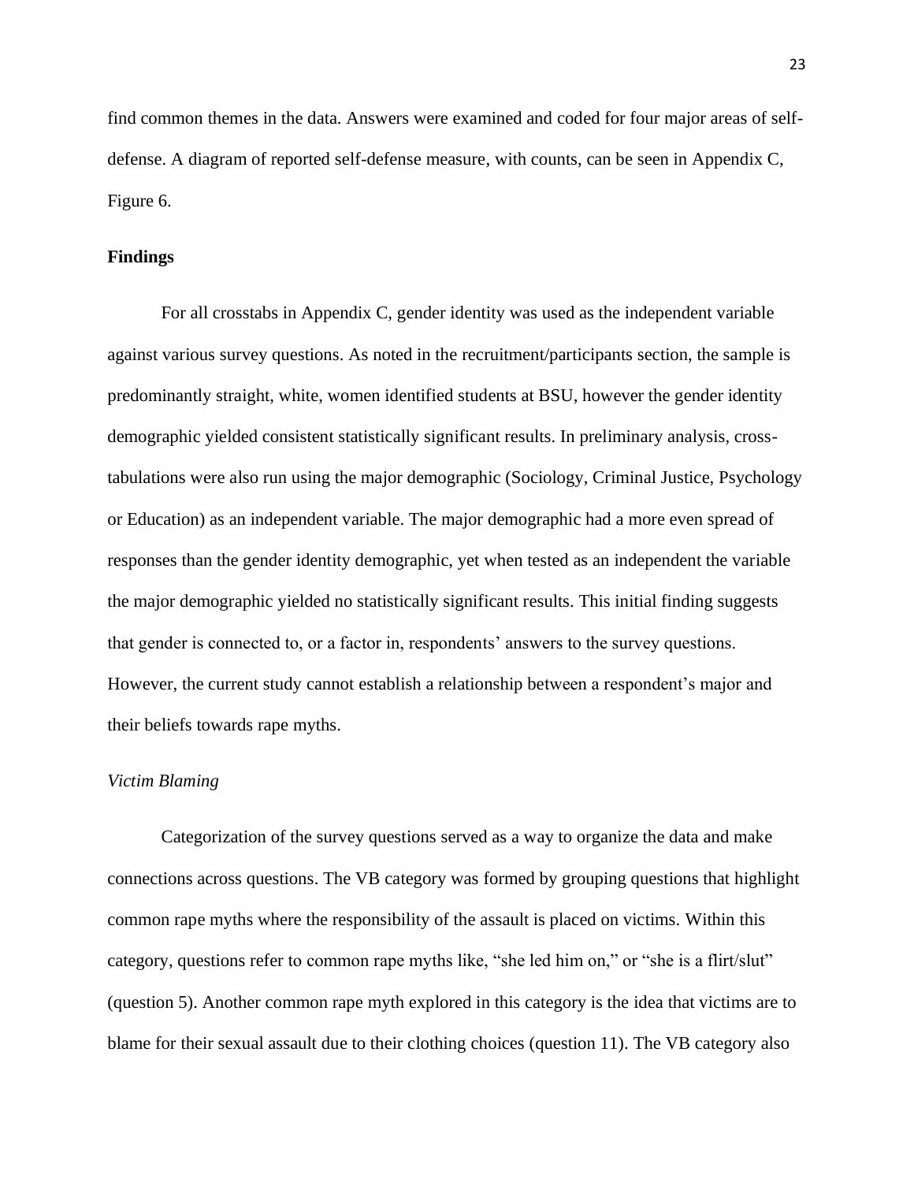find common themes in the data. Answers were examined and coded for four major areas of self-defense. A diagram of reported self-defense measure, with counts, can be seen in Appendix C, Figure 6.

## Findings

For all crosstabs in Appendix C, gender identity was used as the independent variable against various survey questions. As noted in the recruitment/participants section, the sample is predominantly straight, white, women identified students at BSU, however the gender identity demographic yielded consistent statistically significant results. In preliminary analysis, cross-tabulations were also run using the major demographic (Sociology, Criminal Justice, Psychology or Education) as an independent variable. The major demographic had a more even spread of responses than the gender identity demographic, yet when tested as an independent the variable the major demographic yielded no statistically significant results. This initial finding suggests that gender is connected to, or a factor in, respondents' answers to the survey questions. However, the current study cannot establish a relationship between a respondent's major and their beliefs towards rape myths.

### *Victim Blaming*

Categorization of the survey questions served as a way to organize the data and make connections across questions. The VB category was formed by grouping questions that highlight common rape myths where the responsibility of the assault is placed on victims. Within this category, questions refer to common rape myths like, "she led him on," or "she is a flirt/slut" (question 5). Another common rape myth explored in this category is the idea that victims are to blame for their sexual assault due to their clothing choices (question 11). The VB category also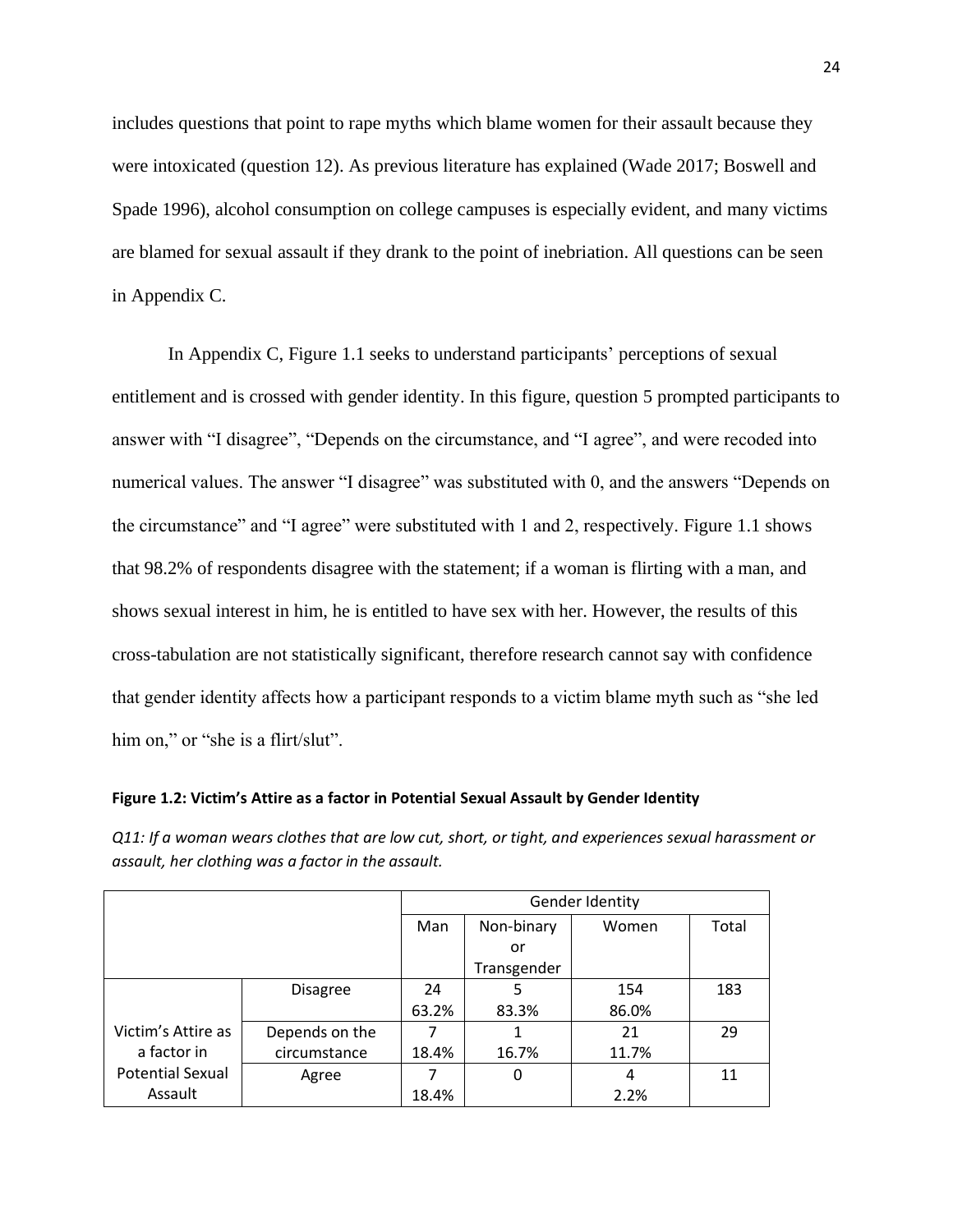includes questions that point to rape myths which blame women for their assault because they were intoxicated (question 12). As previous literature has explained (Wade 2017; Boswell and Spade 1996), alcohol consumption on college campuses is especially evident, and many victims are blamed for sexual assault if they drank to the point of inebriation. All questions can be seen in Appendix C.

In Appendix C, Figure 1.1 seeks to understand participants' perceptions of sexual entitlement and is crossed with gender identity. In this figure, question 5 prompted participants to answer with "I disagree", "Depends on the circumstance, and "I agree", and were recoded into numerical values. The answer "I disagree" was substituted with 0, and the answers "Depends on the circumstance" and "I agree" were substituted with 1 and 2, respectively. Figure 1.1 shows that 98.2% of respondents disagree with the statement; if a woman is flirting with a man, and shows sexual interest in him, he is entitled to have sex with her. However, the results of this cross-tabulation are not statistically significant, therefore research cannot say with confidence that gender identity affects how a participant responds to a victim blame myth such as "she led him on," or "she is a flirt/slut".

**Figure 1.2: Victim's Attire as a factor in Potential Sexual Assault by Gender Identity**

*Q11: If a woman wears clothes that are low cut, short, or tight, and experiences sexual harassment or assault, her clothing was a factor in the assault.*

| | | Gender Identity | | | |
|---|---|---|---|---|---|
| | | Man | Non-binary or Transgender | Women | Total |
| Victim's Attire as a factor in Potential Sexual Assault | Disagree | 24<br>63.2% | 5<br>83.3% | 154<br>86.0% | 183 |
| | Depends on the circumstance | 7<br>18.4% | 1<br>16.7% | 21<br>11.7% | 29 |
| | Agree | 7<br>18.4% | 0 | 4<br>2.2% | 11 |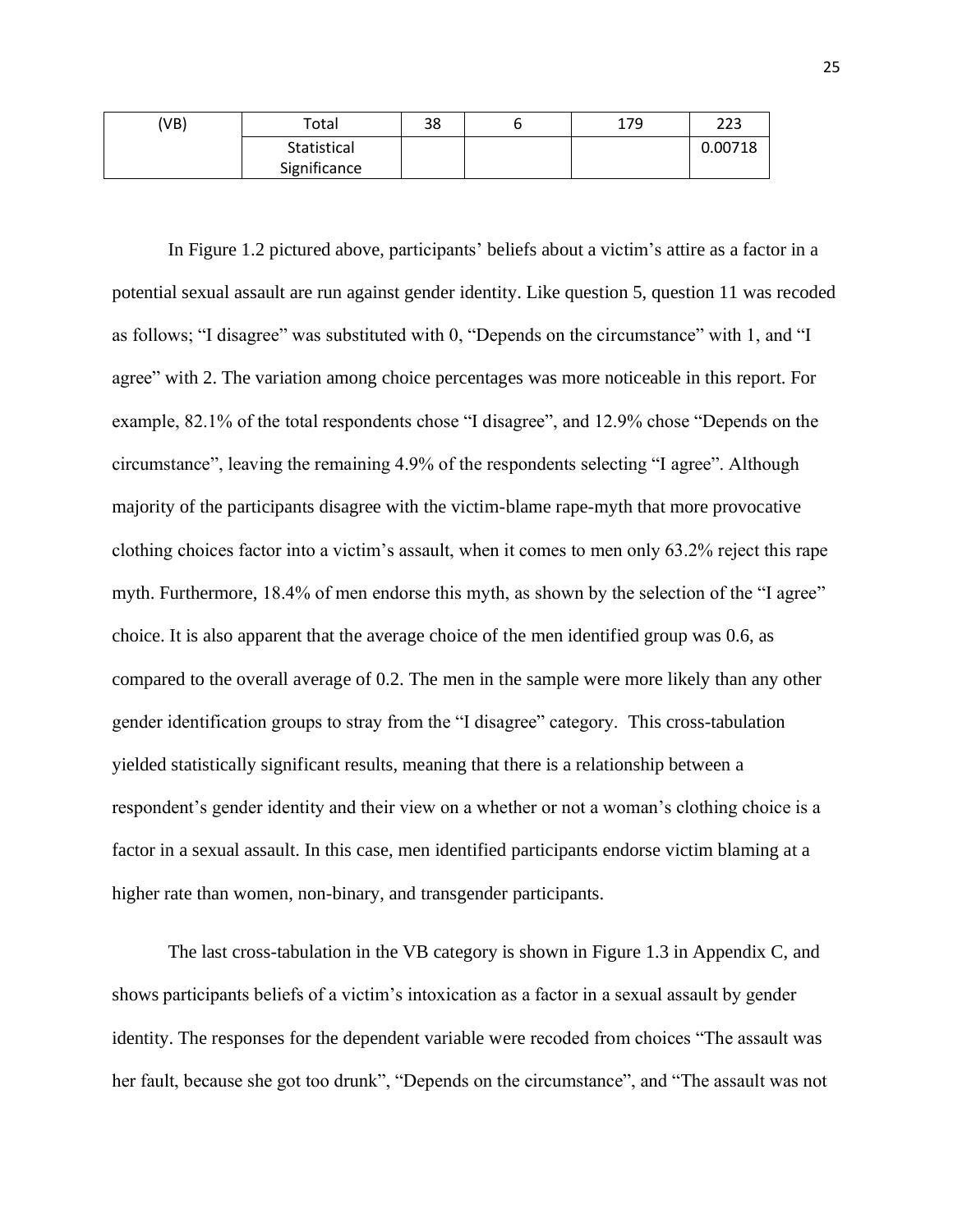| (VB) | Total | 38 | 6 | 179 | 223 |
| --- | --- | --- | --- | --- | --- |
| | Statistical Significance | | | | 0.00718 |

In Figure 1.2 pictured above, participants' beliefs about a victim's attire as a factor in a potential sexual assault are run against gender identity. Like question 5, question 11 was recoded as follows; "I disagree" was substituted with 0, "Depends on the circumstance" with 1, and "I agree" with 2. The variation among choice percentages was more noticeable in this report. For example, 82.1% of the total respondents chose "I disagree", and 12.9% chose "Depends on the circumstance", leaving the remaining 4.9% of the respondents selecting "I agree". Although majority of the participants disagree with the victim-blame rape-myth that more provocative clothing choices factor into a victim's assault, when it comes to men only 63.2% reject this rape myth. Furthermore, 18.4% of men endorse this myth, as shown by the selection of the "I agree" choice. It is also apparent that the average choice of the men identified group was 0.6, as compared to the overall average of 0.2. The men in the sample were more likely than any other gender identification groups to stray from the "I disagree" category. This cross-tabulation yielded statistically significant results, meaning that there is a relationship between a respondent's gender identity and their view on a whether or not a woman's clothing choice is a factor in a sexual assault. In this case, men identified participants endorse victim blaming at a higher rate than women, non-binary, and transgender participants.

The last cross-tabulation in the VB category is shown in Figure 1.3 in Appendix C, and shows participants beliefs of a victim's intoxication as a factor in a sexual assault by gender identity. The responses for the dependent variable were recoded from choices "The assault was her fault, because she got too drunk", "Depends on the circumstance", and "The assault was not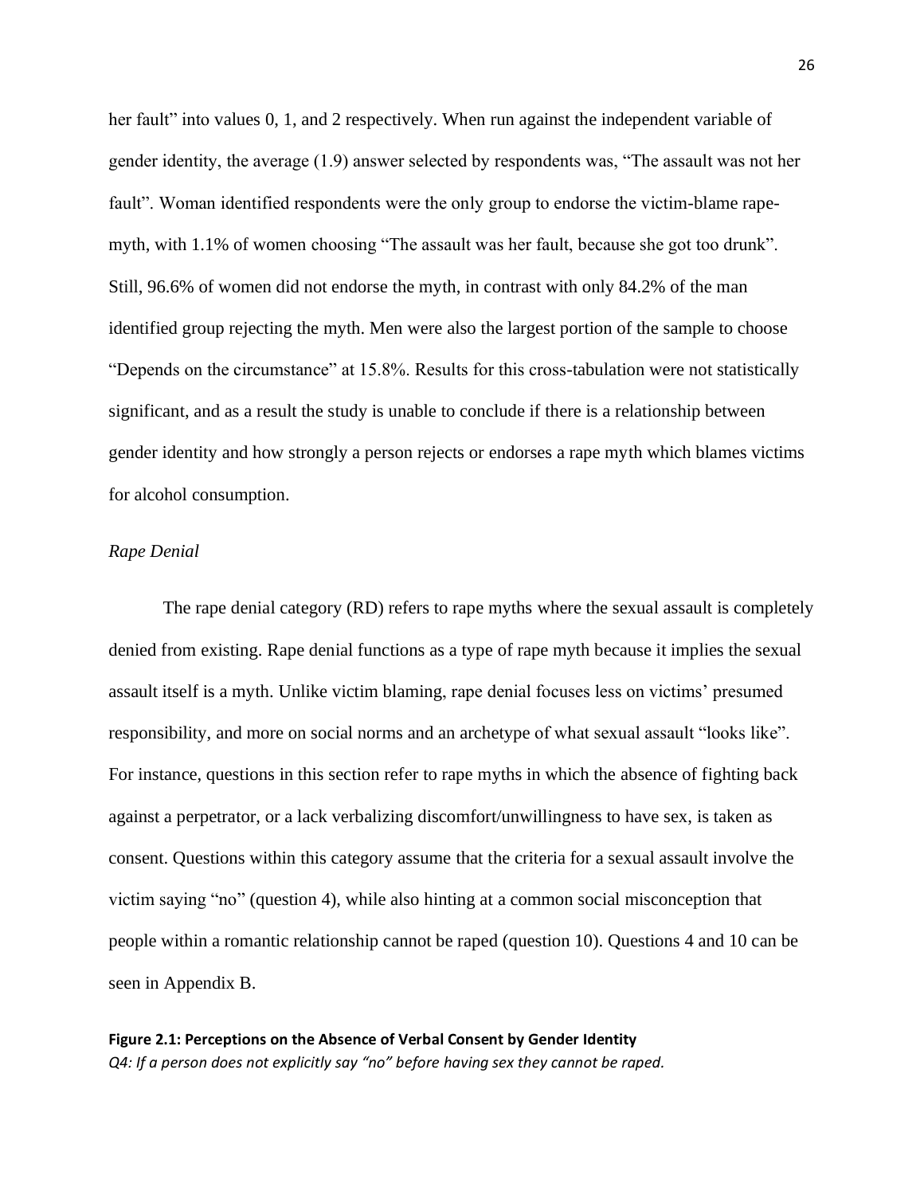her fault" into values 0, 1, and 2 respectively. When run against the independent variable of gender identity, the average (1.9) answer selected by respondents was, "The assault was not her fault". Woman identified respondents were the only group to endorse the victim-blame rape-myth, with 1.1% of women choosing "The assault was her fault, because she got too drunk". Still, 96.6% of women did not endorse the myth, in contrast with only 84.2% of the man identified group rejecting the myth. Men were also the largest portion of the sample to choose "Depends on the circumstance" at 15.8%. Results for this cross-tabulation were not statistically significant, and as a result the study is unable to conclude if there is a relationship between gender identity and how strongly a person rejects or endorses a rape myth which blames victims for alcohol consumption.

*Rape Denial*

The rape denial category (RD) refers to rape myths where the sexual assault is completely denied from existing. Rape denial functions as a type of rape myth because it implies the sexual assault itself is a myth. Unlike victim blaming, rape denial focuses less on victims' presumed responsibility, and more on social norms and an archetype of what sexual assault "looks like". For instance, questions in this section refer to rape myths in which the absence of fighting back against a perpetrator, or a lack verbalizing discomfort/unwillingness to have sex, is taken as consent. Questions within this category assume that the criteria for a sexual assault involve the victim saying "no" (question 4), while also hinting at a common social misconception that people within a romantic relationship cannot be raped (question 10). Questions 4 and 10 can be seen in Appendix B.

**Figure 2.1: Perceptions on the Absence of Verbal Consent by Gender Identity**
*Q4: If a person does not explicitly say "no" before having sex they cannot be raped.*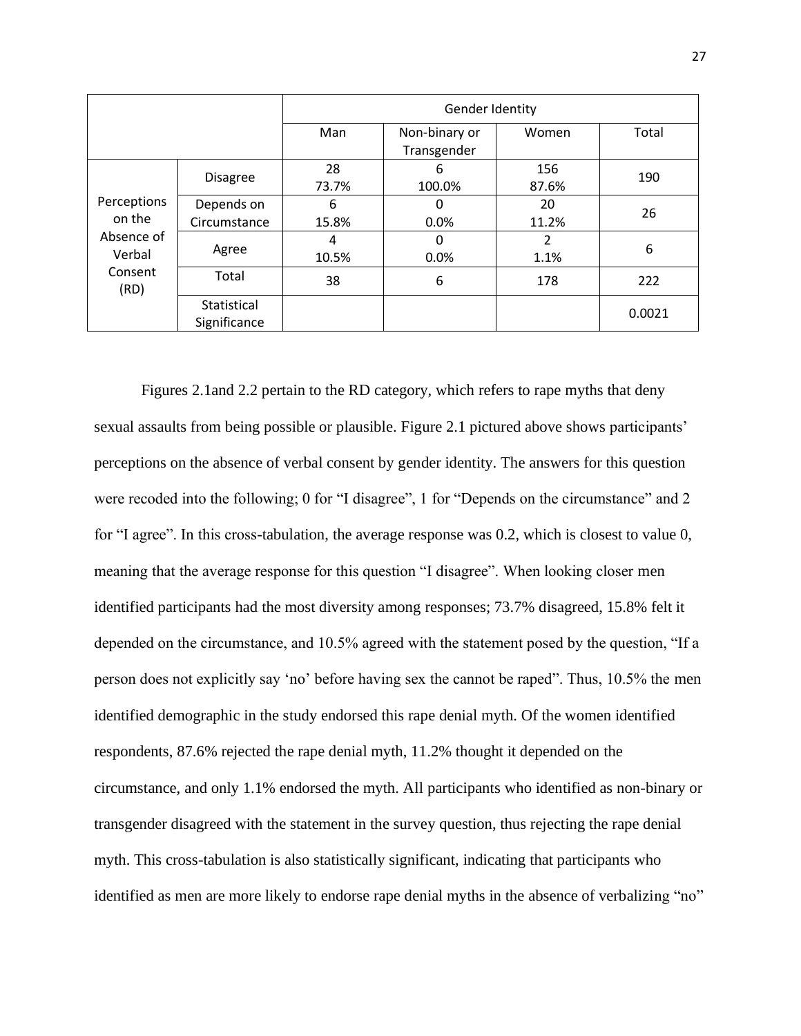| | | Gender Identity | | | |
|---|---|---|---|---|---|
| | | Man | Non-binary or Transgender | Women | Total |
| Perceptions on the Absence of Verbal Consent (RD) | Disagree | 28<br>73.7% | 6<br>100.0% | 156<br>87.6% | 190 |
| | Depends on Circumstance | 6<br>15.8% | 0<br>0.0% | 20<br>11.2% | 26 |
| | Agree | 4<br>10.5% | 0<br>0.0% | 2<br>1.1% | 6 |
| | Total | 38 | 6 | 178 | 222 |
| | Statistical Significance | | | | 0.0021 |

Figures 2.1and 2.2 pertain to the RD category, which refers to rape myths that deny sexual assaults from being possible or plausible. Figure 2.1 pictured above shows participants' perceptions on the absence of verbal consent by gender identity. The answers for this question were recoded into the following; 0 for "I disagree", 1 for "Depends on the circumstance" and 2 for "I agree". In this cross-tabulation, the average response was 0.2, which is closest to value 0, meaning that the average response for this question "I disagree". When looking closer men identified participants had the most diversity among responses; 73.7% disagreed, 15.8% felt it depended on the circumstance, and 10.5% agreed with the statement posed by the question, "If a person does not explicitly say 'no' before having sex the cannot be raped". Thus, 10.5% the men identified demographic in the study endorsed this rape denial myth. Of the women identified respondents, 87.6% rejected the rape denial myth, 11.2% thought it depended on the circumstance, and only 1.1% endorsed the myth. All participants who identified as non-binary or transgender disagreed with the statement in the survey question, thus rejecting the rape denial myth. This cross-tabulation is also statistically significant, indicating that participants who identified as men are more likely to endorse rape denial myths in the absence of verbalizing "no"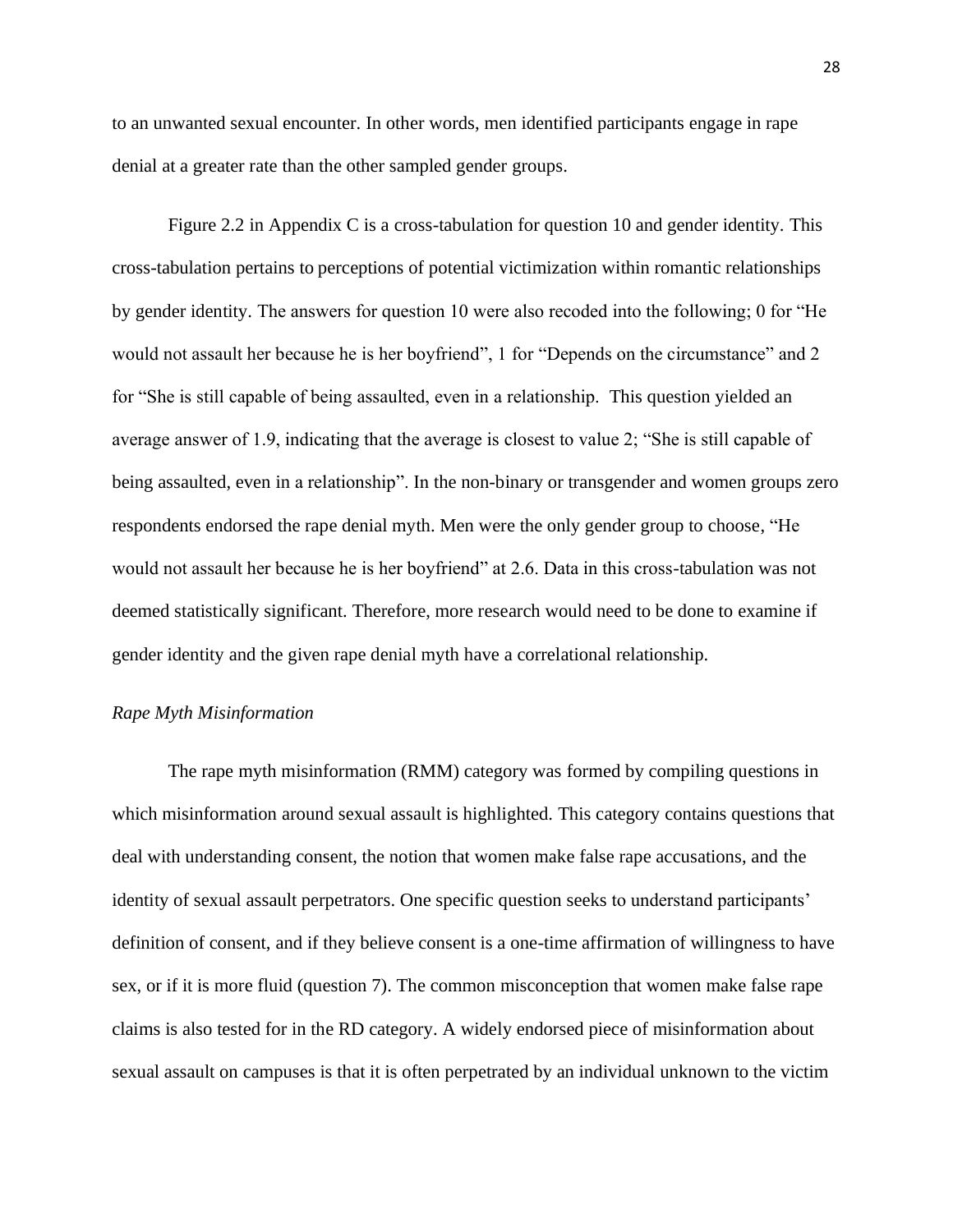to an unwanted sexual encounter. In other words, men identified participants engage in rape denial at a greater rate than the other sampled gender groups.

Figure 2.2 in Appendix C is a cross-tabulation for question 10 and gender identity. This cross-tabulation pertains to perceptions of potential victimization within romantic relationships by gender identity. The answers for question 10 were also recoded into the following; 0 for "He would not assault her because he is her boyfriend", 1 for "Depends on the circumstance" and 2 for "She is still capable of being assaulted, even in a relationship. This question yielded an average answer of 1.9, indicating that the average is closest to value 2; "She is still capable of being assaulted, even in a relationship". In the non-binary or transgender and women groups zero respondents endorsed the rape denial myth. Men were the only gender group to choose, "He would not assault her because he is her boyfriend" at 2.6. Data in this cross-tabulation was not deemed statistically significant. Therefore, more research would need to be done to examine if gender identity and the given rape denial myth have a correlational relationship.

*Rape Myth Misinformation*

The rape myth misinformation (RMM) category was formed by compiling questions in which misinformation around sexual assault is highlighted. This category contains questions that deal with understanding consent, the notion that women make false rape accusations, and the identity of sexual assault perpetrators. One specific question seeks to understand participants' definition of consent, and if they believe consent is a one-time affirmation of willingness to have sex, or if it is more fluid (question 7). The common misconception that women make false rape claims is also tested for in the RD category. A widely endorsed piece of misinformation about sexual assault on campuses is that it is often perpetrated by an individual unknown to the victim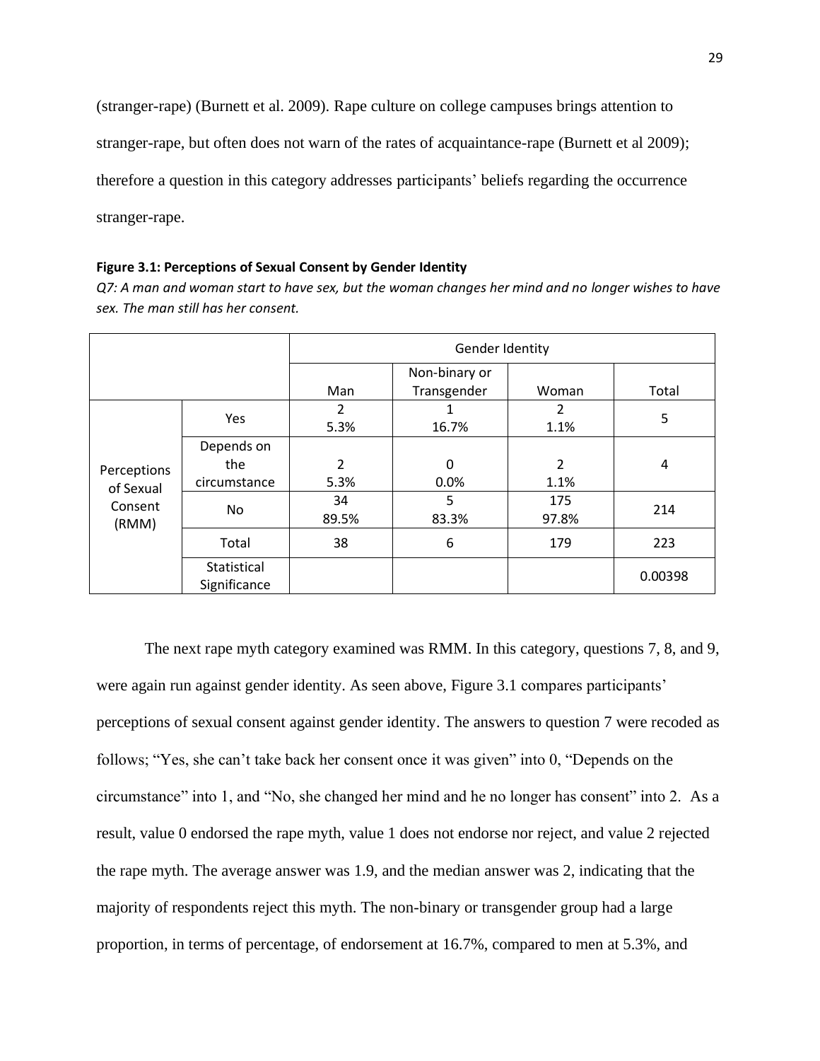(stranger-rape) (Burnett et al. 2009). Rape culture on college campuses brings attention to stranger-rape, but often does not warn of the rates of acquaintance-rape (Burnett et al 2009); therefore a question in this category addresses participants' beliefs regarding the occurrence stranger-rape.

**Figure 3.1: Perceptions of Sexual Consent by Gender Identity**

*Q7: A man and woman start to have sex, but the woman changes her mind and no longer wishes to have sex. The man still has her consent.*

| | | Gender Identity | | | |
|---|---|---|---|---|---|
| | | Man | Non-binary or Transgender | Woman | Total |
| Perceptions of Sexual Consent (RMM) | Yes | 2<br>5.3% | 1<br>16.7% | 2<br>1.1% | 5 |
| | Depends on the circumstance | 2<br>5.3% | 0<br>0.0% | 2<br>1.1% | 4 |
| | No | 34<br>89.5% | 5<br>83.3% | 175<br>97.8% | 214 |
| | Total | 38 | 6 | 179 | 223 |
| | Statistical Significance | | | | 0.00398 |

The next rape myth category examined was RMM. In this category, questions 7, 8, and 9, were again run against gender identity. As seen above, Figure 3.1 compares participants' perceptions of sexual consent against gender identity. The answers to question 7 were recoded as follows; "Yes, she can't take back her consent once it was given" into 0, "Depends on the circumstance" into 1, and "No, she changed her mind and he no longer has consent" into 2. As a result, value 0 endorsed the rape myth, value 1 does not endorse nor reject, and value 2 rejected the rape myth. The average answer was 1.9, and the median answer was 2, indicating that the majority of respondents reject this myth. The non-binary or transgender group had a large proportion, in terms of percentage, of endorsement at 16.7%, compared to men at 5.3%, and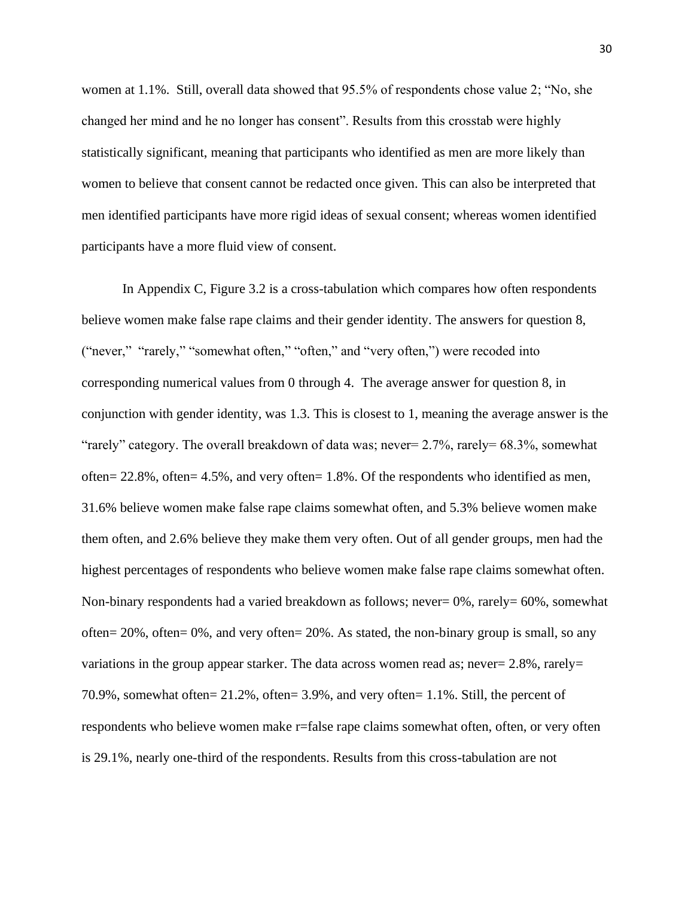women at 1.1%. Still, overall data showed that 95.5% of respondents chose value 2; "No, she changed her mind and he no longer has consent". Results from this crosstab were highly statistically significant, meaning that participants who identified as men are more likely than women to believe that consent cannot be redacted once given. This can also be interpreted that men identified participants have more rigid ideas of sexual consent; whereas women identified participants have a more fluid view of consent.

In Appendix C, Figure 3.2 is a cross-tabulation which compares how often respondents believe women make false rape claims and their gender identity. The answers for question 8, ("never," "rarely," "somewhat often," "often," and "very often,") were recoded into corresponding numerical values from 0 through 4. The average answer for question 8, in conjunction with gender identity, was 1.3. This is closest to 1, meaning the average answer is the "rarely" category. The overall breakdown of data was; never= 2.7%, rarely= 68.3%, somewhat often= 22.8%, often= 4.5%, and very often= 1.8%. Of the respondents who identified as men, 31.6% believe women make false rape claims somewhat often, and 5.3% believe women make them often, and 2.6% believe they make them very often. Out of all gender groups, men had the highest percentages of respondents who believe women make false rape claims somewhat often. Non-binary respondents had a varied breakdown as follows; never= 0%, rarely= 60%, somewhat often= 20%, often= 0%, and very often= 20%. As stated, the non-binary group is small, so any variations in the group appear starker. The data across women read as; never= 2.8%, rarely= 70.9%, somewhat often= 21.2%, often= 3.9%, and very often= 1.1%. Still, the percent of respondents who believe women make r=false rape claims somewhat often, often, or very often is 29.1%, nearly one-third of the respondents. Results from this cross-tabulation are not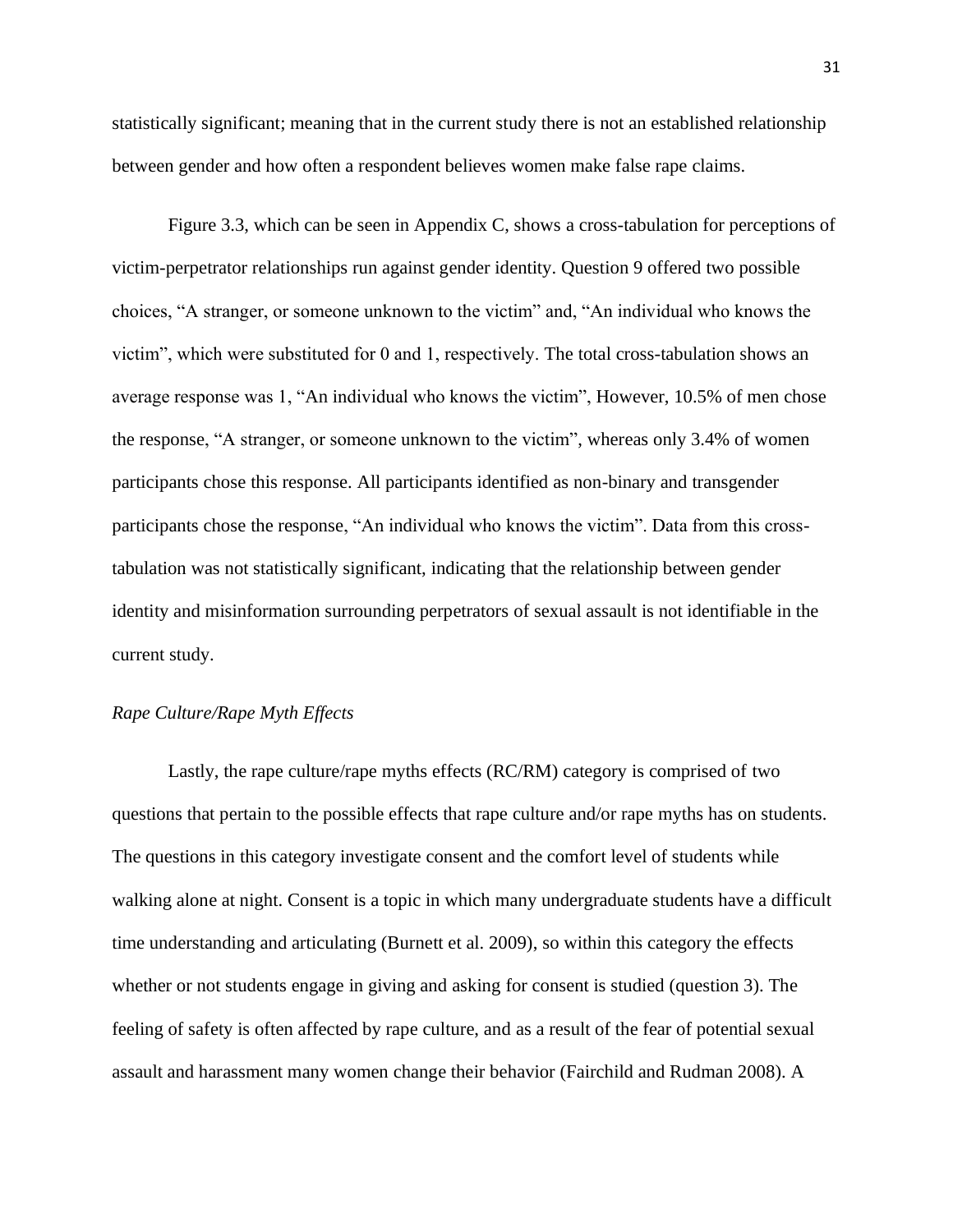statistically significant; meaning that in the current study there is not an established relationship between gender and how often a respondent believes women make false rape claims.

Figure 3.3, which can be seen in Appendix C, shows a cross-tabulation for perceptions of victim-perpetrator relationships run against gender identity. Question 9 offered two possible choices, "A stranger, or someone unknown to the victim" and, "An individual who knows the victim", which were substituted for 0 and 1, respectively. The total cross-tabulation shows an average response was 1, "An individual who knows the victim", However, 10.5% of men chose the response, "A stranger, or someone unknown to the victim", whereas only 3.4% of women participants chose this response. All participants identified as non-binary and transgender participants chose the response, "An individual who knows the victim". Data from this cross-tabulation was not statistically significant, indicating that the relationship between gender identity and misinformation surrounding perpetrators of sexual assault is not identifiable in the current study.

*Rape Culture/Rape Myth Effects*

Lastly, the rape culture/rape myths effects (RC/RM) category is comprised of two questions that pertain to the possible effects that rape culture and/or rape myths has on students. The questions in this category investigate consent and the comfort level of students while walking alone at night. Consent is a topic in which many undergraduate students have a difficult time understanding and articulating (Burnett et al. 2009), so within this category the effects whether or not students engage in giving and asking for consent is studied (question 3). The feeling of safety is often affected by rape culture, and as a result of the fear of potential sexual assault and harassment many women change their behavior (Fairchild and Rudman 2008). A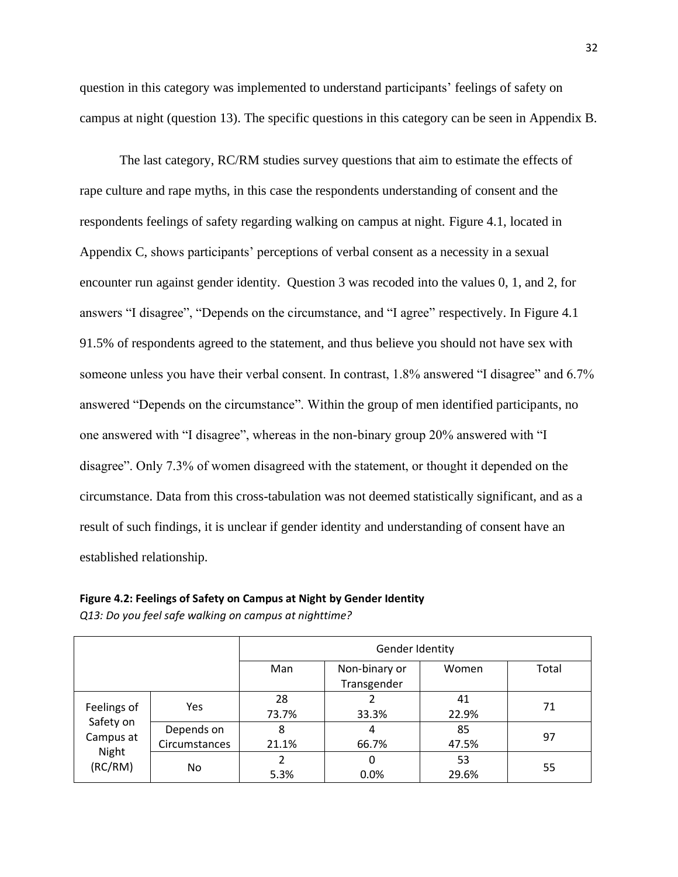question in this category was implemented to understand participants' feelings of safety on campus at night (question 13). The specific questions in this category can be seen in Appendix B.

The last category, RC/RM studies survey questions that aim to estimate the effects of rape culture and rape myths, in this case the respondents understanding of consent and the respondents feelings of safety regarding walking on campus at night. Figure 4.1, located in Appendix C, shows participants' perceptions of verbal consent as a necessity in a sexual encounter run against gender identity. Question 3 was recoded into the values 0, 1, and 2, for answers "I disagree", "Depends on the circumstance, and "I agree" respectively. In Figure 4.1 91.5% of respondents agreed to the statement, and thus believe you should not have sex with someone unless you have their verbal consent. In contrast, 1.8% answered "I disagree" and 6.7% answered "Depends on the circumstance". Within the group of men identified participants, no one answered with "I disagree", whereas in the non-binary group 20% answered with "I disagree". Only 7.3% of women disagreed with the statement, or thought it depended on the circumstance. Data from this cross-tabulation was not deemed statistically significant, and as a result of such findings, it is unclear if gender identity and understanding of consent have an established relationship.

**Figure 4.2: Feelings of Safety on Campus at Night by Gender Identity**

*Q13: Do you feel safe walking on campus at nighttime?*

| | | Gender Identity | | | |
|---|---|---|---|---|---|
| | | Man | Non-binary or Transgender | Women | Total |
| Feelings of Safety on Campus at Night (RC/RM) | Yes | 28<br>73.7% | 2<br>33.3% | 41<br>22.9% | 71 |
| | Depends on Circumstances | 8<br>21.1% | 4<br>66.7% | 85<br>47.5% | 97 |
| | No | 2<br>5.3% | 0<br>0.0% | 53<br>29.6% | 55 |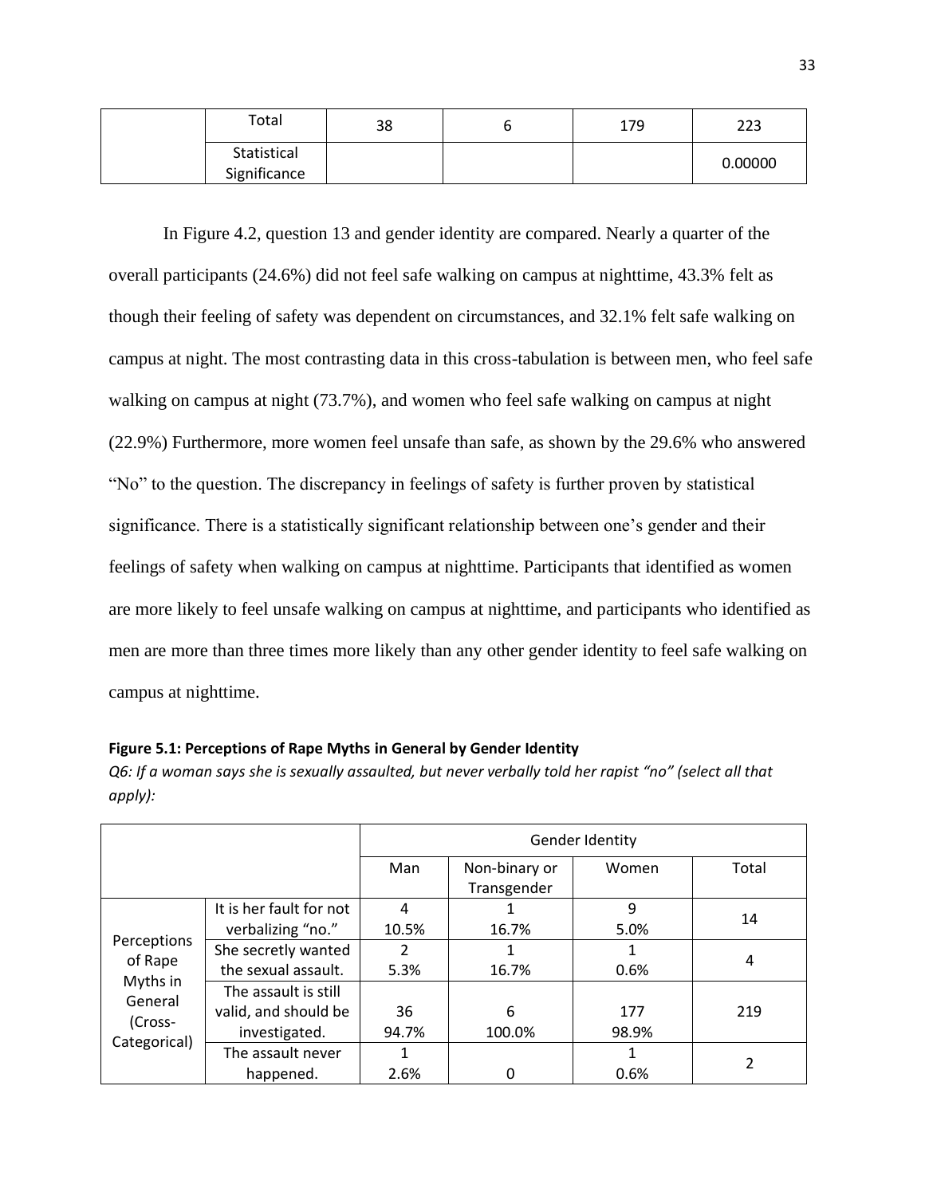| | | | | | |
|---|---|---|---|---|---|
| | Total | 38 | 6 | 179 | 223 |
| | Statistical Significance | | | | 0.00000 |

In Figure 4.2, question 13 and gender identity are compared. Nearly a quarter of the overall participants (24.6%) did not feel safe walking on campus at nighttime, 43.3% felt as though their feeling of safety was dependent on circumstances, and 32.1% felt safe walking on campus at night. The most contrasting data in this cross-tabulation is between men, who feel safe walking on campus at night (73.7%), and women who feel safe walking on campus at night (22.9%) Furthermore, more women feel unsafe than safe, as shown by the 29.6% who answered "No" to the question. The discrepancy in feelings of safety is further proven by statistical significance. There is a statistically significant relationship between one's gender and their feelings of safety when walking on campus at nighttime. Participants that identified as women are more likely to feel unsafe walking on campus at nighttime, and participants who identified as men are more than three times more likely than any other gender identity to feel safe walking on campus at nighttime.

**Figure 5.1: Perceptions of Rape Myths in General by Gender Identity**

*Q6: If a woman says she is sexually assaulted, but never verbally told her rapist "no" (select all that apply):*

| | | Gender Identity | | | |
|---|---|---|---|---|---|
| | | Man | Non-binary or Transgender | Women | Total |
| Perceptions of Rape Myths in General (Cross-Categorical) | It is her fault for not verbalizing "no." | 4<br>10.5% | 1<br>16.7% | 9<br>5.0% | 14 |
| | She secretly wanted the sexual assault. | 2<br>5.3% | 1<br>16.7% | 1<br>0.6% | 4 |
| | The assault is still valid, and should be investigated. | 36<br>94.7% | 6<br>100.0% | 177<br>98.9% | 219 |
| | The assault never happened. | 1<br>2.6% | 0 | 1<br>0.6% | 2 |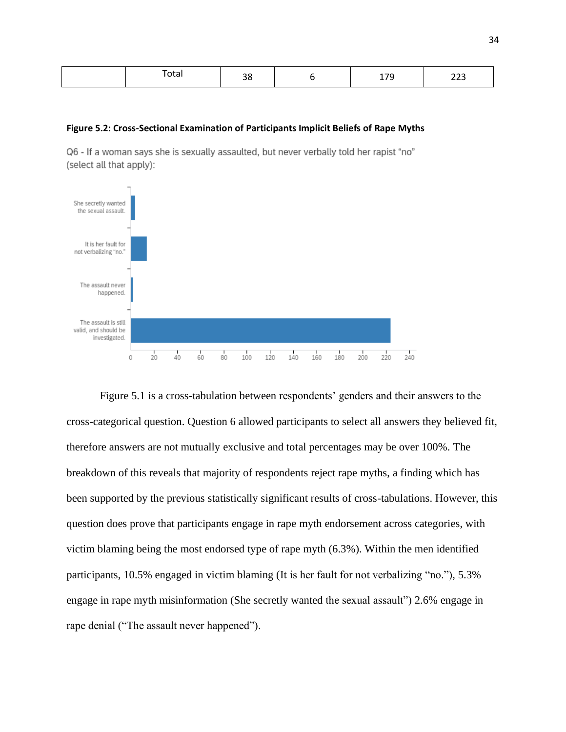|  | Total | 38 | 6 | 179 | 223 |
|---|---|---|---|---|---|

**Figure 5.2: Cross-Sectional Examination of Participants Implicit Beliefs of Rape Myths**

Q6 - If a woman says she is sexually assaulted, but never verbally told her rapist "no" (select all that apply):

Figure 5.1 is a cross-tabulation between respondents' genders and their answers to the cross-categorical question. Question 6 allowed participants to select all answers they believed fit, therefore answers are not mutually exclusive and total percentages may be over 100%. The breakdown of this reveals that majority of respondents reject rape myths, a finding which has been supported by the previous statistically significant results of cross-tabulations. However, this question does prove that participants engage in rape myth endorsement across categories, with victim blaming being the most endorsed type of rape myth (6.3%). Within the men identified participants, 10.5% engaged in victim blaming (It is her fault for not verbalizing "no."), 5.3% engage in rape myth misinformation (She secretly wanted the sexual assault") 2.6% engage in rape denial ("The assault never happened").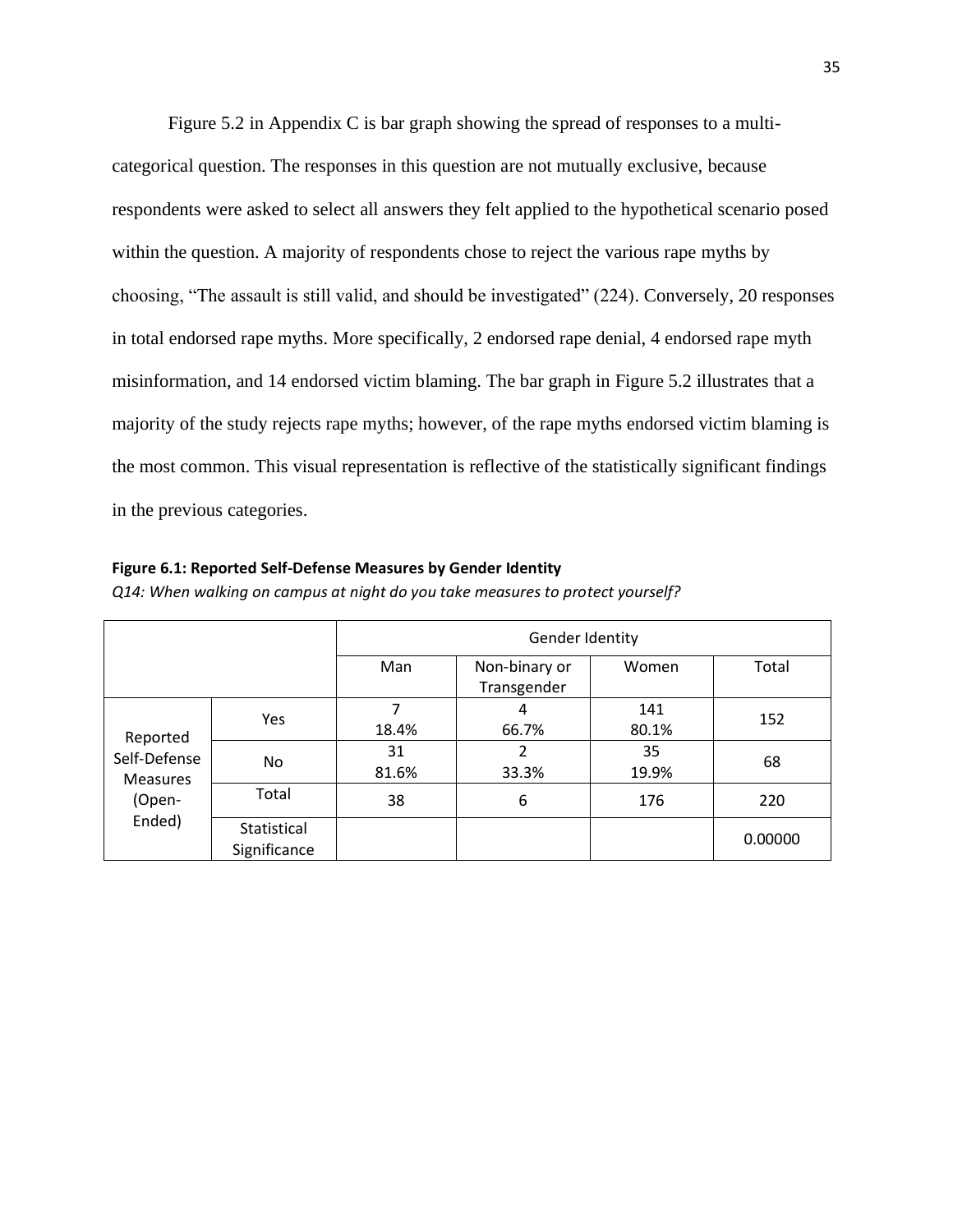Figure 5.2 in Appendix C is bar graph showing the spread of responses to a multi-categorical question. The responses in this question are not mutually exclusive, because respondents were asked to select all answers they felt applied to the hypothetical scenario posed within the question. A majority of respondents chose to reject the various rape myths by choosing, "The assault is still valid, and should be investigated" (224). Conversely, 20 responses in total endorsed rape myths. More specifically, 2 endorsed rape denial, 4 endorsed rape myth misinformation, and 14 endorsed victim blaming. The bar graph in Figure 5.2 illustrates that a majority of the study rejects rape myths; however, of the rape myths endorsed victim blaming is the most common. This visual representation is reflective of the statistically significant findings in the previous categories.

**Figure 6.1: Reported Self-Defense Measures by Gender Identity**

*Q14: When walking on campus at night do you take measures to protect yourself?*

| | | Gender Identity | | | |
|---|---|---|---|---|---|
| | | Man | Non-binary or Transgender | Women | Total |
| Reported Self-Defense Measures (Open-Ended) | Yes | 7<br>18.4% | 4<br>66.7% | 141<br>80.1% | 152 |
| | No | 31<br>81.6% | 2<br>33.3% | 35<br>19.9% | 68 |
| | Total | 38 | 6 | 176 | 220 |
| | Statistical Significance | | | | 0.00000 |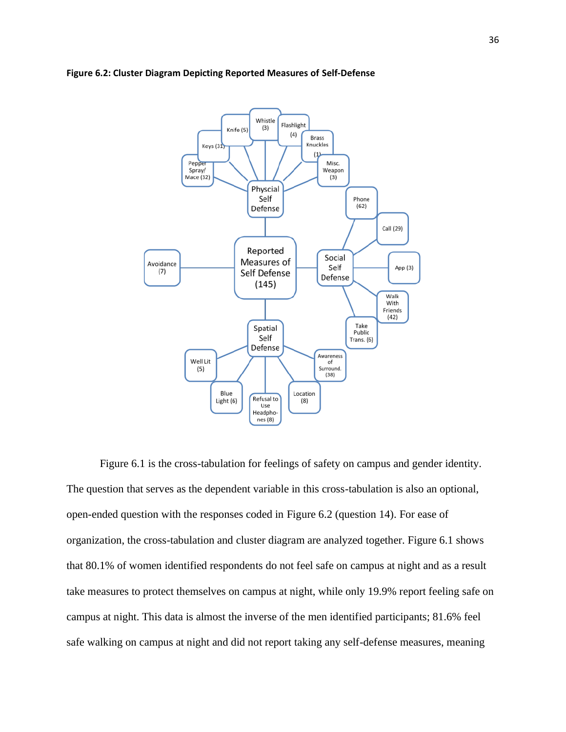**Figure 6.2: Cluster Diagram Depicting Reported Measures of Self-Defense**

Reported Measures of Self Defense (145)

- Physcial Self Defense
  - Pepper Spray/ Mace (32)
  - Keys (31)
  - Knife (5)
  - Whistle (3)
  - Flashlight (4)
  - Brass Knuckles (1)
  - Misc. Weapon (3)
- Social Self Defense
  - Phone (62)
  - Call (29)
  - App (3)
  - Walk With Friends (42)
  - Take Public Trans. (6)
- Spatial Self Defense
  - Well Lit (5)
  - Blue Light (6)
  - Refusal to Use Headphones (8)
  - Location (8)
  - Awareness of Surround. (38)
- Avoidance (7)

Figure 6.1 is the cross-tabulation for feelings of safety on campus and gender identity. The question that serves as the dependent variable in this cross-tabulation is also an optional, open-ended question with the responses coded in Figure 6.2 (question 14). For ease of organization, the cross-tabulation and cluster diagram are analyzed together. Figure 6.1 shows that 80.1% of women identified respondents do not feel safe on campus at night and as a result take measures to protect themselves on campus at night, while only 19.9% report feeling safe on campus at night. This data is almost the inverse of the men identified participants; 81.6% feel safe walking on campus at night and did not report taking any self-defense measures, meaning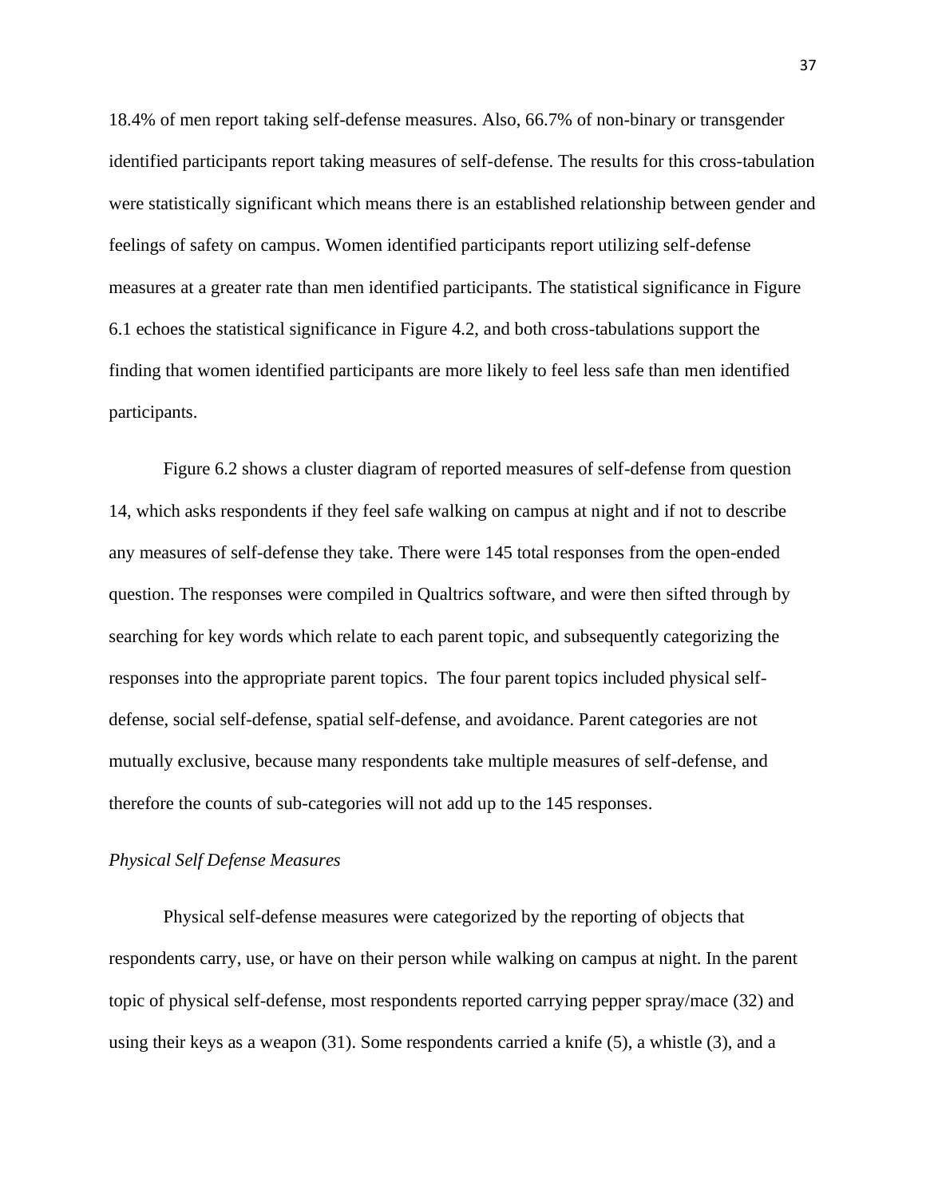18.4% of men report taking self-defense measures. Also, 66.7% of non-binary or transgender identified participants report taking measures of self-defense. The results for this cross-tabulation were statistically significant which means there is an established relationship between gender and feelings of safety on campus. Women identified participants report utilizing self-defense measures at a greater rate than men identified participants. The statistical significance in Figure 6.1 echoes the statistical significance in Figure 4.2, and both cross-tabulations support the finding that women identified participants are more likely to feel less safe than men identified participants.

Figure 6.2 shows a cluster diagram of reported measures of self-defense from question 14, which asks respondents if they feel safe walking on campus at night and if not to describe any measures of self-defense they take. There were 145 total responses from the open-ended question. The responses were compiled in Qualtrics software, and were then sifted through by searching for key words which relate to each parent topic, and subsequently categorizing the responses into the appropriate parent topics. The four parent topics included physical self-defense, social self-defense, spatial self-defense, and avoidance. Parent categories are not mutually exclusive, because many respondents take multiple measures of self-defense, and therefore the counts of sub-categories will not add up to the 145 responses.

*Physical Self Defense Measures*

Physical self-defense measures were categorized by the reporting of objects that respondents carry, use, or have on their person while walking on campus at night. In the parent topic of physical self-defense, most respondents reported carrying pepper spray/mace (32) and using their keys as a weapon (31). Some respondents carried a knife (5), a whistle (3), and a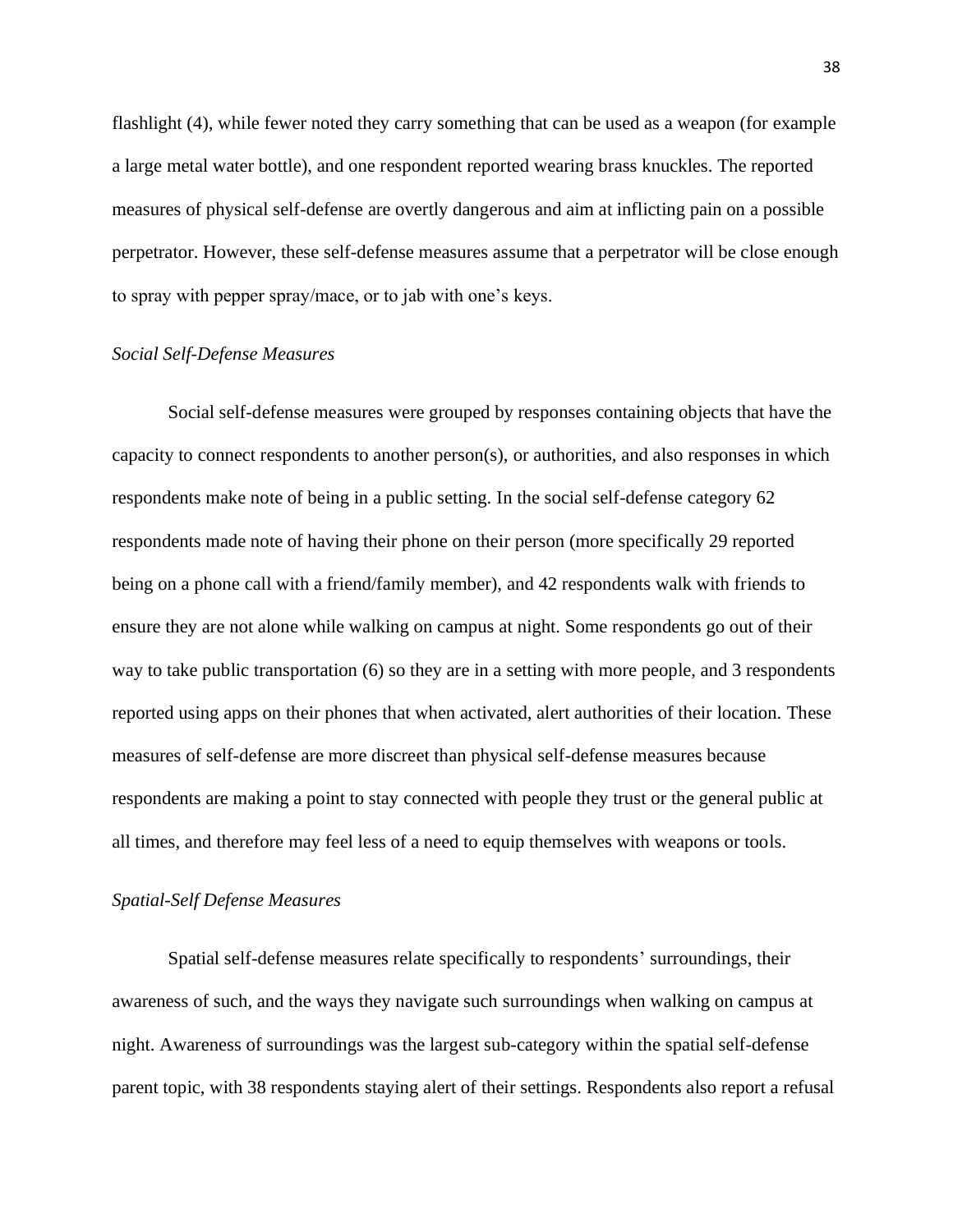flashlight (4), while fewer noted they carry something that can be used as a weapon (for example a large metal water bottle), and one respondent reported wearing brass knuckles. The reported measures of physical self-defense are overtly dangerous and aim at inflicting pain on a possible perpetrator. However, these self-defense measures assume that a perpetrator will be close enough to spray with pepper spray/mace, or to jab with one's keys.

### *Social Self-Defense Measures*

Social self-defense measures were grouped by responses containing objects that have the capacity to connect respondents to another person(s), or authorities, and also responses in which respondents make note of being in a public setting. In the social self-defense category 62 respondents made note of having their phone on their person (more specifically 29 reported being on a phone call with a friend/family member), and 42 respondents walk with friends to ensure they are not alone while walking on campus at night. Some respondents go out of their way to take public transportation (6) so they are in a setting with more people, and 3 respondents reported using apps on their phones that when activated, alert authorities of their location. These measures of self-defense are more discreet than physical self-defense measures because respondents are making a point to stay connected with people they trust or the general public at all times, and therefore may feel less of a need to equip themselves with weapons or tools.

### *Spatial-Self Defense Measures*

Spatial self-defense measures relate specifically to respondents' surroundings, their awareness of such, and the ways they navigate such surroundings when walking on campus at night. Awareness of surroundings was the largest sub-category within the spatial self-defense parent topic, with 38 respondents staying alert of their settings. Respondents also report a refusal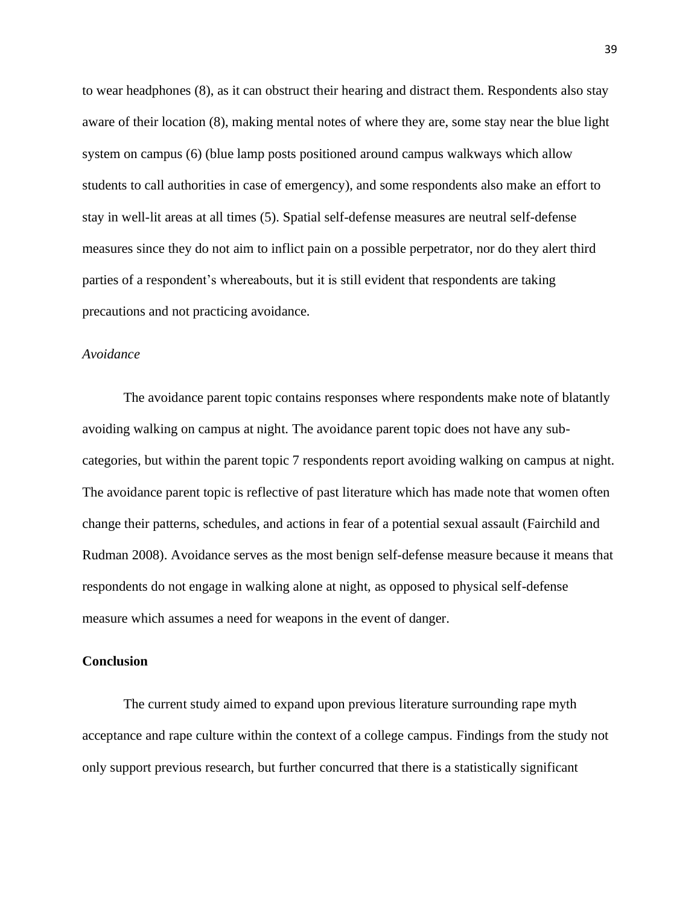to wear headphones (8), as it can obstruct their hearing and distract them. Respondents also stay aware of their location (8), making mental notes of where they are, some stay near the blue light system on campus (6) (blue lamp posts positioned around campus walkways which allow students to call authorities in case of emergency), and some respondents also make an effort to stay in well-lit areas at all times (5). Spatial self-defense measures are neutral self-defense measures since they do not aim to inflict pain on a possible perpetrator, nor do they alert third parties of a respondent's whereabouts, but it is still evident that respondents are taking precautions and not practicing avoidance.

*Avoidance*

The avoidance parent topic contains responses where respondents make note of blatantly avoiding walking on campus at night. The avoidance parent topic does not have any sub-categories, but within the parent topic 7 respondents report avoiding walking on campus at night. The avoidance parent topic is reflective of past literature which has made note that women often change their patterns, schedules, and actions in fear of a potential sexual assault (Fairchild and Rudman 2008). Avoidance serves as the most benign self-defense measure because it means that respondents do not engage in walking alone at night, as opposed to physical self-defense measure which assumes a need for weapons in the event of danger.

## Conclusion

The current study aimed to expand upon previous literature surrounding rape myth acceptance and rape culture within the context of a college campus. Findings from the study not only support previous research, but further concurred that there is a statistically significant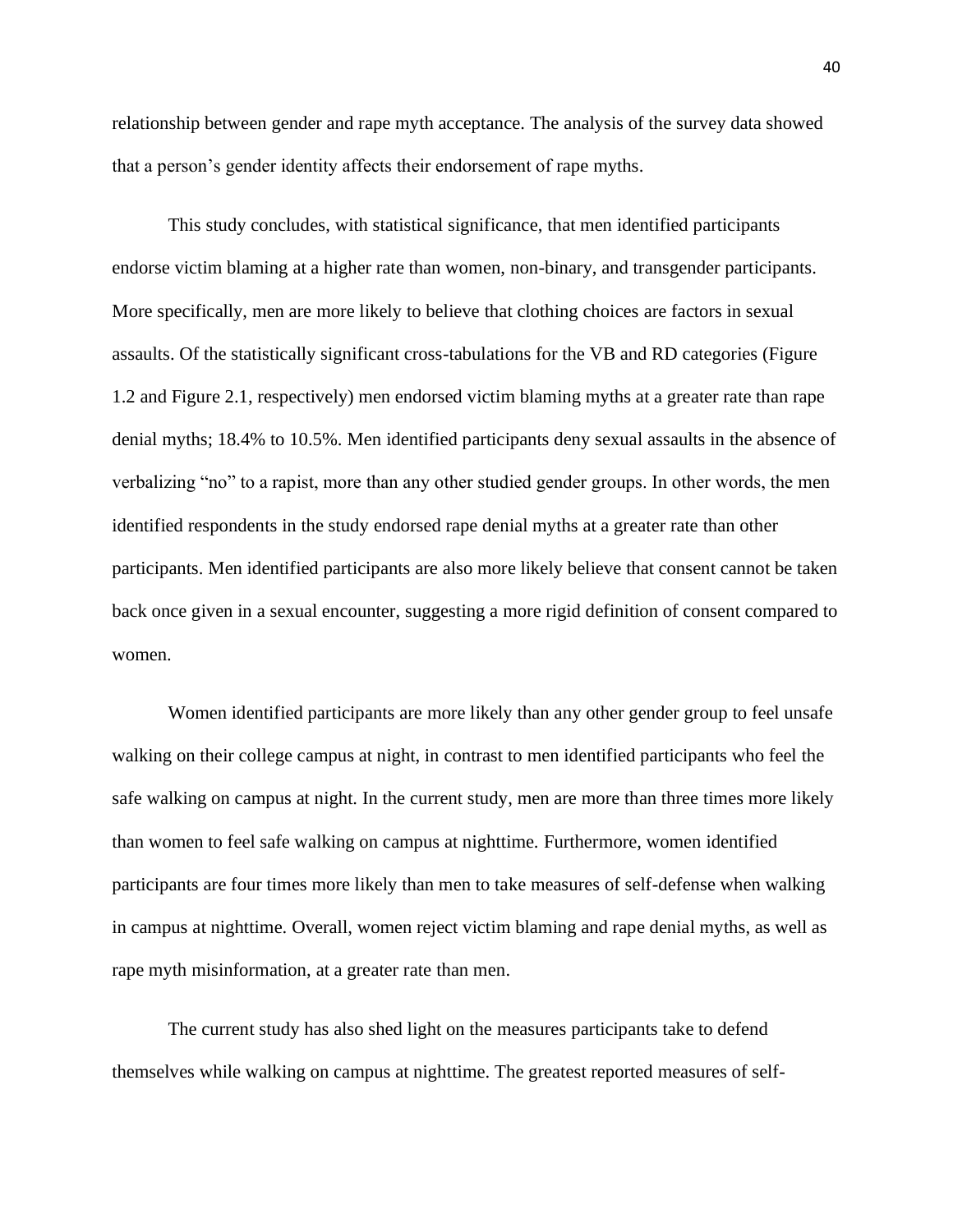relationship between gender and rape myth acceptance. The analysis of the survey data showed that a person's gender identity affects their endorsement of rape myths.

This study concludes, with statistical significance, that men identified participants endorse victim blaming at a higher rate than women, non-binary, and transgender participants. More specifically, men are more likely to believe that clothing choices are factors in sexual assaults. Of the statistically significant cross-tabulations for the VB and RD categories (Figure 1.2 and Figure 2.1, respectively) men endorsed victim blaming myths at a greater rate than rape denial myths; 18.4% to 10.5%. Men identified participants deny sexual assaults in the absence of verbalizing "no" to a rapist, more than any other studied gender groups. In other words, the men identified respondents in the study endorsed rape denial myths at a greater rate than other participants. Men identified participants are also more likely believe that consent cannot be taken back once given in a sexual encounter, suggesting a more rigid definition of consent compared to women.

Women identified participants are more likely than any other gender group to feel unsafe walking on their college campus at night, in contrast to men identified participants who feel the safe walking on campus at night. In the current study, men are more than three times more likely than women to feel safe walking on campus at nighttime. Furthermore, women identified participants are four times more likely than men to take measures of self-defense when walking in campus at nighttime. Overall, women reject victim blaming and rape denial myths, as well as rape myth misinformation, at a greater rate than men.

The current study has also shed light on the measures participants take to defend themselves while walking on campus at nighttime. The greatest reported measures of self-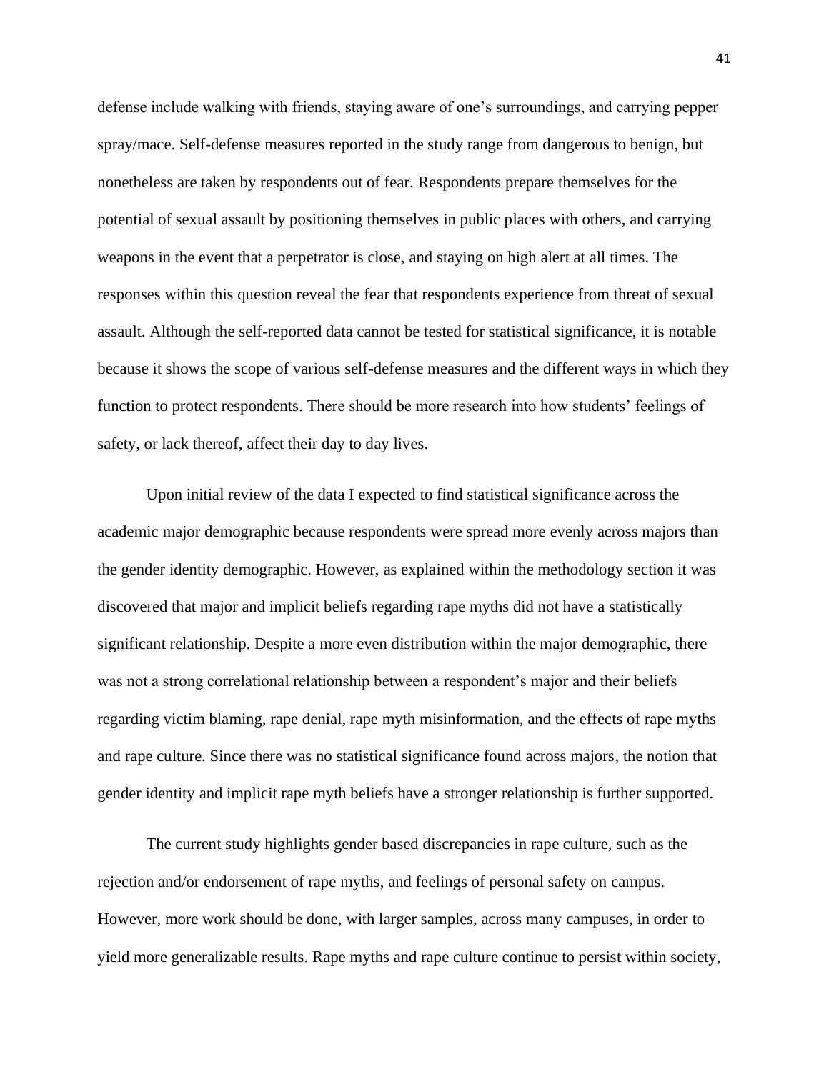defense include walking with friends, staying aware of one's surroundings, and carrying pepper spray/mace. Self-defense measures reported in the study range from dangerous to benign, but nonetheless are taken by respondents out of fear. Respondents prepare themselves for the potential of sexual assault by positioning themselves in public places with others, and carrying weapons in the event that a perpetrator is close, and staying on high alert at all times. The responses within this question reveal the fear that respondents experience from threat of sexual assault. Although the self-reported data cannot be tested for statistical significance, it is notable because it shows the scope of various self-defense measures and the different ways in which they function to protect respondents. There should be more research into how students' feelings of safety, or lack thereof, affect their day to day lives.

Upon initial review of the data I expected to find statistical significance across the academic major demographic because respondents were spread more evenly across majors than the gender identity demographic. However, as explained within the methodology section it was discovered that major and implicit beliefs regarding rape myths did not have a statistically significant relationship. Despite a more even distribution within the major demographic, there was not a strong correlational relationship between a respondent's major and their beliefs regarding victim blaming, rape denial, rape myth misinformation, and the effects of rape myths and rape culture. Since there was no statistical significance found across majors, the notion that gender identity and implicit rape myth beliefs have a stronger relationship is further supported.

The current study highlights gender based discrepancies in rape culture, such as the rejection and/or endorsement of rape myths, and feelings of personal safety on campus. However, more work should be done, with larger samples, across many campuses, in order to yield more generalizable results. Rape myths and rape culture continue to persist within society,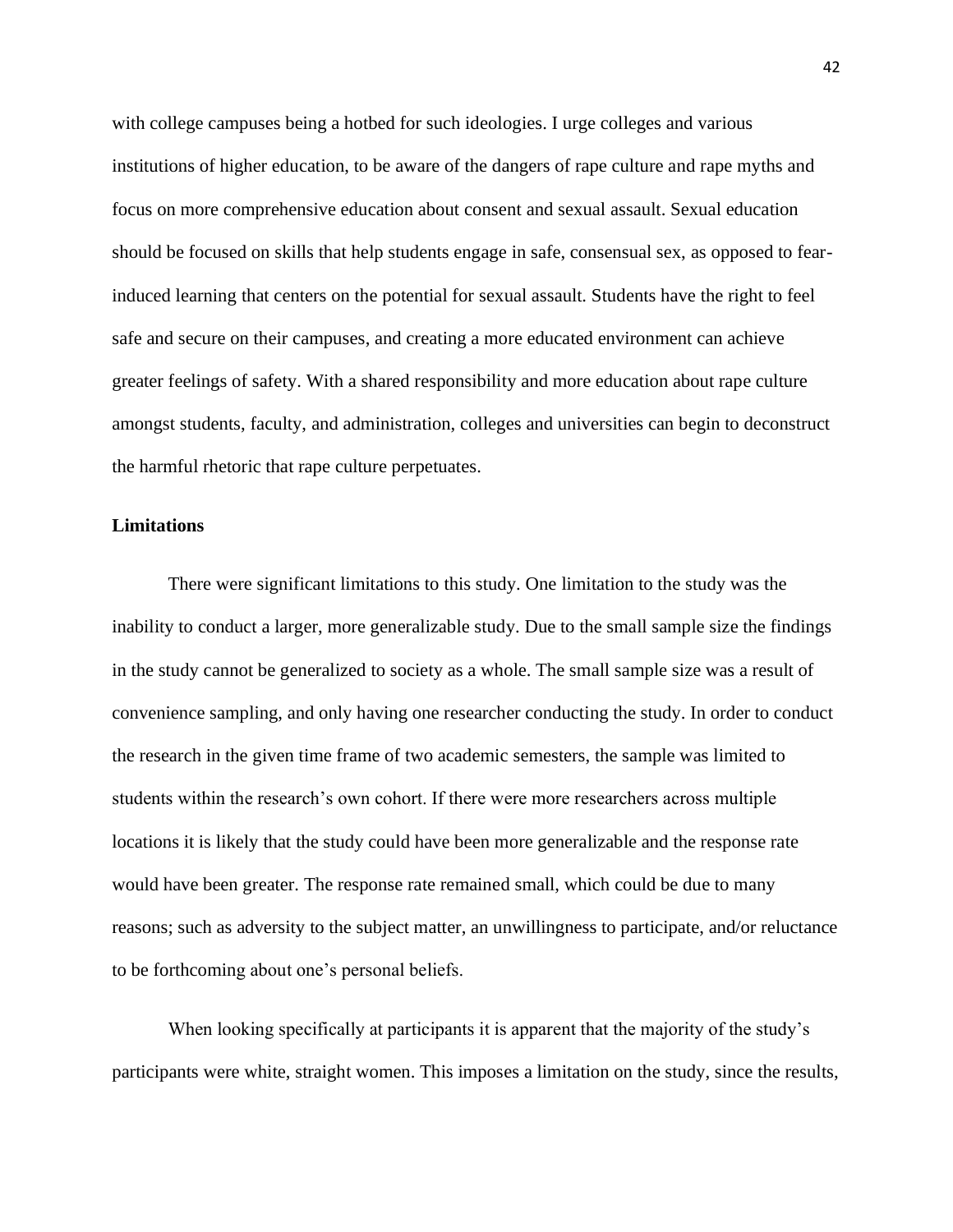with college campuses being a hotbed for such ideologies. I urge colleges and various institutions of higher education, to be aware of the dangers of rape culture and rape myths and focus on more comprehensive education about consent and sexual assault. Sexual education should be focused on skills that help students engage in safe, consensual sex, as opposed to fear-induced learning that centers on the potential for sexual assault. Students have the right to feel safe and secure on their campuses, and creating a more educated environment can achieve greater feelings of safety. With a shared responsibility and more education about rape culture amongst students, faculty, and administration, colleges and universities can begin to deconstruct the harmful rhetoric that rape culture perpetuates.

**Limitations**

There were significant limitations to this study. One limitation to the study was the inability to conduct a larger, more generalizable study. Due to the small sample size the findings in the study cannot be generalized to society as a whole. The small sample size was a result of convenience sampling, and only having one researcher conducting the study. In order to conduct the research in the given time frame of two academic semesters, the sample was limited to students within the research's own cohort. If there were more researchers across multiple locations it is likely that the study could have been more generalizable and the response rate would have been greater. The response rate remained small, which could be due to many reasons; such as adversity to the subject matter, an unwillingness to participate, and/or reluctance to be forthcoming about one's personal beliefs.

When looking specifically at participants it is apparent that the majority of the study's participants were white, straight women. This imposes a limitation on the study, since the results,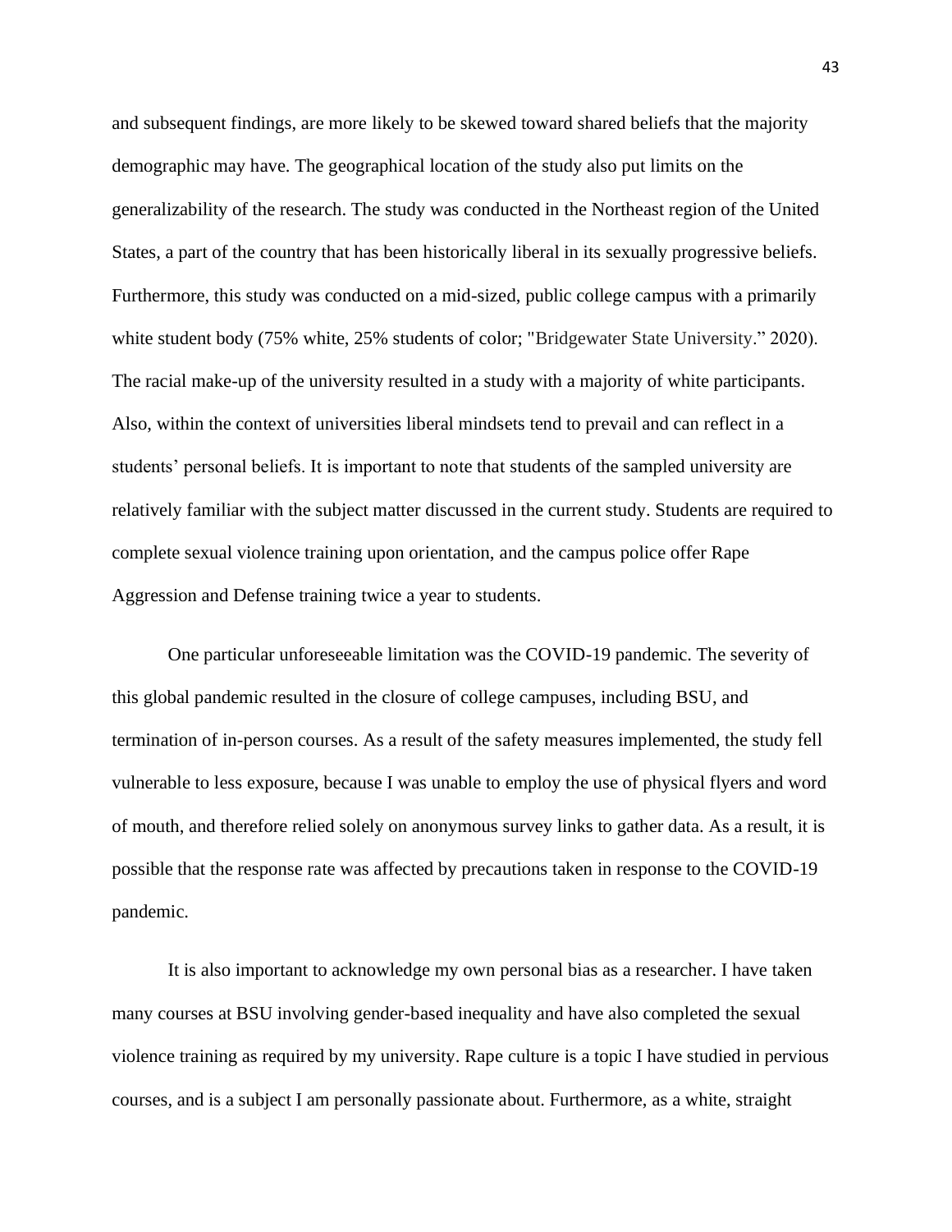and subsequent findings, are more likely to be skewed toward shared beliefs that the majority demographic may have. The geographical location of the study also put limits on the generalizability of the research. The study was conducted in the Northeast region of the United States, a part of the country that has been historically liberal in its sexually progressive beliefs. Furthermore, this study was conducted on a mid-sized, public college campus with a primarily white student body (75% white, 25% students of color; "Bridgewater State University." 2020). The racial make-up of the university resulted in a study with a majority of white participants. Also, within the context of universities liberal mindsets tend to prevail and can reflect in a students' personal beliefs. It is important to note that students of the sampled university are relatively familiar with the subject matter discussed in the current study. Students are required to complete sexual violence training upon orientation, and the campus police offer Rape Aggression and Defense training twice a year to students.

One particular unforeseeable limitation was the COVID-19 pandemic. The severity of this global pandemic resulted in the closure of college campuses, including BSU, and termination of in-person courses. As a result of the safety measures implemented, the study fell vulnerable to less exposure, because I was unable to employ the use of physical flyers and word of mouth, and therefore relied solely on anonymous survey links to gather data. As a result, it is possible that the response rate was affected by precautions taken in response to the COVID-19 pandemic.

It is also important to acknowledge my own personal bias as a researcher. I have taken many courses at BSU involving gender-based inequality and have also completed the sexual violence training as required by my university. Rape culture is a topic I have studied in pervious courses, and is a subject I am personally passionate about. Furthermore, as a white, straight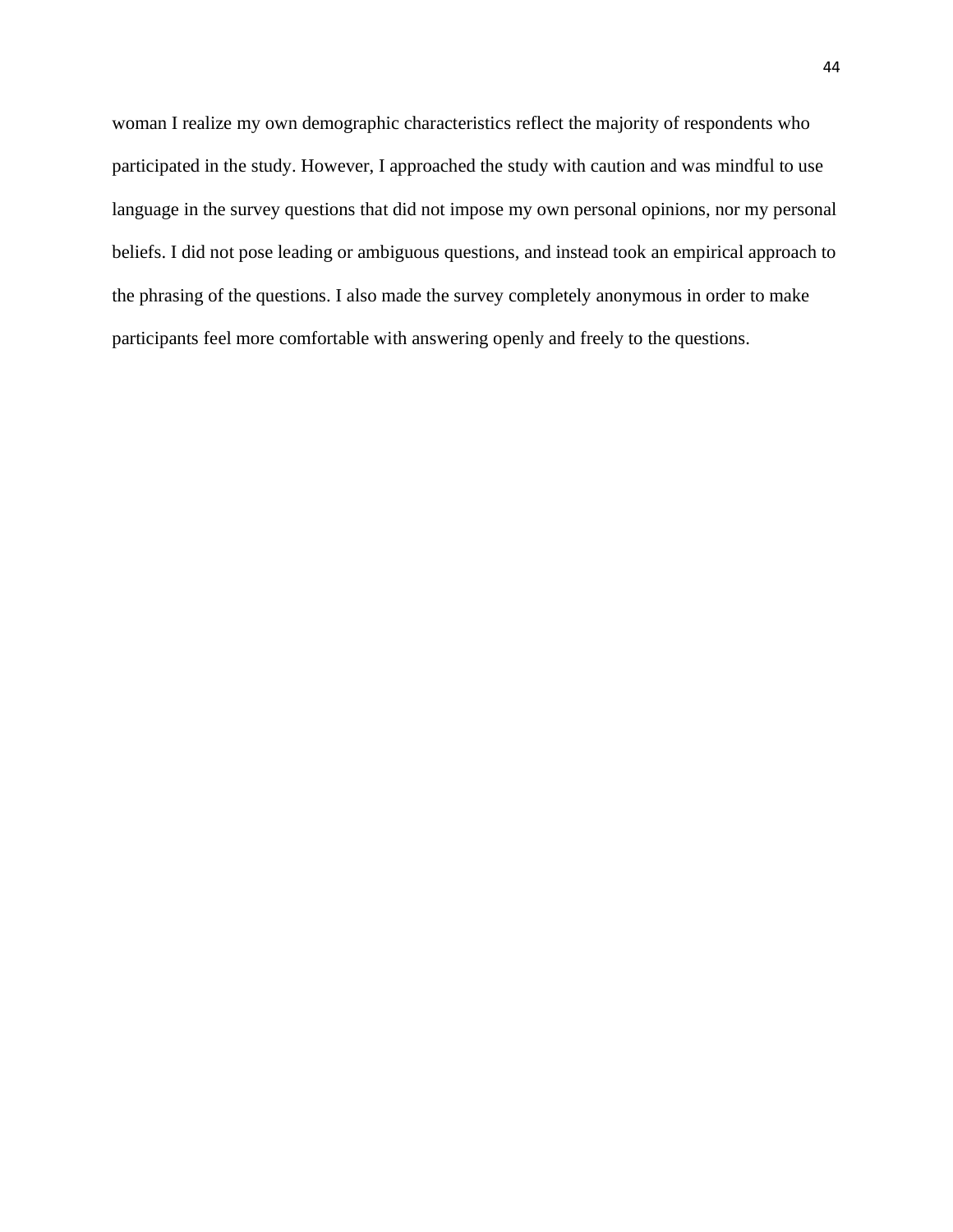woman I realize my own demographic characteristics reflect the majority of respondents who participated in the study. However, I approached the study with caution and was mindful to use language in the survey questions that did not impose my own personal opinions, nor my personal beliefs. I did not pose leading or ambiguous questions, and instead took an empirical approach to the phrasing of the questions. I also made the survey completely anonymous in order to make participants feel more comfortable with answering openly and freely to the questions.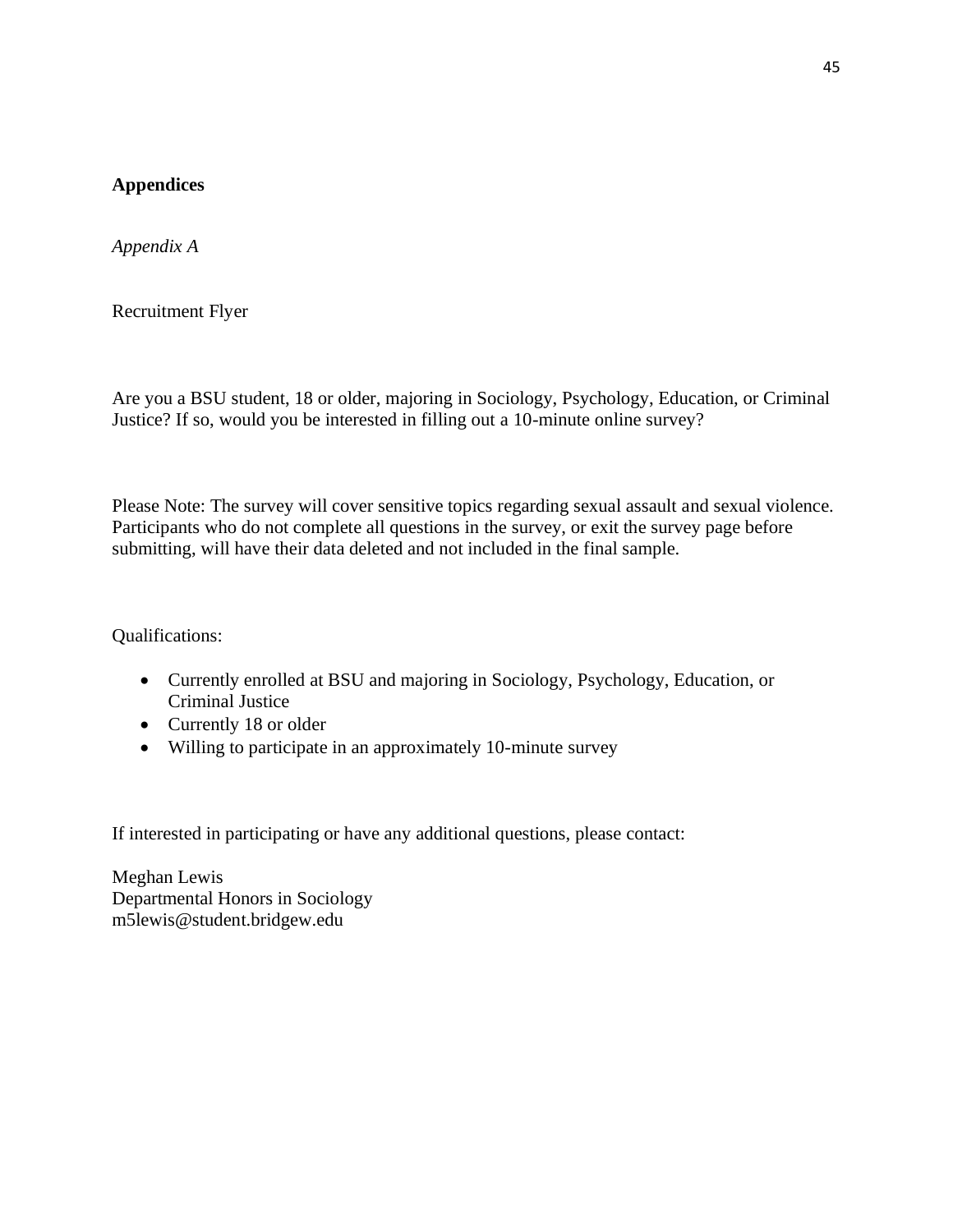## Appendices

*Appendix A*

Recruitment Flyer

Are you a BSU student, 18 or older, majoring in Sociology, Psychology, Education, or Criminal Justice? If so, would you be interested in filling out a 10-minute online survey?

Please Note: The survey will cover sensitive topics regarding sexual assault and sexual violence. Participants who do not complete all questions in the survey, or exit the survey page before submitting, will have their data deleted and not included in the final sample.

Qualifications:

- Currently enrolled at BSU and majoring in Sociology, Psychology, Education, or Criminal Justice
- Currently 18 or older
- Willing to participate in an approximately 10-minute survey

If interested in participating or have any additional questions, please contact:

Meghan Lewis  
Departmental Honors in Sociology  
m5lewis@student.bridgew.edu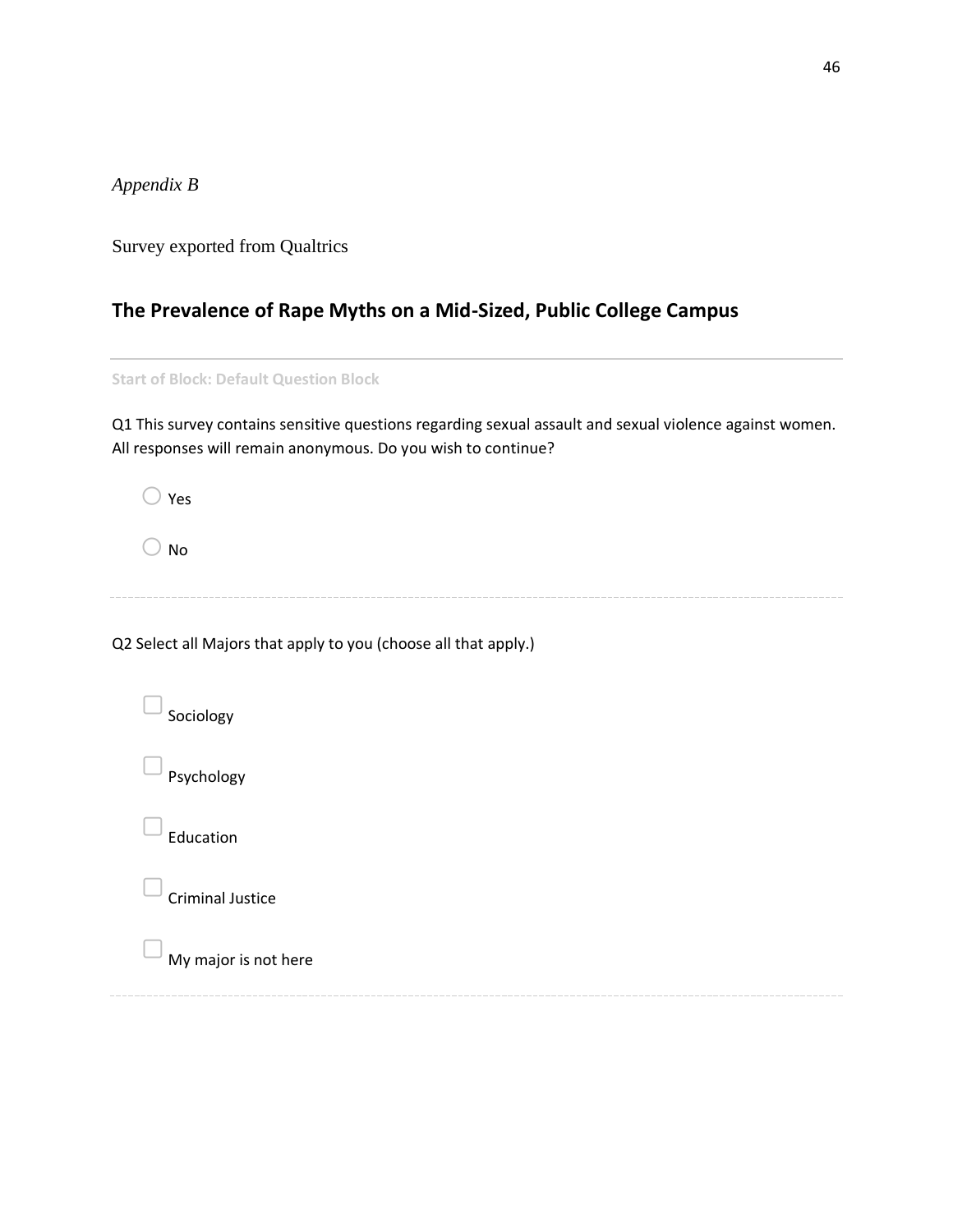*Appendix B*

Survey exported from Qualtrics

## The Prevalence of Rape Myths on a Mid-Sized, Public College Campus

---

**Start of Block: Default Question Block**

Q1 This survey contains sensitive questions regarding sexual assault and sexual violence against women. All responses will remain anonymous. Do you wish to continue?

- ○ Yes
- ○ No

---

Q2 Select all Majors that apply to you (choose all that apply.)

- ☐ Sociology
- ☐ Psychology
- ☐ Education
- ☐ Criminal Justice
- ☐ My major is not here

---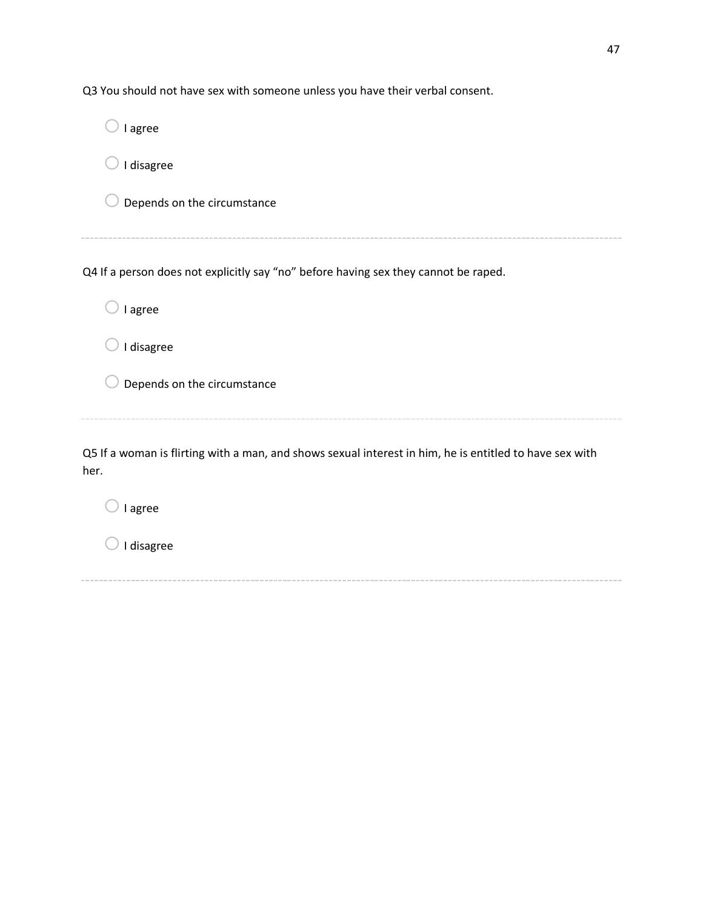Q3 You should not have sex with someone unless you have their verbal consent.

- ◯ I agree
- ◯ I disagree
- ◯ Depends on the circumstance

---

Q4 If a person does not explicitly say "no" before having sex they cannot be raped.

- ◯ I agree
- ◯ I disagree
- ◯ Depends on the circumstance

---

Q5 If a woman is flirting with a man, and shows sexual interest in him, he is entitled to have sex with her.

- ◯ I agree
- ◯ I disagree

---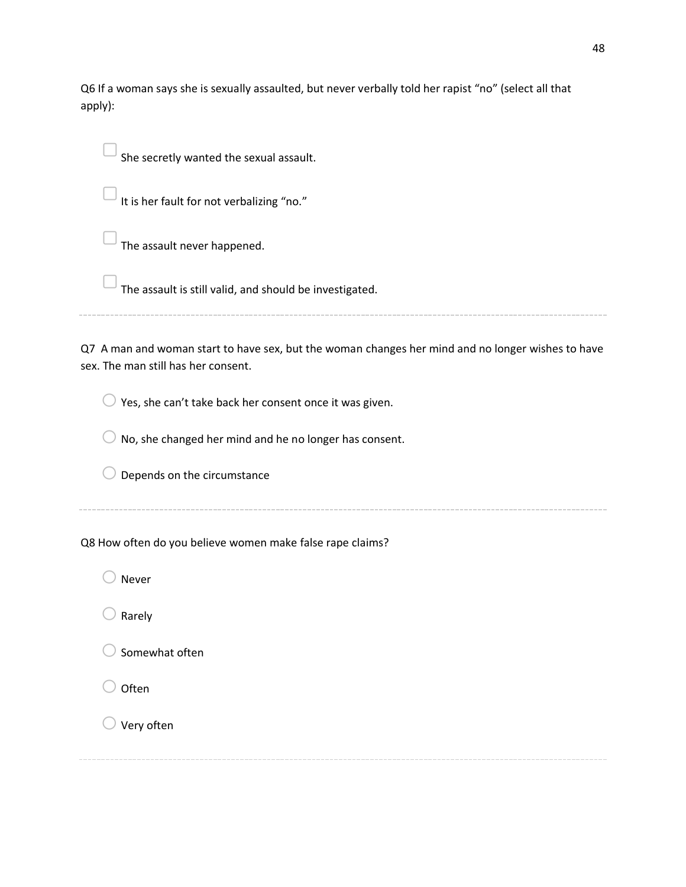Q6 If a woman says she is sexually assaulted, but never verbally told her rapist "no" (select all that apply):

- ☐ She secretly wanted the sexual assault.
- ☐ It is her fault for not verbalizing "no."
- ☐ The assault never happened.
- ☐ The assault is still valid, and should be investigated.

---

Q7 A man and woman start to have sex, but the woman changes her mind and no longer wishes to have sex. The man still has her consent.

- ○ Yes, she can't take back her consent once it was given.
- ○ No, she changed her mind and he no longer has consent.
- ○ Depends on the circumstance

---

Q8 How often do you believe women make false rape claims?

- ○ Never
- ○ Rarely
- ○ Somewhat often
- ○ Often
- ○ Very often

---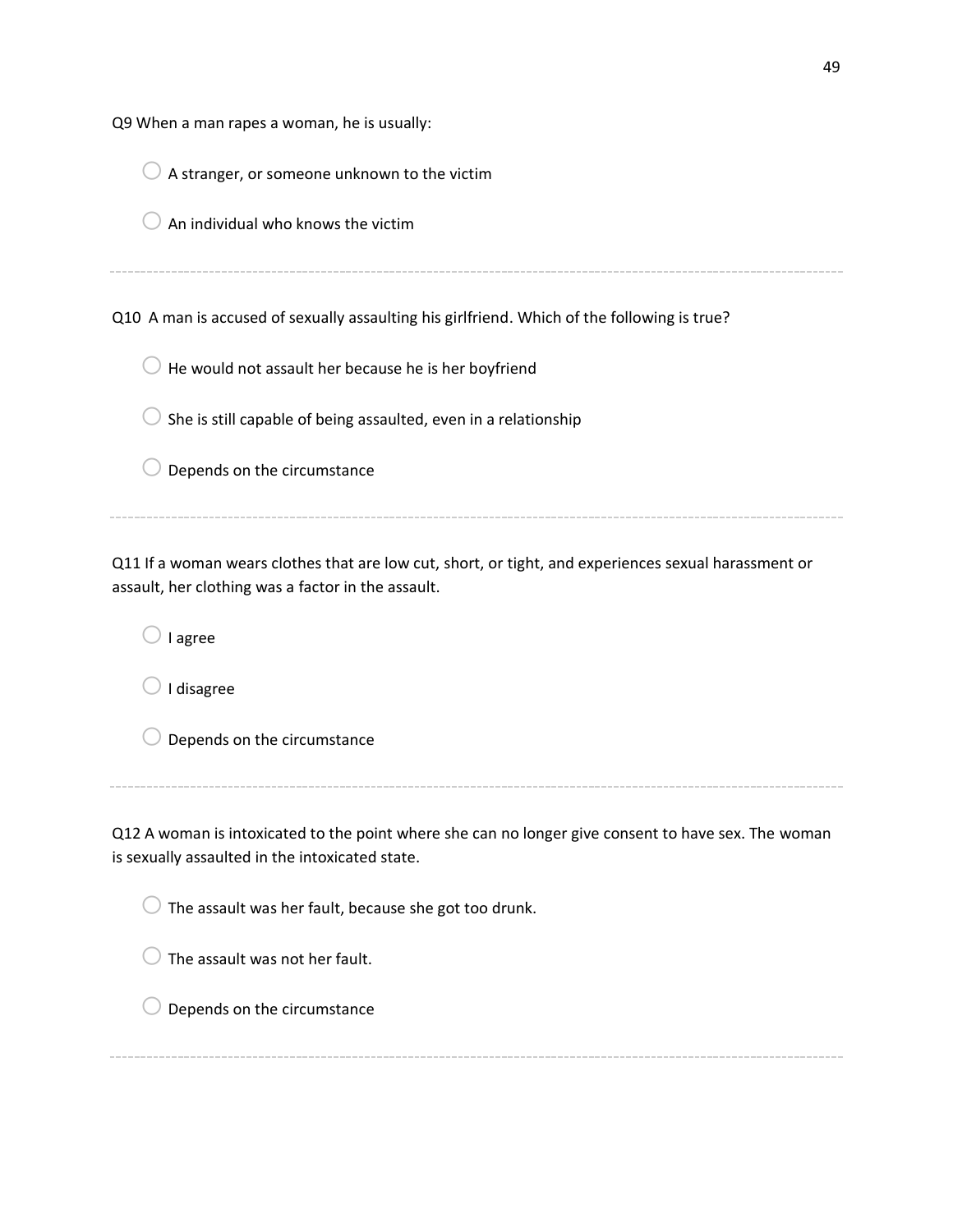Q9 When a man rapes a woman, he is usually:

- ○ A stranger, or someone unknown to the victim
- ○ An individual who knows the victim

---

Q10 A man is accused of sexually assaulting his girlfriend. Which of the following is true?

- ○ He would not assault her because he is her boyfriend
- ○ She is still capable of being assaulted, even in a relationship
- ○ Depends on the circumstance

---

Q11 If a woman wears clothes that are low cut, short, or tight, and experiences sexual harassment or assault, her clothing was a factor in the assault.

- ○ I agree
- ○ I disagree
- ○ Depends on the circumstance

---

Q12 A woman is intoxicated to the point where she can no longer give consent to have sex. The woman is sexually assaulted in the intoxicated state.

- ○ The assault was her fault, because she got too drunk.
- ○ The assault was not her fault.
- ○ Depends on the circumstance

---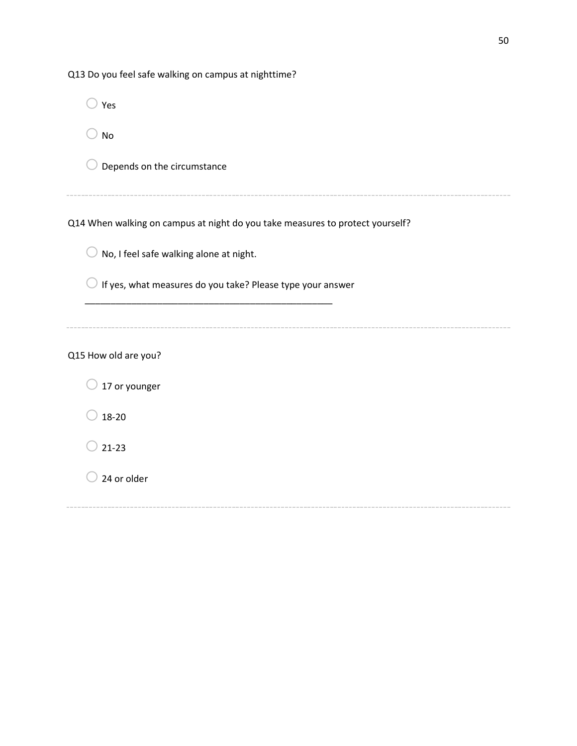Q13 Do you feel safe walking on campus at nighttime?

- ○ Yes
- ○ No
- ○ Depends on the circumstance

---

Q14 When walking on campus at night do you take measures to protect yourself?

- ○ No, I feel safe walking alone at night.
- ○ If yes, what measures do you take? Please type your answer ________________________________________________

---

Q15 How old are you?

- ○ 17 or younger
- ○ 18-20
- ○ 21-23
- ○ 24 or older

---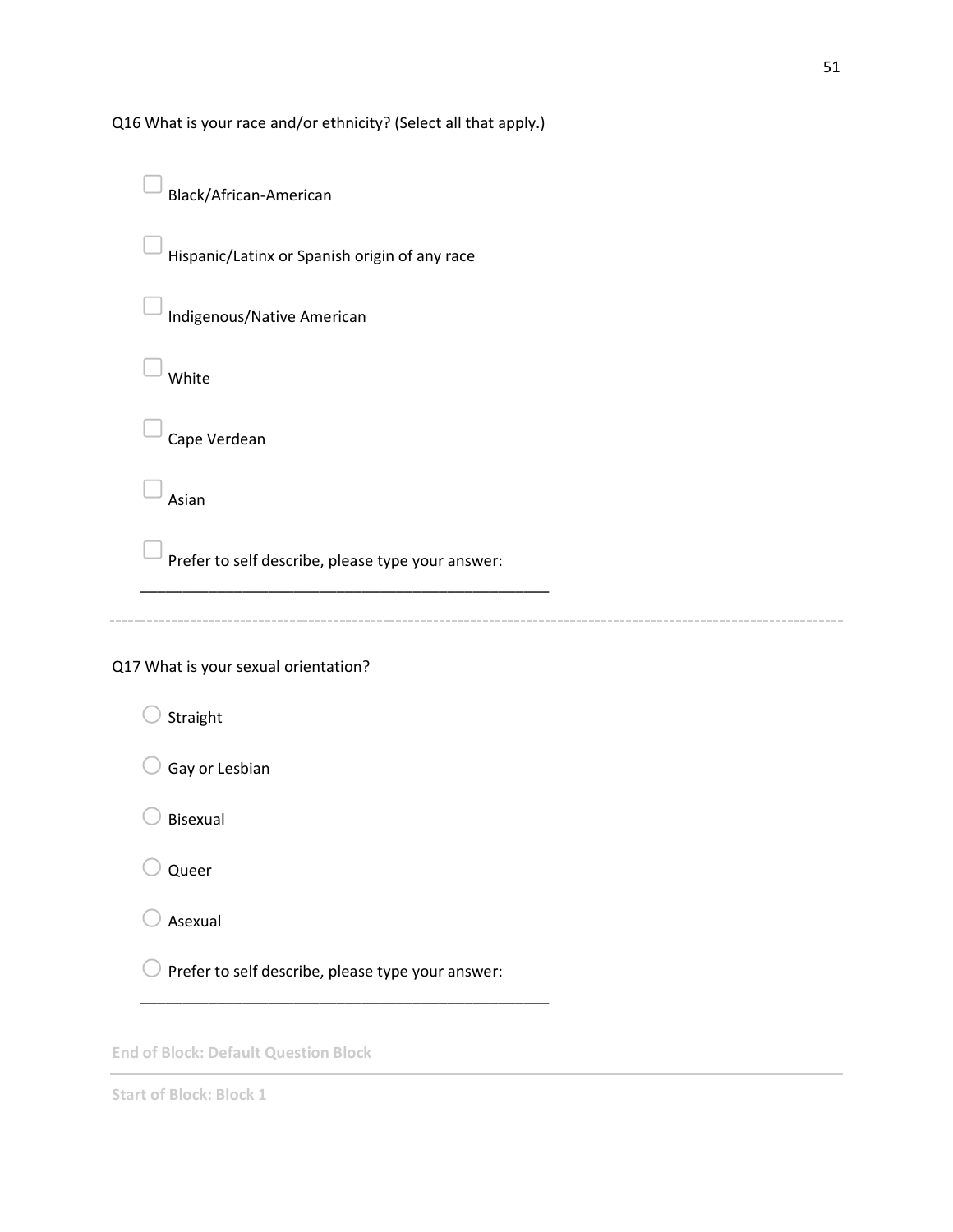Q16 What is your race and/or ethnicity? (Select all that apply.)

- ▢ Black/African-American
- ▢ Hispanic/Latinx or Spanish origin of any race
- ▢ Indigenous/Native American
- ▢ White
- ▢ Cape Verdean
- ▢ Asian
- ▢ Prefer to self describe, please type your answer: ________________________________________________

---

Q17 What is your sexual orientation?

- ○ Straight
- ○ Gay or Lesbian
- ○ Bisexual
- ○ Queer
- ○ Asexual
- ○ Prefer to self describe, please type your answer: ________________________________________________

**End of Block: Default Question Block**

---

**Start of Block: Block 1**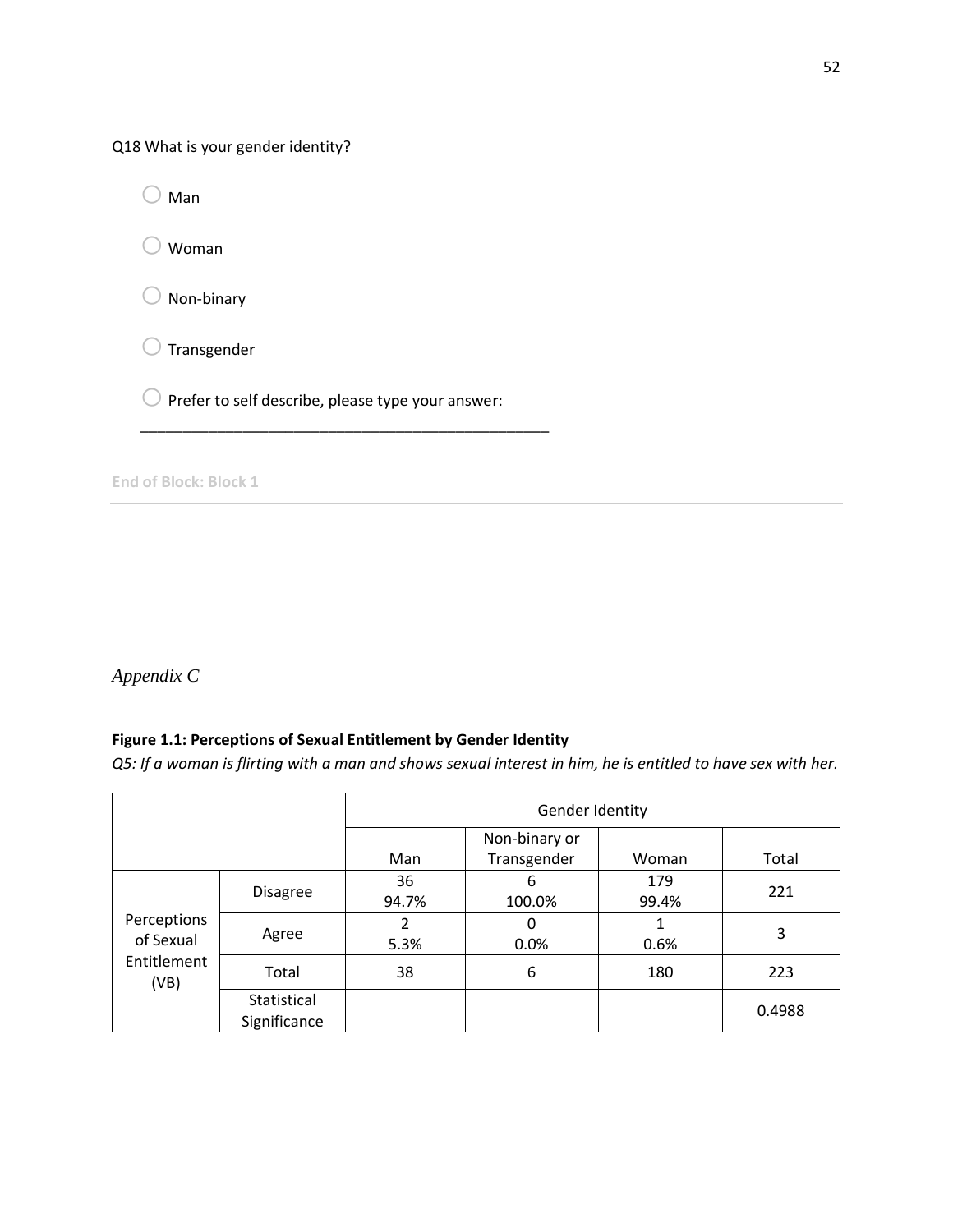Q18 What is your gender identity?

- ○ Man
- ○ Woman
- ○ Non-binary
- ○ Transgender
- ○ Prefer to self describe, please type your answer:
  ________________________________________________

End of Block: Block 1

---

*Appendix C*

**Figure 1.1: Perceptions of Sexual Entitlement by Gender Identity**

*Q5: If a woman is flirting with a man and shows sexual interest in him, he is entitled to have sex with her.*

| | | Gender Identity | | | |
|---|---|---|---|---|---|
| | | Man | Non-binary or Transgender | Woman | Total |
| Perceptions of Sexual Entitlement (VB) | Disagree | 36<br>94.7% | 6<br>100.0% | 179<br>99.4% | 221 |
| | Agree | 2<br>5.3% | 0<br>0.0% | 1<br>0.6% | 3 |
| | Total | 38 | 6 | 180 | 223 |
| | Statistical Significance | | | | 0.4988 |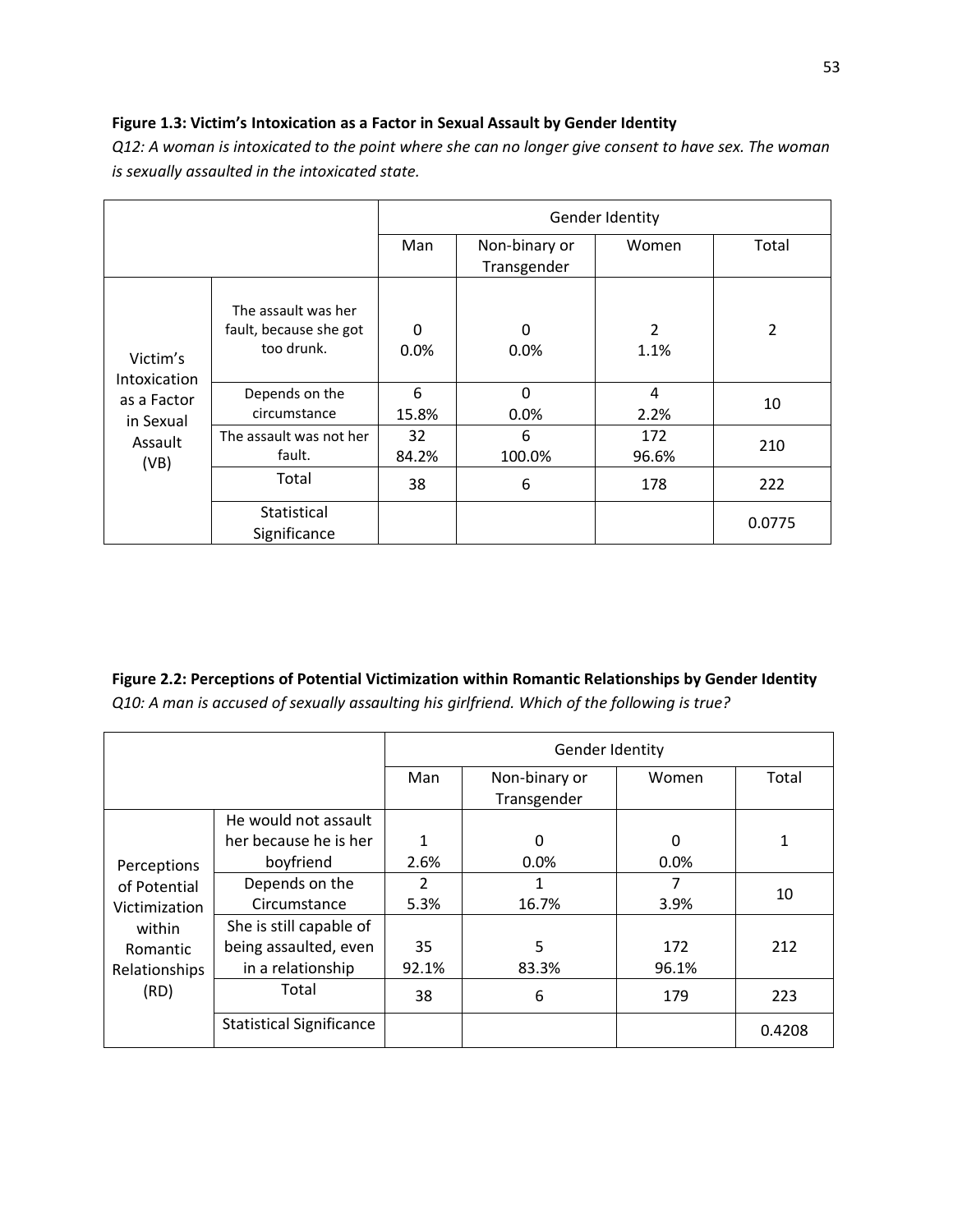**Figure 1.3: Victim's Intoxication as a Factor in Sexual Assault by Gender Identity**

*Q12: A woman is intoxicated to the point where she can no longer give consent to have sex. The woman is sexually assaulted in the intoxicated state.*

| | | Gender Identity | | | |
|---|---|---|---|---|---|
| | | Man | Non-binary or Transgender | Women | Total |
| Victim's Intoxication as a Factor in Sexual Assault (VB) | The assault was her fault, because she got too drunk. | 0<br>0.0% | 0<br>0.0% | 2<br>1.1% | 2 |
| | Depends on the circumstance | 6<br>15.8% | 0<br>0.0% | 4<br>2.2% | 10 |
| | The assault was not her fault. | 32<br>84.2% | 6<br>100.0% | 172<br>96.6% | 210 |
| | Total | 38 | 6 | 178 | 222 |
| | Statistical Significance | | | | 0.0775 |

**Figure 2.2: Perceptions of Potential Victimization within Romantic Relationships by Gender Identity**

*Q10: A man is accused of sexually assaulting his girlfriend. Which of the following is true?*

| | | Gender Identity | | | |
|---|---|---|---|---|---|
| | | Man | Non-binary or Transgender | Women | Total |
| Perceptions of Potential Victimization within Romantic Relationships (RD) | He would not assault her because he is her boyfriend | 1<br>2.6% | 0<br>0.0% | 0<br>0.0% | 1 |
| | Depends on the Circumstance | 2<br>5.3% | 1<br>16.7% | 7<br>3.9% | 10 |
| | She is still capable of being assaulted, even in a relationship | 35<br>92.1% | 5<br>83.3% | 172<br>96.1% | 212 |
| | Total | 38 | 6 | 179 | 223 |
| | Statistical Significance | | | | 0.4208 |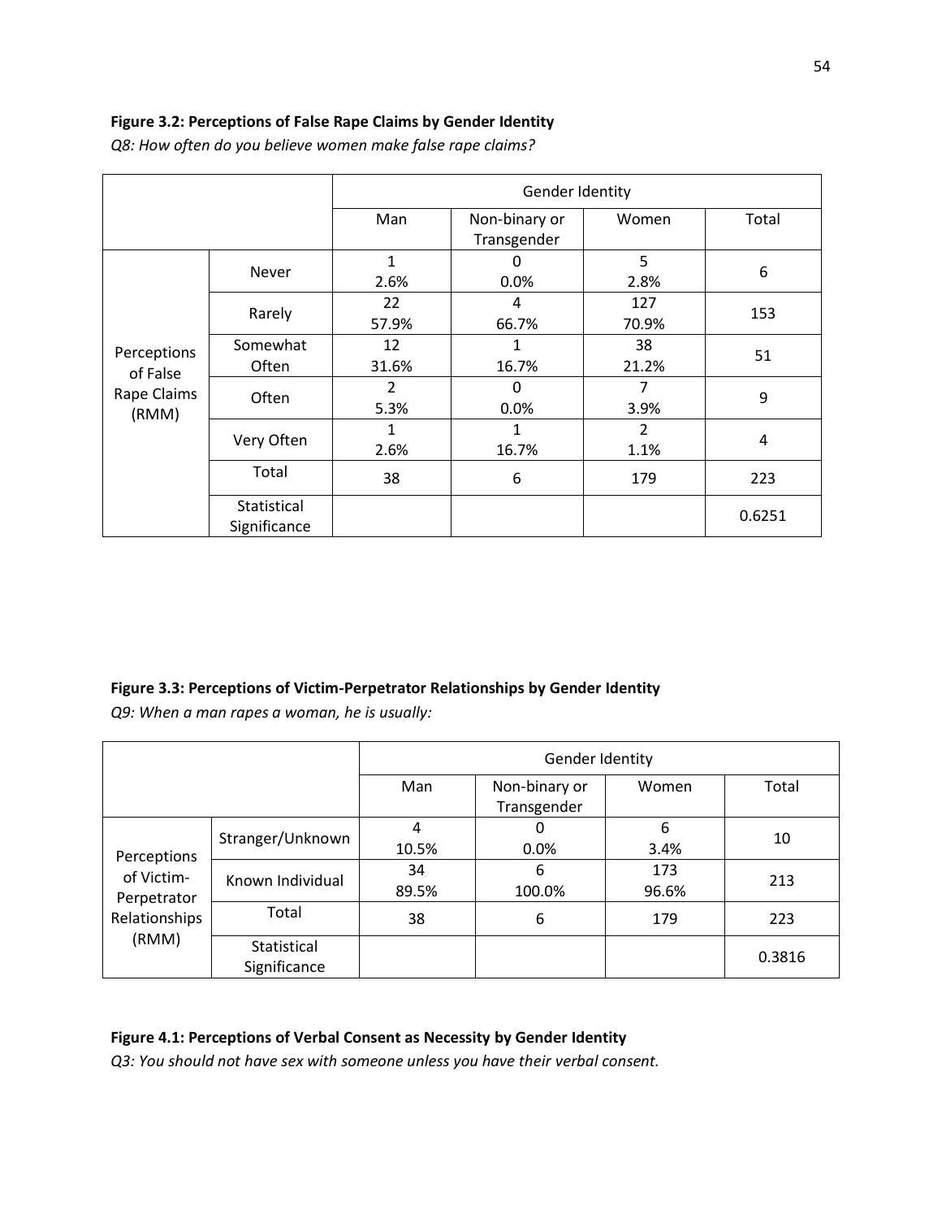**Figure 3.2: Perceptions of False Rape Claims by Gender Identity**

*Q8: How often do you believe women make false rape claims?*

| | | Gender Identity | | | |
|---|---|---|---|---|---|
| | | Man | Non-binary or Transgender | Women | Total |
| Perceptions of False Rape Claims (RMM) | Never | 1<br>2.6% | 0<br>0.0% | 5<br>2.8% | 6 |
| | Rarely | 22<br>57.9% | 4<br>66.7% | 127<br>70.9% | 153 |
| | Somewhat Often | 12<br>31.6% | 1<br>16.7% | 38<br>21.2% | 51 |
| | Often | 2<br>5.3% | 0<br>0.0% | 7<br>3.9% | 9 |
| | Very Often | 1<br>2.6% | 1<br>16.7% | 2<br>1.1% | 4 |
| | Total | 38 | 6 | 179 | 223 |
| | Statistical Significance | | | | 0.6251 |

**Figure 3.3: Perceptions of Victim-Perpetrator Relationships by Gender Identity**

*Q9: When a man rapes a woman, he is usually:*

| | | Gender Identity | | | |
|---|---|---|---|---|---|
| | | Man | Non-binary or Transgender | Women | Total |
| Perceptions of Victim-Perpetrator Relationships (RMM) | Stranger/Unknown | 4<br>10.5% | 0<br>0.0% | 6<br>3.4% | 10 |
| | Known Individual | 34<br>89.5% | 6<br>100.0% | 173<br>96.6% | 213 |
| | Total | 38 | 6 | 179 | 223 |
| | Statistical Significance | | | | 0.3816 |

**Figure 4.1: Perceptions of Verbal Consent as Necessity by Gender Identity**

*Q3: You should not have sex with someone unless you have their verbal consent.*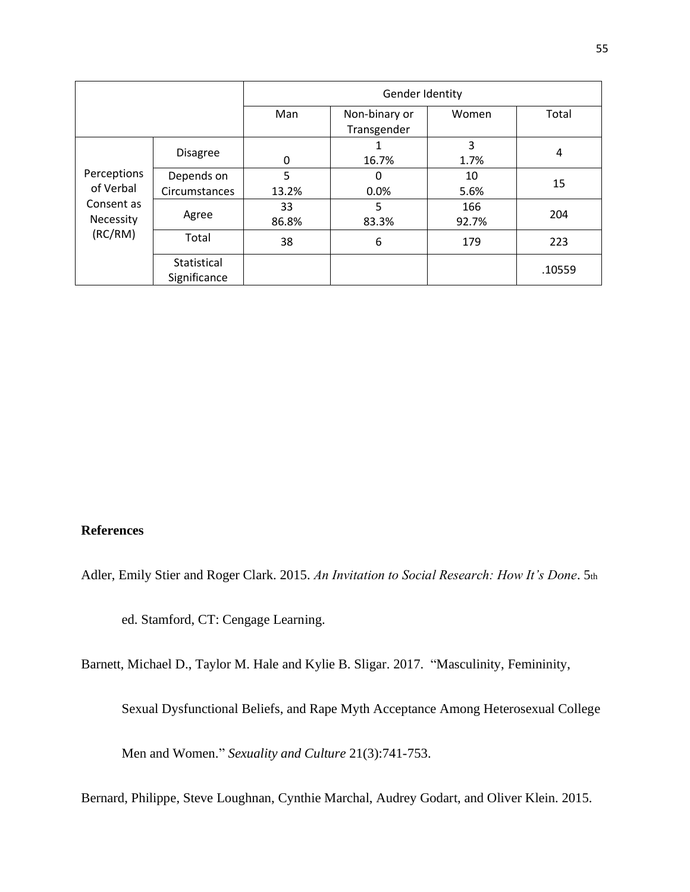| | | Gender Identity | | | |
|---|---|---|---|---|---|
| | | Man | Non-binary or Transgender | Women | Total |
| Perceptions of Verbal Consent as Necessity (RC/RM) | Disagree | 0 | 1<br>16.7% | 3<br>1.7% | 4 |
| | Depends on Circumstances | 5<br>13.2% | 0<br>0.0% | 10<br>5.6% | 15 |
| | Agree | 33<br>86.8% | 5<br>83.3% | 166<br>92.7% | 204 |
| | Total | 38 | 6 | 179 | 223 |
| | Statistical Significance | | | | .10559 |

**References**

Adler, Emily Stier and Roger Clark. 2015. *An Invitation to Social Research: How It's Done*. 5th ed. Stamford, CT: Cengage Learning.

Barnett, Michael D., Taylor M. Hale and Kylie B. Sligar. 2017. "Masculinity, Femininity, Sexual Dysfunctional Beliefs, and Rape Myth Acceptance Among Heterosexual College Men and Women." *Sexuality and Culture* 21(3):741-753.

Bernard, Philippe, Steve Loughnan, Cynthie Marchal, Audrey Godart, and Oliver Klein. 2015.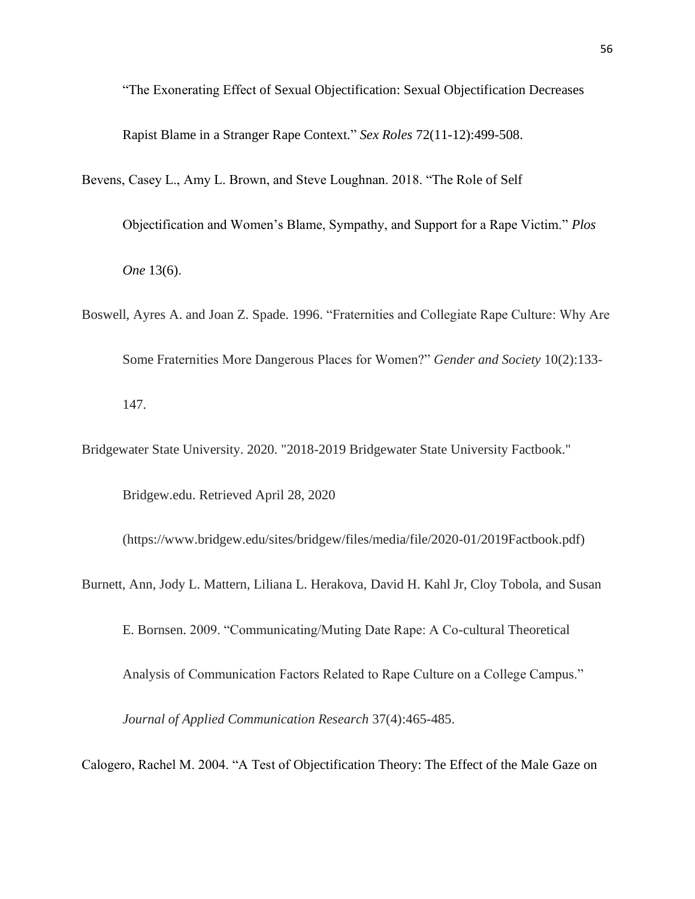“The Exonerating Effect of Sexual Objectification: Sexual Objectification Decreases Rapist Blame in a Stranger Rape Context.” *Sex Roles* 72(11-12):499-508.

Bevens, Casey L., Amy L. Brown, and Steve Loughnan. 2018. “The Role of Self Objectification and Women’s Blame, Sympathy, and Support for a Rape Victim.” *Plos One* 13(6).

Boswell, Ayres A. and Joan Z. Spade. 1996. “Fraternities and Collegiate Rape Culture: Why Are Some Fraternities More Dangerous Places for Women?” *Gender and Society* 10(2):133-147.

Bridgewater State University. 2020. "2018-2019 Bridgewater State University Factbook." Bridgew.edu. Retrieved April 28, 2020 (https://www.bridgew.edu/sites/bridgew/files/media/file/2020-01/2019Factbook.pdf)

Burnett, Ann, Jody L. Mattern, Liliana L. Herakova, David H. Kahl Jr, Cloy Tobola, and Susan E. Bornsen. 2009. “Communicating/Muting Date Rape: A Co-cultural Theoretical Analysis of Communication Factors Related to Rape Culture on a College Campus.” *Journal of Applied Communication Research* 37(4):465-485.

Calogero, Rachel M. 2004. “A Test of Objectification Theory: The Effect of the Male Gaze on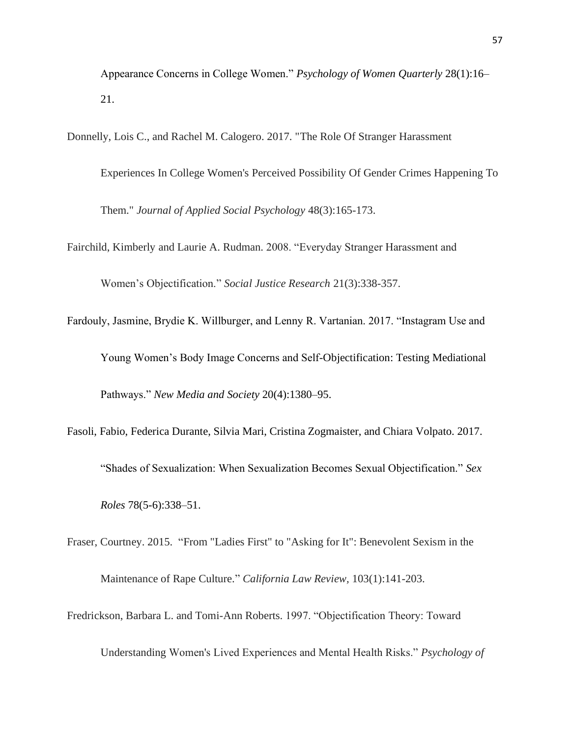Appearance Concerns in College Women." *Psychology of Women Quarterly* 28(1):16–21.

Donnelly, Lois C., and Rachel M. Calogero. 2017. "The Role Of Stranger Harassment Experiences In College Women's Perceived Possibility Of Gender Crimes Happening To Them." *Journal of Applied Social Psychology* 48(3):165-173.

Fairchild, Kimberly and Laurie A. Rudman. 2008. "Everyday Stranger Harassment and Women's Objectification." *Social Justice Research* 21(3):338-357.

Fardouly, Jasmine, Brydie K. Willburger, and Lenny R. Vartanian. 2017. "Instagram Use and Young Women's Body Image Concerns and Self-Objectification: Testing Mediational Pathways." *New Media and Society* 20(4):1380–95.

Fasoli, Fabio, Federica Durante, Silvia Mari, Cristina Zogmaister, and Chiara Volpato. 2017. "Shades of Sexualization: When Sexualization Becomes Sexual Objectification." *Sex Roles* 78(5-6):338–51.

Fraser, Courtney. 2015. "From "Ladies First" to "Asking for It": Benevolent Sexism in the Maintenance of Rape Culture." *California Law Review,* 103(1):141-203.

Fredrickson, Barbara L. and Tomi-Ann Roberts. 1997. "Objectification Theory: Toward Understanding Women's Lived Experiences and Mental Health Risks." *Psychology of*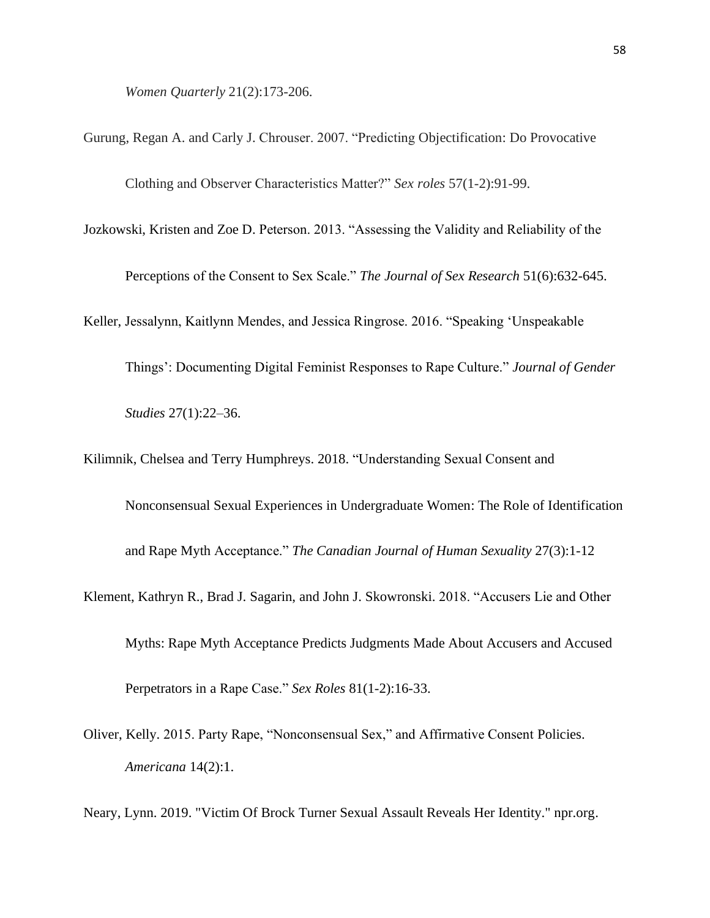*Women Quarterly* 21(2):173-206.

Gurung, Regan A. and Carly J. Chrouser. 2007. "Predicting Objectification: Do Provocative Clothing and Observer Characteristics Matter?" *Sex roles* 57(1-2):91-99.

Jozkowski, Kristen and Zoe D. Peterson. 2013. "Assessing the Validity and Reliability of the Perceptions of the Consent to Sex Scale." *The Journal of Sex Research* 51(6):632-645.

Keller, Jessalynn, Kaitlynn Mendes, and Jessica Ringrose. 2016. "Speaking 'Unspeakable Things': Documenting Digital Feminist Responses to Rape Culture." *Journal of Gender Studies* 27(1):22–36.

Kilimnik, Chelsea and Terry Humphreys. 2018. "Understanding Sexual Consent and Nonconsensual Sexual Experiences in Undergraduate Women: The Role of Identification and Rape Myth Acceptance." *The Canadian Journal of Human Sexuality* 27(3):1-12

Klement, Kathryn R., Brad J. Sagarin, and John J. Skowronski. 2018. "Accusers Lie and Other Myths: Rape Myth Acceptance Predicts Judgments Made About Accusers and Accused Perpetrators in a Rape Case." *Sex Roles* 81(1-2):16-33.

Oliver, Kelly. 2015. Party Rape, "Nonconsensual Sex," and Affirmative Consent Policies. *Americana* 14(2):1.

Neary, Lynn. 2019. "Victim Of Brock Turner Sexual Assault Reveals Her Identity." npr.org.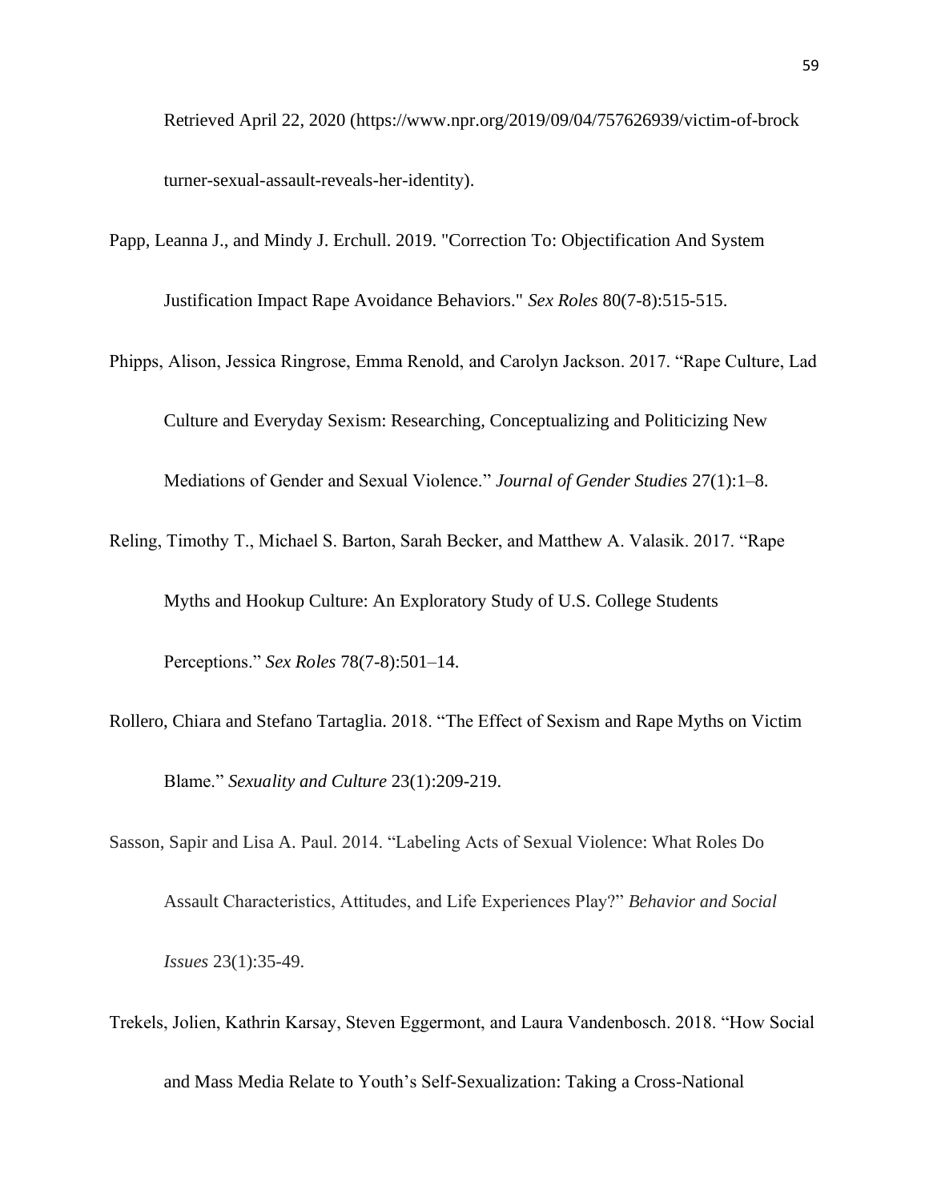Retrieved April 22, 2020 (https://www.npr.org/2019/09/04/757626939/victim-of-brock turner-sexual-assault-reveals-her-identity).

Papp, Leanna J., and Mindy J. Erchull. 2019. "Correction To: Objectification And System Justification Impact Rape Avoidance Behaviors." *Sex Roles* 80(7-8):515-515.

Phipps, Alison, Jessica Ringrose, Emma Renold, and Carolyn Jackson. 2017. "Rape Culture, Lad Culture and Everyday Sexism: Researching, Conceptualizing and Politicizing New Mediations of Gender and Sexual Violence." *Journal of Gender Studies* 27(1):1–8.

Reling, Timothy T., Michael S. Barton, Sarah Becker, and Matthew A. Valasik. 2017. "Rape Myths and Hookup Culture: An Exploratory Study of U.S. College Students Perceptions." *Sex Roles* 78(7-8):501–14.

Rollero, Chiara and Stefano Tartaglia. 2018. "The Effect of Sexism and Rape Myths on Victim Blame." *Sexuality and Culture* 23(1):209-219.

Sasson, Sapir and Lisa A. Paul. 2014. "Labeling Acts of Sexual Violence: What Roles Do Assault Characteristics, Attitudes, and Life Experiences Play?" *Behavior and Social Issues* 23(1):35-49.

Trekels, Jolien, Kathrin Karsay, Steven Eggermont, and Laura Vandenbosch. 2018. "How Social and Mass Media Relate to Youth's Self-Sexualization: Taking a Cross-National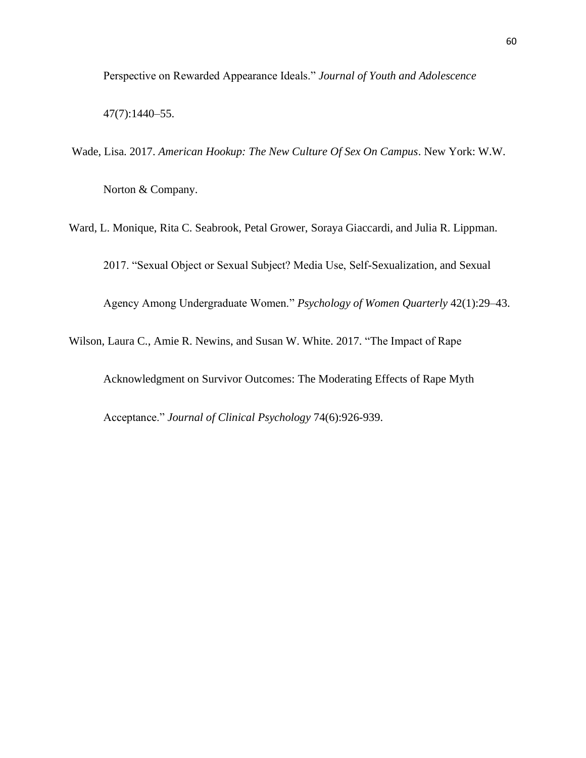Perspective on Rewarded Appearance Ideals." *Journal of Youth and Adolescence* 47(7):1440–55.

Wade, Lisa. 2017. *American Hookup: The New Culture Of Sex On Campus*. New York: W.W. Norton & Company.

Ward, L. Monique, Rita C. Seabrook, Petal Grower, Soraya Giaccardi, and Julia R. Lippman. 2017. "Sexual Object or Sexual Subject? Media Use, Self-Sexualization, and Sexual Agency Among Undergraduate Women." *Psychology of Women Quarterly* 42(1):29–43.

Wilson, Laura C., Amie R. Newins, and Susan W. White. 2017. "The Impact of Rape Acknowledgment on Survivor Outcomes: The Moderating Effects of Rape Myth Acceptance." *Journal of Clinical Psychology* 74(6):926-939.